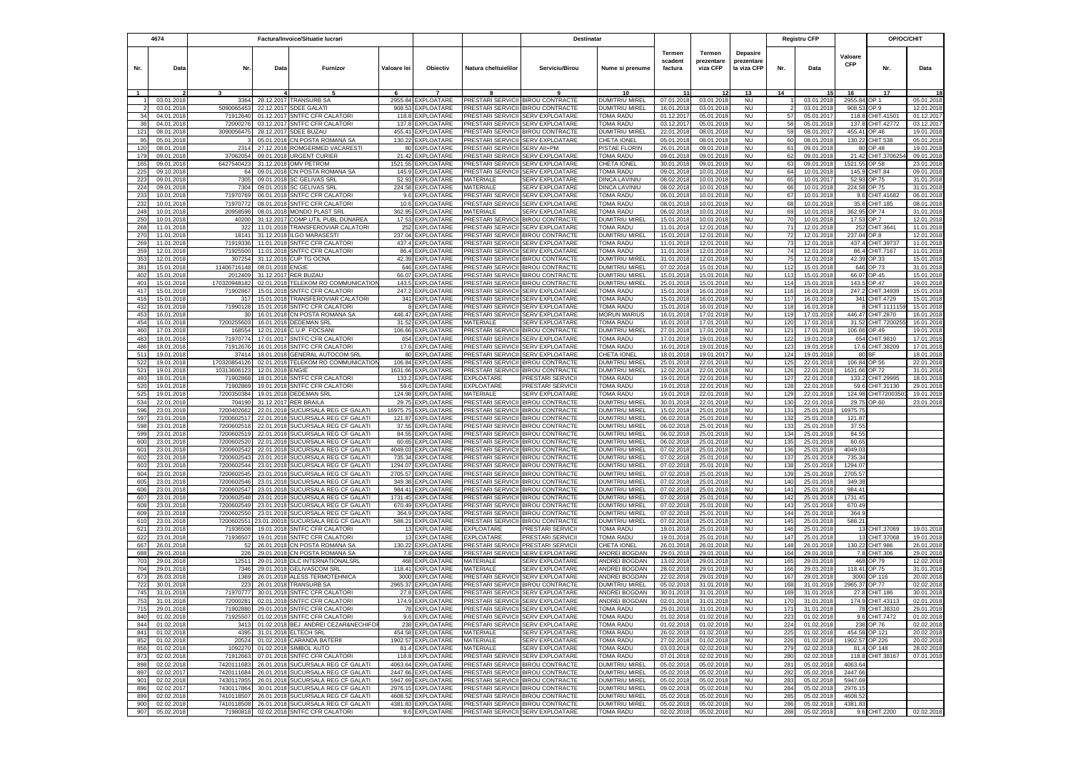| 4674 | | Factura/Invoice/Situatie lucrari | | | | | | Destinatar | | | | | | Registru CFP | | | OP/OC/CHIT | |
|---|---|---|---|---|---|---|---|---|---|---|---|---|---|---|---|---|---|---|
| Nr. | Data | Nr. | Data | Furnizor | Valoare lei | Obiectiv | Natura cheltuielilor | Serviciu/Birou | Nume si prenume | Termen scadent factura | Termen prezentare viza CFP | Depasire prezentare la viza CFP | Nr. | Data | Valoare CFP | Nr. | Data |
| 1 | 2 | 3 | 4 | 5 | 6 | 7 | 8 | 9 | 10 | 11 | 12 | 13 | 14 | 15 | 16 | 17 | 18 |
| 1 | 03.01.2018 | 3364 | 28.12.2017 | TRANSURB SA | 2955.84 | EXPLOATARE | PRESTARI SERVICII | BIROU CONTRACTE | DUMITRIU MIREL | 07.01.2018 | 03.01.2018 | NU | 1 | 03.01.2018 | 2955.84 | OP.1 | 05.01.2018 |
| 2 | 03.01.2018 | 5090065453 | 22.12.2017 | SDEE GALATI | 908.53 | EXPLOATARE | PRESTARI SERVICII | BIROU CONTRACTE | DUMITRIU MIREL | 16.01.2018 | 03.01.2018 | NU | 2 | 03.01.2018 | 908.53 | OP.9 | 12.01.2018 |
| 34 | 04.01.2018 | 71912640 | 01.12.2017 | SNTFC CFR CALATORI | 118.8 | EXPLOATARE | PRESTARI SERVICII | SERV EXPLOATARE | TOMA RADU | 01.12.2017 | 05.01.2018 | NU | 57 | 05.01.2017 | 118.8 | CHIT.41501 | 01.12.2017 |
| 36 | 04.01.2018 | 72000276 | 03.12.2017 | SNTFC CFR CALATORI | 137.8 | EXPLOATARE | PRESTARI SERVICII | SERV EXPLOATARE | TOMA RADU | 03.12.2017 | 05.01.2018 | NU | 58 | 05.01.2018 | 137.8 | CHIT.42772 | 03.12.2017 |
| 121 | 08.01.2018 | 3090056475 | 28.12.2017 | SDEE BUZAU | 455.41 | EXPLOATARE | PRESTARI SERVICII | BIROU CONTRACTE | DUMITRIU MIREL | 22.01.2018 | 08.01.2018 | NU | 59 | 08.01.2017 | 455.41 | OP.46 | 19.01.2018 |
| 95 | 05.01.2018 | 3 | 05.01.2018 | CN POSTA ROMANA SA | 130.22 | EXPLOATARE | PRESTARI SERVICII | SERV EXPLOATARE | CHETA IONEL | 05.01.2018 | 08.01.2018 | NU | 60 | 08.01.2018 | 130.22 | CHIT.538 | 05.01.2018 |
| 120 | 08.01.2018 | 2314 | 27.12.2018 | ROMGERMED VACARESTI | 80 | EXPLOATARE | PRESTARI SERVICII | SERV AII+PM | PISTAE FLORIN | 26.01.2018 | 09.01.2018 | NU | 61 | 09.01.2018 | 80 | OP.48 | 19.01.2018 |
| 179 | 09.01.2018 | 37062054 | 09.01.2018 | URGENT CURIER | 21.42 | EXPLOATARE | PRESTARI SERVICII | SERV EXPLOATARE | TOMA RADU | 09.01.2018 | 09.01.2018 | NU | 62 | 09.01.2018 | 21.42 | CHIT.3706254 | 09.01.2018 |
| 165 | 09.01.2018 | 6427540423 | 31.12.2018 | OMV PETROM | 1521.55 | EXPLOATARE | PRESTARI SERVICII | SERV EXPLOATARE | CHETA IONEL | 30.01.2018 | 09.01.2018 | NU | 63 | 09.01.2018 | 1521.55 | OP.58 | 23.01.2018 |
| 225 | 09.10.2018 | 84 | 09.01.2018 | CN POSTA ROMANA SA | 145.9 | EXPLOATARE | PRESTARI SERVICII | SERV EXPLOATARE | TOMA RADU | 09.01.2018 | 10.01.2018 | NU | 64 | 10.01.2018 | 145.9 | CHIT.84 | 09.01.2018 |
| 223 | 09.01.2018 | 7305 | 09.01.2018 | SC GELIVAS SRL | 52.93 | EXPLOATARE | MATERIALE | SERV EXPLOATARE | DINCA LAVINIU | 08.02.2018 | 10.01.2018 | NU | 65 | 10.01.2017 | 52.93 | OP.75 | 31.01.2018 |
| 224 | 09.01.2018 | 7304 | 09.01.2018 | SC GELIVAS SRL | 224.58 | EXPLOATARE | MATERIALE | SERV EXPLOATARE | DINCA LAVINIU | 08.02.2018 | 10.01.2018 | NU | 66 | 10.01.2018 | 224.58 | OP.75 | 31.01.2018 |
| 233 | 10.01.2018 | 71970769 | 06.01.2018 | SNTFC CFR CALATORI | 9.6 | EXPLOATARE | PRESTARI SERVICII | SERV EXPLOATARE | TOMA RADU | 06.01.2018 | 10.01.2018 | NU | 67 | 10.01.2018 | 9.6 | CHIT.41682 | 06.01.2018 |
| 232 | 10.01.2018 | 71970772 | 08.01.2018 | SNTFC CFR CALATORI | 10.6 | EXPLOATARE | PRESTARI SERVICII | SERV EXPLOATARE | TOMA RADU | 08.01.2018 | 10.01.2018 | NU | 68 | 10.01.2018 | 35.8 | CHIT.185 | 08.01.2018 |
| 248 | 10.01.2018 | 20958598 | 08.01.2018 | MONDO PLAST SRL | 362.95 | EXPLOATARE | MATERIALE | SERV EXPLOATARE | TOMA RADU | 06.02.2018 | 10.01.2018 | NU | 69 | 10.01.2018 | 362.95 | OP.74 | 31.01.2018 |
| 250 | 10.01.2018 | 40200 | 31.12.2017 | COMP.UTIL PUBL DUNAREA | 17.53 | EXPLOATARE | PRESTARI SERVICII | BIROU CONTRACTE | DUMITRIU MIREL | 15.01.2018 | 10.01.2018 | NU | 70 | 10.01.2018 | 17.53 | OP.7 | 12.01.2018 |
| 268 | 11.01.2018 | 322 | 11.01.2018 | TRANSFEROVIAR CALATORI | 252 | EXPLOATARE | PRESTARI SERVICII | SERV EXPLOATARE | TOMA RADU | 11.01.2018 | 12.01.2018 | NU | 71 | 12.01.2018 | 252 | CHIT.3641 | 11.01.2018 |
| 270 | 11.01.2018 | 18141 | 31.12.2018 | ILGO MARASESTI | 237.04 | EXPLOATARE | PRESTARI SERVICII | BIROU CONTRACTE | DUMITRIU MIREL | 15.01.2018 | 12.01.2018 | NU | 72 | 12.01.2018 | 237.04 | OP.8 | 12.01.2018 |
| 269 | 11.01.2018 | 71919336 | 11.01.2018 | SNTFC CFR CALATORI | 437.4 | EXPLOATARE | PRESTARI SERVICII | SERV EXPLOATARE | TOMA RADU | 11.01.2018 | 12.01.2018 | NU | 73 | 12.01.2018 | 437.4 | CHIT.39737 | 11.01.2018 |
| 359 | 12.01.2018 | 71925500 | 11.01.2018 | SNTFC CFR CALATORI | 86.4 | EXPLOATARE | PRESTARI SERVICII | SERV EXPLOATARE | TOMA RADU | 11.01.2018 | 12.01.2018 | NU | 74 | 12.01.2018 | 86.4 | CHIT.7167 | 11.01.2018 |
| 353 | 12.01.2018 | 307254 | 31.12.2018 | CUP TG OCNA | 42.39 | EXPLOATARE | PRESTARI SERVICII | BIROU CONTRACTE | DUMITRIU MIREL | 31.01.2018 | 12.01.2018 | NU | 75 | 12.01.2018 | 42.39 | OP.33 | 15.01.2018 |
| 381 | 15.01.2018 | 11406716148 | 08.01.2018 | ENGIE | 646 | EXPLOATARE | PRESTARI SERVICII | BIROU CONTRACTE | DUMITRIU MIREL | 07.02.2018 | 15.01.2018 | NU | 112 | 15.01.2018 | 646 | OP.73 | 31.01.2018 |
| 402 | 15.01.2018 | 2012409 | 31.12.2017 | RER BUZAU | 66.07 | EXPLOATARE | PRESTARI SERVICII | BIROU CONTRACTE | DUMITRIU MIREL | 15.01.2018 | 15.01.2018 | NU | 113 | 15.01.2018 | 66.07 | OP.45 | 15.01.2018 |
| 401 | 15.01.2018 | 170320948182 | 02.01.2018 | TELEKOM RO COMMUNICATION | 143.5 | EXPLOATARE | PRESTARI SERVICII | BIROU CONTRACTE | DUMITRIU MIREL | 25.01.2018 | 15.01.2018 | NU | 114 | 15.01.2018 | 143.5 | OP.47 | 19.01.2018 |
| 417 | 15.01.2018 | 71902867 | 15.01.2018 | SNTFC CFR CALATORI | 247.2 | EXPLOATARE | PRESTARI SERVICII | SERV EXPLOATARE | TOMA RADU | 15.01.2018 | 16.01.2018 | NU | 116 | 16.01.2018 | 247.2 | CHIT.34939 | 15.01.2018 |
| 416 | 15.01.2018 | 317 | 15.01.2018 | TRANSFEROVIAR CALATORI | 341 | EXPLOATARE | PRESTARI SERVICII | SERV EXPLOATARE | TOMA RADU | 15.01.2018 | 16.01.2018 | NU | 117 | 16.01.2018 | 341 | CHIT.4729 | 15.01.2018 |
| 432 | 16.01.2018 | 71990128 | 15.01.2018 | SNTFC CFR CALATORI | 8 | EXPLOATARE | PRESTARI SERVICII | SERV EXPLOATARE | TOMA RADU | 15.01.2018 | 16.01.2018 | NU | 118 | 16.01.2018 | 8 | CHIT.1111159 | 15.01.2018 |
| 453 | 16.01.2018 | 30 | 16.01.2018 | CN POSTA ROMANA SA | 446.47 | EXPLOATARE | PRESTARI SERVICII | SERV EXPLOATARE | MORUN MARIUS | 16.01.2018 | 17.01.2018 | NU | 119 | 17.01.2018 | 446.47 | CHIT.2870 | 16.01.2018 |
| 454 | 16.01.2018 | 7200255603 | 16.01.2018 | DEDEMAN SRL | 31.52 | EXPLOATARE | MATERIALE | SERV EXPLOATARE | TOMA RADU | 16.01.2018 | 17.01.2018 | NU | 120 | 17.01.2018 | 31.52 | CHIT.7200255 | 16.01.2018 |
| 460 | 17.01.2018 | 168554 | 12.01.2018 | C.U.P. FOCSANI | 106.66 | EXPLOATARE | PRESTARI SERVICII | BIROU CONTRACTE | DUMITRIU MIREL | 27.01.2018 | 17.01.2018 | NU | 121 | 17.01.2018 | 106.66 | OP.49 | 19.01.2018 |
| 483 | 18.01.2018 | 71970774 | 17.01.2017 | SNTFC CFR CALATORI | 654 | EXPLOATARE | PRESTARI SERVICII | SERV EXPLOATARE | TOMA RADU | 17.01.2018 | 19.01.2018 | NU | 122 | 19.01.2018 | 654 | CHIT.9810 | 17.01.2018 |
| 486 | 18.01.2018 | 71912676 | 16.01.2018 | SNTFC CFR CALATORI | 17.6 | EXPLOATARE | PRESTARI SERVICII | SERV EXPLOATARE | TOMA RADU | 16.01.2018 | 19.01.2018 | NU | 123 | 19.01.2018 | 17.6 | CHIT.38209 | 17.01.2018 |
| 511 | 19.01.2018 | 37414 | 18.01.2018 | GENERAL AUTOCOM SRL | 80 | EXPLOATARE | PRESTARI SERVICII | SERV EXPLOATARE | CHETA IONEL | 18.01.2018 | 19.01.2017 | NU | 124 | 19.01.2018 | 80 | BF | 18.01.2018 |
| 522 | 19.01.2018 | 170320854126 | 02.01.2018 | TELEKOM RO COMMUNICATION | 106.84 | EXPLOATARE | PRESTARI SERVICII | BIROU CONTRACTE | DUMITRIU MIREL | 25.01.2018 | 22.01.2018 | NU | 125 | 22.01.2018 | 106.84 | OP.56 | 22.01.2018 |
| 521 | 19.01.2018 | 10313606123 | 12.01.2018 | ENGIE | 1631.66 | EXPLOATARE | PRESTARI SERVICII | BIROU CONTRACTE | DUMITRIU MIREL | 12.02.2018 | 22.01.2018 | NU | 126 | 22.01.2018 | 1631.66 | OP.72 | 31.01.2018 |
| 493 | 18.01.2018 | 71902868 | 18.01.2018 | SNTFC CFR CALATORI | 133.2 | EXPLOATARE | EXPLOATARE | PRESTARI SERVICII | TOMA RADU | 19.01.2018 | 22.01.2018 | NU | 127 | 22.01.2018 | 133.2 | CHIT.29995 | 18.01.2018 |
| 520 | 19.01.2018 | 71902869 | 19.01.2018 | SNTFC CFR CALATORI | 59.6 | EXPLOATARE | EXPLOATARE | PRESTARI SERVICII | TOMA RADU | 19.01.2018 | 22.01.2018 | NU | 128 | 22.01.2018 | 59.6 | CHIT.31130 | 29.01.2018 |
| 525 | 19.01.2018 | 7200350384 | 19.01.2018 | DEDEMAN SRL | 124.96 | EXPLOATARE | MATERIALE | SERV EXPLOATARE | TOMA RADU | 19.01.2018 | 22.01.2018 | NU | 129 | 22.01.2018 | 124.96 | CHIT72003503 | 19.01.2018 |
| 534 | 22.01.2018 | 704190 | 31.12.2017 | RER BRAILA | 29.75 | EXPLOATARE | PRESTARI SERVICII | BIROU CONTRACTE | DUMITRIU MIREL | 30.01.2018 | 22.01.2018 | NU | 130 | 22.01.2018 | 29.75 | OP.60 | 23.01.2018 |
| 596 | 23.01.2018 | 7200402662 | 22.01.2018 | SUCURSALA REG CF GALATI | 16975.75 | EXPLOATARE | PRESTARI SERVICII | BIROU CONTRACTE | DUMITRIU MIREL | 15.02.2018 | 25.01.2018 | NU | 131 | 25.01.2018 | 16975.75 | | |
| 597 | 23.01.2018 | 7200602517 | 22.01.2018 | SUCURSALA REG CF GALATI | 121.87 | EXPLOATARE | PRESTARI SERVICII | BIROU CONTRACTE | DUMITRIU MIREL | 06.02.2018 | 25.01.2018 | NU | 132 | 25.01.2018 | 121.87 | | |
| 598 | 23.01.2018 | 7200602518 | 22.01.2018 | SUCURSALA REG CF GALATI | 37.55 | EXPLOATARE | PRESTARI SERVICII | BIROU CONTRACTE | DUMITRIU MIREL | 06.02.2018 | 25.01.2018 | NU | 133 | 25.01.2018 | 37.55 | | |
| 599 | 23.01.2018 | 7200602519 | 22.01.2018 | SUCURSALA REG CF GALATI | 84.55 | EXPLOATARE | PRESTARI SERVICII | BIROU CONTRACTE | DUMITRIU MIREL | 06.02.2018 | 25.01.2018 | NU | 134 | 25.01.2018 | 84.55 | | |
| 600 | 23.01.2018 | 7200602520 | 22.01.2018 | SUCURSALA REG CF GALATI | 60.65 | EXPLOATARE | PRESTARI SERVICII | BIROU CONTRACTE | DUMITRIU MIREL | 06.02.2018 | 25.01.2018 | NU | 135 | 25.01.2018 | 60.65 | | |
| 601 | 23.01.2018 | 7200602542 | 22.01.2018 | SUCURSALA REG CF GALATI | 4049.03 | EXPLOATARE | PRESTARI SERVICII | BIROU CONTRACTE | DUMITRIU MIREL | 07.02.2018 | 25.01.2018 | NU | 136 | 25.01.2018 | 4049.03 | | |
| 602 | 23.01.2018 | 7200602543 | 23.01.2018 | SUCURSALA REG CF GALATI | 735.34 | EXPLOATARE | PRESTARI SERVICII | BIROU CONTRACTE | DUMITRIU MIREL | 07.02.2018 | 25.01.2018 | NU | 137 | 25.01.2018 | 735.34 | | |
| 603 | 23.01.2018 | 7200602544 | 23.01.2018 | SUCURSALA REG CF GALATI | 1294.07 | EXPLOATARE | PRESTARI SERVICII | BIROU CONTRACTE | DUMITRIU MIREL | 07.02.2018 | 25.01.2018 | NU | 138 | 25.01.2018 | 1294.07 | | |
| 604 | 23.01.2018 | 7200602545 | 23.01.2018 | SUCURSALA REG CF GALATI | 2705.57 | EXPLOATARE | PRESTARI SERVICII | BIROU CONTRACTE | DUMITRIU MIREL | 07.02.2018 | 25.01.2018 | NU | 139 | 25.01.2018 | 2705.57 | | |
| 605 | 23.01.2018 | 7200602546 | 23.01.2018 | SUCURSALA REG CF GALATI | 349.38 | EXPLOATARE | PRESTARI SERVICII | BIROU CONTRACTE | DUMITRIU MIREL | 07.02.2018 | 25.01.2018 | NU | 140 | 25.01.2018 | 349.38 | | |
| 606 | 23.01.2018 | 7200602547 | 23.01.2018 | SUCURSALA REG CF GALATI | 984.41 | EXPLOATARE | PRESTARI SERVICII | BIROU CONTRACTE | DUMITRIU MIREL | 07.02.2018 | 25.01.2018 | NU | 141 | 25.01.2018 | 984.41 | | |
| 607 | 23.01.2018 | 7200602548 | 23.01.2018 | SUCURSALA REG CF GALATI | 1731.45 | EXPLOATARE | PRESTARI SERVICII | BIROU CONTRACTE | DUMITRIU MIREL | 07.02.2018 | 25.01.2018 | NU | 142 | 25.01.2018 | 1731.45 | | |
| 608 | 23.01.2018 | 7200602549 | 23.01.2018 | SUCURSALA REG CF GALATI | 670.49 | EXPLOATARE | PRESTARI SERVICII | BIROU CONTRACTE | DUMITRIU MIREL | 07.02.2018 | 25.01.2018 | NU | 143 | 25.01.2018 | 670.49 | | |
| 609 | 23.01.2018 | 7200602550 | 23.01.2018 | SUCURSALA REG CF GALATI | 364.9 | EXPLOATARE | PRESTARI SERVICII | BIROU CONTRACTE | DUMITRIU MIREL | 07.02.2018 | 25.01.2018 | NU | 144 | 25.01.2018 | 364.9 | | |
| 610 | 23.01.2018 | 7200602551 | 23.01.20018 | SUCURSALA REG CF GALATI | 588.21 | EXPLOATARE | PRESTARI SERVICII | BIROU CONTRACTE | DUMITRIU MIREL | 07.02.2018 | 25.01.2018 | NU | 145 | 25.01.2018 | 588.21 | | |
| 621 | 23.01.2018 | 71936506 | 19.01.2018 | SNTFC CFR CALATORI | 13 | EXPLOATARE | EXPLOATARE | PRESTARI SERVICII | TOMA RADU | 19.01.2018 | 25.01.2018 | NU | 146 | 25.01.2018 | 13 | CHIT.37069 | 19.01.2018 |
| 622 | 23.01.2018 | 71936507 | 19.01.2018 | SNTFC CFR CALATORI | 13 | EXPLOATARE | EXPLOATARE | PRESTARI SERVICII | TOMA RADU | 19.01.2018 | 25.01.2018 | NU | 147 | 25.01.2018 | 13 | CHIT.37068 | 19.01.2018 |
| 667 | 26.01.2018 | 52 | 26.01.2018 | CN POSTA ROMANA SA | 130.22 | EXPLOATARE | PRESTARI SERVICII | PRESTARI SERVICII | CHETA IONEL | 26.01.2018 | 26.01.2018 | NU | 148 | 26.01.2018 | 130.22 | CHIT.986 | 26.01.2018 |
| 688 | 29.01.2018 | 226 | 29.01.2018 | CN POSTA ROMANA SA | 7.8 | EXPLOATARE | PRESTARI SERVICII | SERV EXPLOATARE | ANDREI BOGDAN | 29.01.2018 | 29.01.2018 | NU | 164 | 29.01.2018 | 7.8 | CHIT.306 | 29.01.2018 |
| 703 | 29.01.2018 | 12511 | 29.01.2018 | DLC INTERNATIONALSRL | 468 | EXPLOATARE | MATERIALE | SERV EXPLOATARE | ANDREI BOGDAN | 13.02.2018 | 29.01.2018 | NU | 165 | 29.01.2018 | 468 | OP.79 | 12.02.2018 |
| 704 | 29.01.2018 | 7346 | 29.01.2018 | GELIVASCOM SRL | 118.41 | EXPLOATARE | MATERIALE | SERV EXPLOATARE | ANDREI BOGDAN | 28.02.2018 | 29.01.2018 | NU | 166 | 29.01.2018 | 118.41 | OP.75 | 31.01.2018 |
| 673 | 26.03.2018 | 1369 | 26.01.2018 | ALESS TERMOTEHNICA | 3000 | EXPLOATARE | PRESTARI SERVICII | SERV EXPLOATARE | ANDREI BOGDAN | 22.02.2018 | 29.01.2018 | NU | 167 | 29.01.2018 | 3000 | OP.116 | 20.02.2018 |
| 722 | 30.01.2018 | 223 | 26.01.2018 | TRANSURB SA | 2965.37 | EXPLOATARE | PRESTARI SERVICII | BIROU CONTRACTE | DUMITRIU MIREL | 05.02.2018 | 31.01.2018 | NU | 168 | 31.01.2018 | 2965.37 | OP.77 | 02.02.2018 |
| 745 | 31.01.2018 | 71970777 | 30.01.2018 | SNTFC CFR CALATORI | 27.8 | EXPLOATARE | PRESTARI SERVICII | SERV EXPLOATARE | ANDREI BOGDAN | 30.01.2018 | 31.01.2018 | NU | 169 | 31.01.2018 | 27.8 | CHIT.186 | 30.01.2018 |
| 753 | 31.01.2018 | 72000281 | 02.01.2018 | SNTFC CFR CALATORI | 174.9 | EXPLOATARE | PRESTARI SERVICII | SERV EXPLOATARE | ANDREI BOGDAN | 02.01.2018 | 31.01.2018 | NU | 170 | 31.01.2018 | 174.9 | CHIT.43113 | 02.01.2018 |
| 715 | 29.01.2018 | 71902880 | 29.01.2018 | SNTFC CFR CALATORI | 78 | EXPLOATARE | PRESTARI SERVICII | SERV EXPLOATARE | TOMA RADU | 29.01.2018 | 31.01.2018 | NU | 171 | 31.01.2018 | 78 | CHIT.38310 | 29.01.2018 |
| 840 | 01.02.2018 | 71925507 | 01.02.2018 | SNTFC CFR CALATORI | 9.6 | EXPLOATARE | PRESTARI SERVICII | SERV EXPLOATARE | TOMA RADU | 01.02.2018 | 01.02.2018 | NU | 223 | 01.02.2018 | 9.6 | CHIT.7472 | 01.02.2018 |
| 844 | 01.02.2018 | 3413 | 01.02.2018 | BEJ ANDREI CEZAR&NECHIFOR | 238 | EXPLOATARE | PRESTARI SERVICII | SERV EXPLOATARE | TOMA RADU | 01.02.2018 | 01.02.2018 | NU | 224 | 01.02.2018 | 238 | OP.76 | 02.02.2018 |
| 841 | 01.02.2018 | 4395 | 31.01.2018 | ELTECH SRL | 454.58 | EXPLOATARE | MATERIALE | SERV EXPLOATARE | TOMA RADU | 26.02.2018 | 01.02.2018 | NU | 225 | 01.02.2018 | 454.58 | OP.121 | 20.02.2018 |
| 852 | 01.02.2018 | 20524 | 01.02.2018 | CARANDA BATERII | 1902.57 | EXPLOATARE | MATERIALE | SERV EXPLOATARE | TOMA RADU | 27.02.2018 | 01.02.2018 | NU | 226 | 01.02.2018 | 1902.57 | OP.126 | 20.02.2018 |
| 856 | 01.02.2018 | 1092270 | 01.02.2018 | SIMBOL AUTO | 81.4 | EXPLOATARE | MATERIALE | SERV EXPLOATARE | TOMA RADU | 03.03.2018 | 02.02.2018 | NU | 279 | 02.02.2018 | 81.4 | OP.148 | 28.02.2018 |
| 873 | 02.02.2018 | 71912663 | 07.01.2018 | SNTFC CFR CALATORI | 118.8 | EXPLOATARE | PRESTARI SERVICII | SERV EXPLOATARE | TOMA RADU | 07.01.2018 | 02.02.2018 | NU | 280 | 02.02.2018 | 118.8 | CHIT.38167 | 07.01.2018 |
| 898 | 02.02.2018 | 7420111683 | 26.01.2018 | SUCURSALA REG CF GALATI | 4063.64 | EXPLOATARE | PRESTARI SERVICII | BIROU CONTRACTE | DUMITRIU MIREL | 05.02.2018 | 05.02.2018 | NU | 281 | 05.02.2018 | 4063.64 | | |
| 897 | 02.02.2017 | 7420111684 | 26.01.2018 | SUCURSALA REG CF GALATI | 2447.66 | EXPLOATARE | PRESTARI SERVICII | BIROU CONTRACTE | DUMITRIU MIREL | 05.02.2018 | 05.02.2018 | NU | 282 | 05.02.2018 | 2447.66 | | |
| 901 | 02.02.2018 | 7430117855 | 26.01.2018 | SUCURSALA REG CF GALATI | 5947.69 | EXPLOATARE | PRESTARI SERVICII | BIROU CONTRACTE | DUMITRIU MIREL | 05.02.2018 | 05.02.2018 | NU | 283 | 05.02.2018 | 5947.69 | | |
| 896 | 02.02.2017 | 7430117864 | 30.01.2018 | SUCURSALA REG CF GALATI | 2976.15 | EXPLOATARE | PRESTARI SERVICII | BIROU CONTRACTE | DUMITRIU MIREL | 09.02.2018 | 05.02.2018 | NU | 284 | 05.02.2018 | 2976.15 | | |
| 899 | 02.02.2018 | 7410118507 | 26.01.2018 | SUCURSALA REG CF GALATI | 4608.52 | EXPLOATARE | PRESTARI SERVICII | BIROU CONTRACTE | DUMITRIU MIREL | 05.02.2018 | 05.02.2018 | NU | 285 | 05.02.2018 | 4608.52 | | |
| 900 | 02.02.2018 | 7410118508 | 26.01.2018 | SUCURSALA REG CF GALATI | 4381.83 | EXPLOATARE | PRESTARI SERVICII | BIROU CONTRACTE | DUMITRIU MIREL | 05.02.2018 | 05.02.2018 | NU | 286 | 05.02.2018 | 4381.83 | | |
| 907 | 05.02.2018 | 71980818 | 02.02.2018 | SNTFC CFR CALATORI | 9.6 | EXPLOATARE | PRESTARI SERVICII | SERV EXPLOATARE | TOMA RADU | 02.02.2018 | 05.02.2018 | NU | 288 | 05.02.2018 | 9.6 | CHIT.2200 | 02.02.2018 |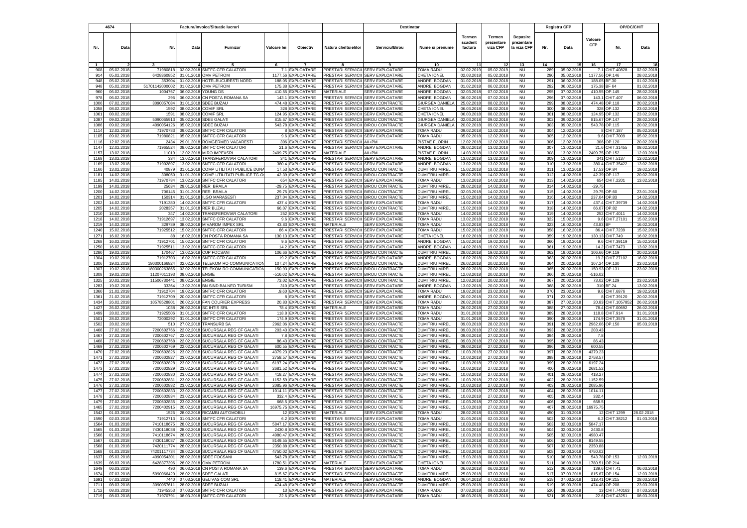| 4674 | | Factura/Invoice/Situatie lucrari | | | | | | Destinatar | | | | | | Registru CFP | | | OP/OC/CHIT | |
|---|---|---|---|---|---|---|---|---|---|---|---|---|---|---|---|---|---|---|
| Nr. | Data | Nr. | Data | Furnizor | Valoare lei | Obiectiv | Natura cheltuielilor | Serviciu/Birou | Nume si prenume | Termen scadent factura | Termen prezentare viza CFP | Depasire prezentare la viza CFP | Nr. | Data | Valoare CFP | Nr. | Data |
| 1 | 2 | 3 | 4 | 5 | 6 | 7 | 8 | 9 | 10 | 11 | 12 | 13 | 14 | 15 | 16 | 17 | 18 |
| 908 | 05.02.2018 | 71980818 | 02.02.2018 | SNTFC CFR CALATORI | 7.1 | EXPLOATARE | PRESTARI SERVICII | SERV EXPLOATARE | TOMA RADU | 02.02.2019 | 05.02.2019 | NU | 289 | 05.02.2018 | 7.1 | CHIT.40828 | 02.02.2018 |
| 914 | 05.02.2018 | 6428360852 | 31.01.2018 | OMV PETROM | 1177.56 | EXPLOATARE | PRESTARI SERVICII | SERV EXPLOATARE | CHETA IONEL | 02.03.2018 | 05.02.2018 | NU | 290 | 05.02.2018 | 1177.56 | OP.146 | 28.02.2018 |
| 948 | 05.02.2018 | 353904 | 01.02.2018 | HOTELBUCURESTI NORD | 188.05 | EXPLOATARE | PRESTARI SERVICII | SERV EXPLOATARE | ANDREI BOGDAN | 01.02.2018 | 06.02.2018 | NU | 291 | 06.02.2018 | 188.05 | BF.30 | 01.02.2018 |
| 948 | 05.02.2018 | 51701142000002 | 01.02.2018 | OMV PETROM | 175.36 | EXPLOATARE | PRESTARI SERVICII | SERV EXPLOATARE | ANDREI BOGDAN | 01.02.2018 | 06.02.2018 | NU | 292 | 06.02.2018 | 175.36 | BF 64 | 01.02.2018 |
| 960 | 06.02.2018 | 1004767 | 06.02.2018 | YOUNG DS | 410.55 | EXPLOATARE | MATERIALE | SERV EXPLOATARE | ANDREI BOGDAN | 02.03.2018 | 07.02.2018 | NU | 295 | 07.02.2018 | 410.55 | OP.145 | 28.02.2018 |
| 978 | 06.02.2018 | 296 | 06.02.2018 | CN POSTA ROMANA SA | 143.1 | EXPLOATARE | PRESTARI SERVICII | SERV EXPLOATARE | ANDREI BOGDAN | 06.02.2018 | 07.02.2018 | NU | 296 | 07.02.2018 | 143.1 | CHIT.407 | 06.02.2018 |
| 1006 | 07.02.2018 | 3090057084 | 31.01.2018 | SDEE BUZAU | 474.48 | EXPLOATARE | PRESTARI SERVICII | BIROU CONTRACTE | GIURGEA DANIELA | 25.02.2018 | 08.02.2018 | NU | 299 | 08.02.2018 | 474.48 | OP.118 | 20.02.2018 |
| 1058 | 08.02.2018 | 1592 | 08.02.2018 | COMIF SRL | 328 | EXPLOATARE | PRESTARI SERVICII | SERV EXPLOATARE | CHETA IONEL | 06.03.2018 | 08.02.2018 | NU | 300 | 08.02.2018 | 328 | OP.132 | 23.02.2018 |
| 1061 | 08.02.2018 | 1591 | 08.02.2018 | COMIF SRL | 124.95 | EXPLOATARE | PRESTARI SERVICII | SERV EXPLOATARE | CHETA IONEL | 06.03.2018 | 08.02.2018 | NU | 301 | 08.02.2018 | 124.95 | OP.132 | 23.02.2018 |
| 1087 | 09.02.2018 | 5090065913 | 05.02.2018 | SDEE GALATI | 815.67 | EXPLOATARE | PRESTARI SERVICII | BIROU CONTRACTE | GIURGEA DANIELA | 02.03.2018 | 09.02.2018 | NU | 302 | 09.02.2018 | 815.67 | OP.147 | 28.02.2018 |
| 1086 | 09.02.2018 | 4090054126 | 05.02.2018 | SDEE BUZAU | 543.78 | EXPLOATARE | PRESTARI SERVICII | BIROU CONTRACTE | GIURGEA DANIELA | 20.02.2018 | 09.02.2018 | NU | 303 | 09.02.2018 | 543.78 | OP.115 | 20.02.2018 |
| 1114 | 12.02.2018 | 71970783 | 09.02.2018 | SNTFC CFR CALATORI | 8 | EXPLOATARE | PRESTARI SERVICII | SERV EXPLOATARE | TOMA RADU | 09.02.2018 | 12.02.2018 | NU | 304 | 12.02.2018 | 8 | CHIT.187 | 05.02.2018 |
| 1105 | 09.02.2018 | 71980821 | 05.02.2018 | SNTFC CFR CALATORI | 9.6 | EXPLOATARE | PRESTARI SERVICII | SERV EXPLOATARE | TOMA RADU | 05.02.2018 | 12.02.2018 | NU | 305 | 12.02.2018 | 9.6 | CHIT.7009 | 05.02.2018 |
| 1116 | 12.02.2018 | 2434 | 29.01.2018 | ROMGERMED VACARESTI | 306 | EXPLOATARE | PRESTARI SERVICII | AII+PM | PISTAE FLORIN | 12.02.2018 | 12.02.2018 | NU | 306 | 12.02.2018 | 306 | OP.120 | 20.02.2018 |
| 1147 | 12.02.2018 | 71965524 | 08.02.2018 | SNTFC CFR CALATORI | 21.6 | EXPLOATARE | PRESTARI SERVICII | SERV EXPLOATARE | ANDREI BOGDAN | 08.02.2018 | 13.02.2018 | NU | 307 | 13.02.2018 | 21.6 | CHIT.31455 | 08.02.2018 |
| 1157 | 13.02.2018 | 11019 | 12.02.2018 | MIRO IMPEXSRL | 2409.75 | EXPLOATARE | MATERIALE | AII+PM | PISTAE FLORIN | 14.03.2018 | 13.02.2018 | NU | 308 | 13.02.2018 | 2409.75 | OP.152 | 12.03.2018 |
| 1168 | 13.02.2018 | 334 | 13.02.2018 | TRANSFEROVIAR CALATORI | 341 | EXPLOATARE | PRESTARI SERVICII | SERV EXPLOATARE | ANDREI BOGDAN | 13.02.2018 | 13.02.2018 | NU | 309 | 13.02.2018 | 341 | CHIT.5137 | 13.02.2018 |
| 1169 | 13.02.2018 | 71902897 | 13.02.2018 | SNTFC CFR CALATORI | 380.4 | EXPLOATARE | PRESTARI SERVICII | SERV EXPLOATARE | ANDREI BOGDAN | 13.02.2018 | 13.02.2018 | NU | 310 | 13.02.2018 | 380.4 | CHIT.35422 | 13.02.2018 |
| 1160 | 13.02.2018 | 40879 | 31.01.2018 | COMP UTILITATI PUBLICE DUNA | 17.53 | EXPLOATARE | PRESTARI SERVICII | BIROU CONTRACTE | DUMITRIU MIREL | 15.02.2018 | 13.02.2018 | NU | 311 | 13.02.2018 | 17.53 | OP.84 | 19.02.2018 |
| 1181 | 14.02.2018 | 308050 | 31.01.2018 | COMP UTILITATI PUBLICE TG.O | 42.39 | EXPLOATARE | PRESTARI SERVICII | BIROU CONTRACTE | DUMITRIU MIREL | 28.02.2018 | 14.02.2018 | NU | 312 | 14.02.2018 | 42.39 | OP.117 | 20.02.2018 |
| 1185 | 14.02.2018 | 71970784 | 13.02.2018 | SNTFC CFR CALATORI | 654 | EXPLOATARE | PRESTARI SERVICII | SERV EXPLOATARE | TOMA RADU | 13.02.2018 | 14.02.2018 | NU | 313 | 14.02.2018 | 654 | CHIT.2201 | 13.02.2018 |
| 1199 | 14.02.2018 | 25634 | 29.01.2018 | RER BRAILA | -29.75 | EXPLOATARE | PRESTARI SERVICII | BIROU CONTRACTE | DUMITRIU MIREL | 28.02.2018 | 14.02.2018 | NU | 314 | 14.02.2018 | -29.75 | | |
| 1200 | 14.02.2018 | 706145 | 31.01.2018 | RER BRAILA | 29.75 | EXPLOATARE | PRESTARI SERVICII | BIROU CONTRACTE | DUMITRIU MIREL | 02.03.2018 | 14.02.2018 | NU | 315 | 14.02.2018 | 29.75 | OP.60 | 23.01.2018 |
| 1201 | 14.02.2018 | 150314 | 31.01.2018 | ILGO MARASESTI | 237.04 | EXPLOATARE | PRESTARI SERVICII | BIROU CONTRACTE | DUMITRIU MIREL | 15.02.2018 | 14.02.2018 | NU | 316 | 14.02.2018 | 237.04 | OP.83 | 14.02.2018 |
| 1202 | 14.02.2018 | 7191380 | 14.02.2018 | SNTFC CFR CALATORI | 437.4 | EXPLOATARE | PRESTARI SERVICII | SERV EXPLOATARE | TOMA RADU | 14.02.2018 | 14.02.2018 | NU | 317 | 14.02.2018 | 437.4 | CHIT.39739 | 14.02.2018 |
| 1205 | 14.02.2018 | 2028357 | 31.01.2018 | RER BUZAU | 66.07 | EXPLOATARE | PRESTARI SERVICII | BIROU CONTRACTE | DUMITRIU MIREL | 15.02.2018 | 14.02.2018 | NU | 318 | 14.02.2018 | 66.07 | OP.82 | 14.02.2018 |
| 1210 | 14.02.2018 | 347 | 14.02.2018 | TRANSFEROVIAR CALATORI | 252 | EXPLOATARE | PRESTARI SERVICII | SERV EXPLOATARE | TOMA RADU | 14.02.2018 | 14.02.2018 | NU | 319 | 14.02.2018 | 252 | CHIT.4011 | 14.02.2018 |
| 1218 | 14.02.2018 | 71912697 | 13.02.2018 | SNTFC CFR CALATORI | 9.6 | EXPLOATARE | PRESTARI SERVICII | SERV EXPLOATARE | TOMA RADU | 13.02.2018 | 15.02.2018 | NU | 322 | 15.02.2018 | 9.6 | CHIT.27101 | 15.02.2018 |
| 1219 | 14.02.2018 | 329789 | 08.02.2018 | MIVAROM IMPEX SRL | 43.83 | EXPLOATARE | MATERIALE | SERV EXPLOATARE | TOMA RADU | 15.02.2018 | 16.02.2018 | NU | 323 | 16.02.2018 | 43.83 | BF | 16.02.2018 |
| 1240 | 15.02.2018 | 71925512 | 15.02.2018 | SNTFC CFR CALATORI | 86.4 | EXPLOATARE | PRESTARI SERVICII | SERV EXPLOATARE | TOMA RADU | 15.02.2018 | 16.02.2018 | NU | 358 | 16.02.2018 | 86.4 | CHIT.7239 | 15.02.2018 |
| 1271 | 16.02.2018 | 88 | 16.02.2018 | CN POSTA ROMANA SA | 130.13 | EXPLOATARE | PRESTARI SERVICII | SERV EXPLOATARE | CHETA IONEL | 16.02.2018 | 19.02.2018 | NU | 359 | 19.02.2018 | 130.13 | CHIT.749 | 16.02.2018 |
| 1268 | 16.02.2018 | 71912701 | 15.02.2018 | SNTFC CFR CALATORI | 9.6 | EXPLOATARE | PRESTARI SERVICII | SERV EXPLOATARE | ANDREI BOGDAN | 15.02.2018 | 19.02.2018 | NU | 360 | 19.02.2018 | 9.6 | CHIT.39119 | 15.02.2018 |
| 1250 | 16.02.2018 | 71925511 | 13.02.2018 | SNTFC CFR CALATORI | 14.2 | EXPLOATARE | PRESTARI SERVICII | SERV EXPLOATARE | ANDREI BOGDAN | 14.02.2018 | 19.02.2018 | NU | 361 | 19.02.2018 | 14.2 | CHIT.7473 | 13.02.2018 |
| 1280 | 19.02.2018 | 170467 | 13.02.2018 | CUP FOCSANI | 106.66 | EXPLOATARE | PRESTARI SERVICII | BIROU CONTRACTE | DUMITRIU MIREL | 28.02.2018 | 19.02.2018 | NU | 362 | 19.02.2018 | 106.66 | OP.119 | 20.02.2018 |
| 1304 | 19.02.2018 | 71912703 | 16.02.2018 | SNTFC CFR CALATORI | 19.2 | EXPLOATARE | PRESTARI SERVICII | SERV EXPLOATARE | ANDREI BOGDAN | 16.02.2018 | 20.02.2018 | NU | 363 | 20.02.2018 | 19.2 | CHIT.27102 | 16.02.2018 |
| 1306 | 19.02.2018 | 180300166824 | 02.02.2018 | TELEKOM RO COMMUNICATION | 107.24 | EXPLOATARE | PRESTARI SERVICII | BIROU CONTRACTE | DUMITRIU MIREL | 26.02.2018 | 20.02.2018 | NU | 364 | 20.02.2018 | 107.24 | OP.130 | 23.02.2018 |
| 1307 | 19.02.2018 | 180300263865 | 02.02.2018 | TELEKOM RO COMMUNICATION | 150.93 | EXPLOATARE | PRESTARI SERVICII | BIROU CONTRACTE | DUMITRIU MIREL | 26.02.2018 | 20.02.2018 | NU | 365 | 20.02.2018 | 150.93 | OP.131 | 23.02.2018 |
| 1308 | 19.02.2018 | 11207011193 | 08.02.2018 | ENGIE | -516.02 | EXPLOATARE | PRESTARI SERVICII | BIROU CONTRACTE | DUMITRIU MIREL | 12.03.2018 | 20.02.2018 | NU | 366 | 20.02.2018 | -516.02 | | |
| 1325 | 20.02.2018 | 11506730441 | 08.02.2018 | ENGIE | 73.02 | EXPLOATARE | PRESTARI SERVICII | BIROU CONTRACTE | DUMITRIU MIREL | 12.03.2018 | 20.02.2018 | NU | 367 | 20.02.2018 | 73.02 | OP.129 | 23.02.2018 |
| 1283 | 19.02.2018 | 33364 | 13.02.2018 | BN SIND BALNEO TURISM | 310 | EXPLOATARE | PRESTARI SERVICII | SERV EXPLOATARE | ANDREI BOGDAN | 13.02.2018 | 20.02.2018 | NU | 368 | 20.02.2018 | 310 | BF.24 | 13.02.2018 |
| 1360 | 21.02.2018 | 71912704 | 19.02.2018 | SNTFC CFR CALATORI | 9.60 | EXPLOATARE | PRESTARI SERVICII | SERV EXPLOATARE | TOMA RADU | 19.02.2018 | 23.02.2018 | NU | 370 | 23.02.2018 | 9.6 | CHIT.6876 | 19.02.2018 |
| 1361 | 21.02.2018 | 71912709 | 20.02.2018 | SNTFC CFR CALATORI | 8 | EXPLOATARE | PRESTARI SERVICII | SERV EXPLOATARE | ANDREI BOGDAN | 20.02.2018 | 23.02.2018 | NU | 371 | 23.02.2018 | 8 | CHIT.39120 | 20.02.2018 |
| 1434 | 26.02.2018 | 10578528801 | 26.02.2018 | FAN COURIER EXPRESS | 20.83 | EXPLOATARE | PRESTARI SERVICII | SERV EXPLOATARE | TOMA RADU | 26.02.2018 | 27.02.2018 | NU | 387 | 27.02.2018 | 20.83 | CHIT.1057852 | 26.02.2018 |
| 1427 | 26.02.2018 | 1038 | 26.02.2018 | SC IHTIS SRL | 78.4 | EXPLOATARE | MATERIALE | SERV EXPLOATARE | TOMA RADU | 26.02.2018 | 27.02.2018 | NU | 388 | 27.02.2018 | 78.4 | CHIT.00692 | 26.02.2018 |
| 1499 | 28.02.2018 | 71925506 | 31.01.2018 | SNTFC CFR CALATORI | 118.8 | EXPLOATARE | PRESTARI SERVICII | SERV EXPLOATARE | TOMA RADU | 31.01.2018 | 28.02.2018 | NU | 389 | 28.02.2018 | 118.8 | CHIT.914 | 31.01.2018 |
| 1501 | 28.02.2018 | 72000292 | 31.01.2018 | SNTFC CFR CALATORI | 174.9 | EXPLOATARE | PRESTARI SERVICII | SERV EXPLOATARE | TOMA RADU | 31.01.2018 | 28.02.2018 | NU | 390 | 28.02.2018 | 174.9 | CHIT,3578 | 31.01.2018 |
| 1502 | 28.02.2018 | 510 | 27.02.2018 | TRANSURB SA | 2962.06 | EXPLOATARE | PRESTARI SERVICII | BIROU CONTRACTE | DUMITRIU MIREL | 09.03.2018 | 28.02.2018 | NU | 391 | 28.02.2018 | 2962.06 | OP.150 | 05.03.2018 |
| 1466 | 27.02.2018 | 7200602766 | 22.02.2018 | SUCURSALA REG CF GALATI | 203.43 | EXPLOATARE | PRESTARI SERVICII | BIROU CONTRACTE | DUMITRIU MIREL | 09.03.2018 | 27.02.2018 | NU | 393 | 28.02.2018 | 203.43 | | |
| 1467 | 27.02.2018 | 7200602767 | 22.02.2018 | SUCURSALA REG CF GALATI | 7.8 | EXPLOATARE | PRESTARI SERVICII | BIROU CONTRACTE | DUMITRIU MIREL | 09.03.2018 | 27.02.2018 | NU | 394 | 28.02.2018 | 7.8 | | |
| 1468 | 27.02.2018 | 7200602768 | 22.02.2018 | SUCURSALA REG CF GALATI | 86.43 | EXPLOATARE | PRESTARI SERVICII | BIROU CONTRACTE | DUMITRIU MIREL | 09.03.2018 | 27.02.2018 | NU | 395 | 28.02.2018 | 86.43 | | |
| 1469 | 27.02.2018 | 7200602769 | 22.02.2018 | SUCURSALA REG CF GALATI | 600.55 | EXPLOATARE | PRESTARI SERVICII | BIROU CONTRACTE | DUMITRIU MIREL | 09.03.2018 | 27.02.2018 | NU | 396 | 28.02.2018 | 600.55 | | |
| 1470 | 27.02.2018 | 7200602826 | 23.02.2018 | SUCURSALA REG CF GALATI | 4379.23 | EXPLOATARE | PRESTARI SERVICII | BIROU CONTRACTE | DUMITRIU MIREL | 10.03.2018 | 27.02.2018 | NU | 397 | 28.02.2018 | 4379.23 | | |
| 1471 | 27.02.2018 | 7200602827 | 23.02.2018 | SUCURSALA REG CF GALATI | 2758.57 | EXPLOATARE | PRESTARI SERVICII | BIROU CONTRACTE | DUMITRIU MIREL | 10.03.2018 | 27.02.2018 | NU | 398 | 28.02.2018 | 2758.57 | | |
| 1472 | 27.02.2018 | 7200602828 | 23.02.2018 | SUCURSALA REG CF GALATI | 6197.24 | EXPLOATARE | PRESTARI SERVICII | BIROU CONTRACTE | DUMITRIU MIREL | 10.03.2018 | 27.02.2018 | NU | 399 | 28.02.2018 | 6197.24 | | |
| 1473 | 27.02.2018 | 7200602829 | 23.02.2018 | SUCURSALA REG CF GALATI | 2681.52 | EXPLOATARE | PRESTARI SERVICII | BIROU CONTRACTE | DUMITRIU MIREL | 10.03.2018 | 27.02.2018 | NU | 400 | 28.02.2018 | 2681.52 | | |
| 1474 | 27.02.2018 | 7200602830 | 23.02.2018 | SUCURSALA REG CF GALATI | 418.27 | EXPLOATARE | PRESTARI SERVICII | BIROU CONTRACTE | DUMITRIU MIREL | 10.03.2018 | 27.02.2018 | NU | 401 | 28.02.2018 | 418.27 | | |
| 1475 | 27.02.2018 | 7200602831 | 23.02.2018 | SUCURSALA REG CF GALATI | 1152.59 | EXPLOATARE | PRESTARI SERVICII | BIROU CONTRACTE | DUMITRIU MIREL | 10.03.2018 | 27.02.2018 | NU | 402 | 28.02.2018 | 1152.59 | | |
| 1476 | 27.02.2018 | 7200602832 | 23.02.2018 | SUCURSALA REG CF GALATI | 2085.96 | EXPLOATARE | PRESTARI SERVICII | BIROU CONTRACTE | DUMITRIU MIREL | 10.03.2018 | 27.02.2018 | NU | 403 | 28.02.2018 | 2085.96 | | |
| 1477 | 27.02.2018 | 7200602833 | 23.02.2018 | SUCURSALA REG CF GALATI | 1014.11 | EXPLOATARE | PRESTARI SERVICII | BIROU CONTRACTE | DUMITRIU MIREL | 10.03.2018 | 27.02.2018 | NU | 404 | 28.02.2018 | 1014.11 | | |
| 1478 | 27.02.2018 | 7200602834 | 23.02.2018 | SUCURSALA REG CF GALATI | 332.4 | EXPLOATARE | PRESTARI SERVICII | BIROU CONTRACTE | DUMITRIU MIREL | 10.03.2018 | 27.02.2018 | NU | 405 | 28.02.2018 | 332.4 | | |
| 1479 | 27.02.2018 | 7200602835 | 23.02.2018 | SUCURSALA REG CF GALATI | 668.5 | EXPLOATARE | PRESTARI SERVICII | BIROU CONTRACTE | DUMITRIU MIREL | 10.03.2018 | 27.02.2018 | NU | 406 | 28.02.2018 | 668.5 | | |
| 1465 | 27.02.2018 | 7200402915 | 20.02.2018 | SUCURSALA REG CF GALATI | 16975.75 | EXPLOATARE | PRESTARI SERVICII | BIROU CONTRACTE | DUMITRIU MIREL | 15.03.2018 | 27.02.2018 | NU | 407 | 28.02.2018 | 16975.75 | | |
| 1542 | 01.03.2018 | 1526 | 28.02.2018 | RICAMBI AUTOMOBILI | 12 | EXPLOATARE | MATERIALE | SERV EXPLOATARE | TOMA RADU | 28.02.2018 | 01.03.2018 | NU | 450 | 01.03.2018 | 12 | CHIT 1299 | 28.02.2018 |
| 1590 | 02.03.2018 | 71912713 | 01.03.2018 | SNTFC CFR CALATORI | 6.2 | EXPLOATARE | PRESTARI SERVICII | SERV EXPLOATARE | TOMA RADU | 01.03.2018 | 02.03.2018 | NU | 502 | 02.03.2018 | 6.2 | CHIT.38212 | 01.03.2018 |
| 1564 | 01.03.2018 | 7410118675 | 28.02.2018 | SUCURSALA REG CF GALATI | 5847.17 | EXPLOATARE | PRESTARI SERVICII | BIROU CONTRACTE | DUMITRIU MIREL | 10.03.2018 | 02.03.2018 | NU | 503 | 02.03.2018 | 5847.17 | | |
| 1565 | 01.03.2018 | 7430118038 | 28.02.2018 | SUCURSALA REG CF GALATI | 2430.8 | EXPLOATARE | PRESTARI SERVICII | BIROU CONTRACTE | DUMITRIU MIREL | 10.03.2018 | 02.03.2018 | NU | 504 | 02.03.2018 | 2430.8 | | |
| 1566 | 01.03.2018 | 7410118674 | 28.02.2018 | SUCURSALA REG CF GALATI | 4980.47 | EXPLOATARE | PRESTARI SERVICII | BIROU CONTRACTE | DUMITRIU MIREL | 10.03.2018 | 02.03.2018 | NU | 505 | 02.03.2018 | 4980.47 | | |
| 1567 | 01.03.2018 | 7430118037 | 28.02.2018 | SUCURSALA REG CF GALATI | 8149.55 | EXPLOATARE | PRESTARI SERVICII | BIROU CONTRACTE | DUMITRIU MIREL | 10.03.2018 | 02.03.2018 | NU | 506 | 02.03.2018 | 8149.55 | | |
| 1568 | 01.03.2018 | 7420111774 | 28.02.2018 | SUCURSALA REG CF GALATI | 2350.88 | EXPLOATARE | PRESTARI SERVICII | BIROU CONTRACTE | DUMITRIU MIREL | 10.03.2018 | 02.03.2018 | NU | 507 | 02.03.2018 | 2350.88 | | |
| 1568 | 01.03.2018 | 74201117734 | 28.02.2018 | SUCURSALA REG CF GALATI | 4750.02 | EXPLOATARE | PRESTARI SERVICII | BIROU CONTRACTE | DUMITRIU MIREL | 10.03.2018 | 02.03.2018 | NU | 508 | 02.03.2018 | 4750.02 | | |
| 1637 | 05.03.2018 | 4090054301 | 28.02.2018 | SDEE FOCSANI | 543.78 | EXPLOATARE | PRESTARI SERVICII | BIROU CONTRACTE | DUMITRIU MIREL | 15.03.2018 | 06.03.2018 | NU | 510 | 06.03.2018 | 543.78 | OP.153 | 12.03.2018 |
| 1639 | 06.03.2018 | 6428377396 | 28.02.2018 | OMV PETROM | 1780.51 | EXPLOATARE | MATERIALE | SERV EXPLOATARE | CHETA IONEL | 30.03.2018 | 06.03.2018 | NU | 511 | 06.03.2018 | 1780.51 | OP.214 | |
| 1649 | 06.03.2018 | 490 | 06.03.2018 | CN POSTA ROMANA SA | 139.6 | EXPLOATARE | PRESTARI SERVICII | SERV EXPLOATARE | TOMA RADU | 06.03.2018 | 06.03.2018 | NU | 512 | 06.03.2018 | 139.6 | CHIT.41 | 06.03.2018 |
| 1674 | 07.03.2018 | 5090066420 | 28.02.2018 | SDEE GALATI | 815.67 | EXPLOATARE | PRESTARI SERVICII | BIROU CONTRACTE | DUMITRIU MIREL | 25.03.2018 | 07.03.2018 | NU | 517 | 07.03.2018 | 815.67 | OP.154 | 12.03.2018 |
| 1691 | 07.03.2018 | 7440 | 07.03.2018 | GELIVAS COM SRL | 118.41 | EXPLOATARE | MATERIALE | SERV EXPLOATARE | ANDREI BOGDAN | 06.04.2018 | 07.03.2018 | NU | 518 | 07.03.2018 | 118.41 | OP.215 | 28.03.2018 |
| 1711 | 08.03.2018 | 3090057611 | 28.02.2018 | SDEE BUZAU | 474.48 | EXPLOATARE | PRESTARI SERVICII | BIROU CONTRACTE | DUMITRIU MIREL | 25.03.2018 | 09.03.2018 | NU | 519 | 09.03.2018 | 474.48 | OP.208 | 23.03.2018 |
| 1712 | 08.03.2018 | 71945353 | 07.03.2018 | SNTFC CFR CALATORI | 13 | EXPLOATARE | PRESTARI SERVICII | SERV EXPLOATARE | TOMA RADU | 07.03.2018 | 09.03.2018 | NU | 520 | 09.03.2018 | 13 | CHIT.740163 | 07.03.2018 |
| 1719 | 08.03.2018 | 71970791 | 08.03.2018 | SNTFC CFR CALATORI | 22.6 | EXPLOATARE | PRESTARI SERVICII | SERV EXPLOATARE | TOMA RADU | 08.03.2018 | 09.03.2018 | NU | 521 | 09.03.2018 | 22.6 | CHIT.43251 | 08.03.2018 |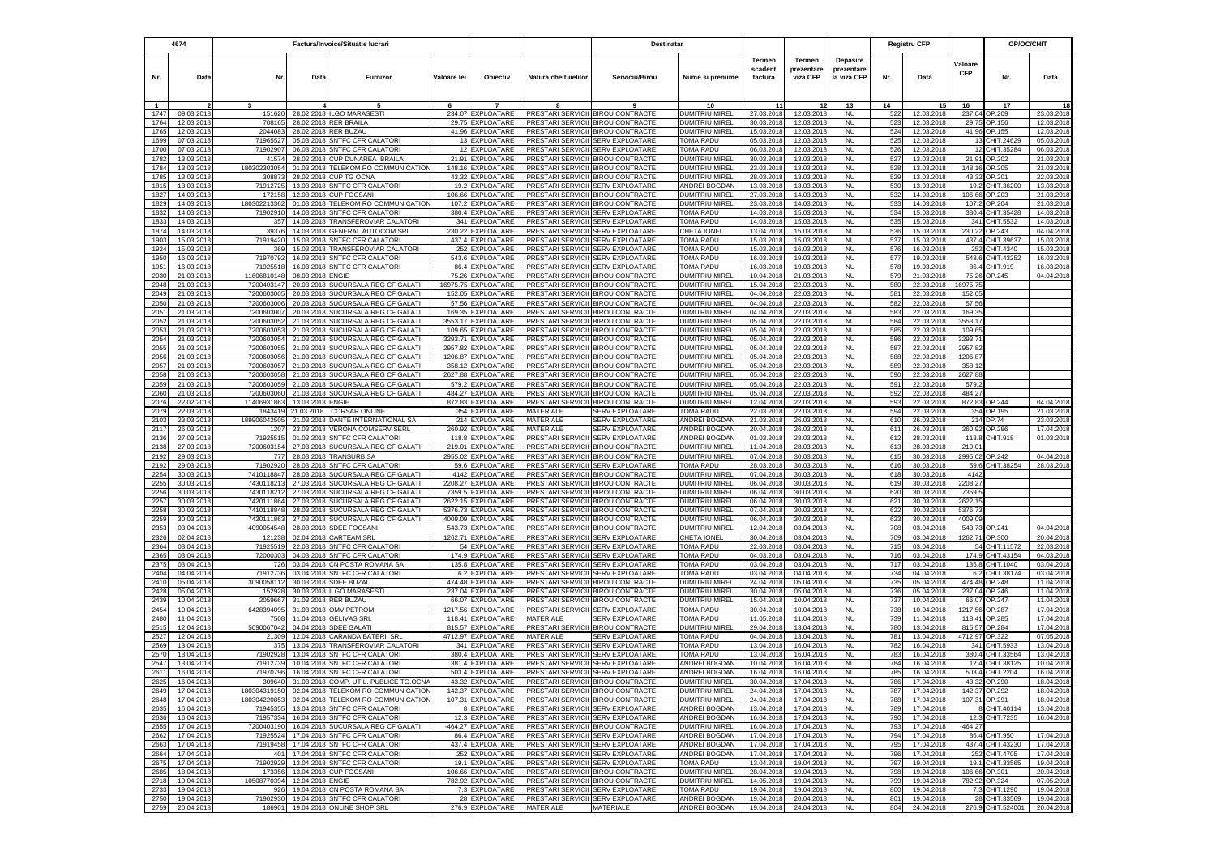| 4674 | | Factura/Invoice/Situatie lucrari | | | | | Destinatar | | | | | | Registru CFP | | | OP/OC/CHIT | |
|---|---|---|---|---|---|---|---|---|---|---|---|---|---|---|---|---|---|
| Nr. | Data | Nr. | Data | Furnizor | Valoare lei | Obiectiv | Natura cheltuielilor | Serviciu/Birou | Nume si prenume | Termen scadent factura | Termen prezentare viza CFP | Depasire prezentare la viza CFP | Nr. | Data | Valoare CFP | Nr. | Data |
| 1 | 2 | 3 | 4 | 5 | 6 | 7 | 8 | 9 | 10 | 11 | 12 | 13 | 14 | 15 | 16 | 17 | 18 |
| 1747 | 09.03.2018 | 151620 | 28.02.2018 | ILGO MARASESTI | 234.07 | EXPLOATARE | PRESTARI SERVICII | BIROU CONTRACTE | DUMITRIU MIREL | 27.03.2018 | 12.03.2018 | NU | 522 | 12.03.2018 | 237.04 | OP.209 | 23.03.2018 |
| 1764 | 12.03.2018 | 708165 | 28.02.2018 | RER BRAILA | 29.75 | EXPLOATARE | PRESTARI SERVICII | BIROU CONTRACTE | DUMITRIU MIREL | 30.03.2018 | 12.03.2018 | NU | 523 | 12.03.2018 | 29.75 | OP.156 | 12.03.2018 |
| 1765 | 12.03.2018 | 2044083 | 28.02.2018 | RER BUZAU | 41.96 | EXPLOATARE | PRESTARI SERVICII | BIROU CONTRACTE | DUMITRIU MIREL | 15.03.2018 | 12.03.2018 | NU | 524 | 12.03.2018 | 41.96 | OP.155 | 12.03.2018 |
| 1699 | 07.03.2018 | 71965527 | 05.03.2018 | SNTFC CFR CALATORI | 13 | EXPLOATARE | PRESTARI SERVICII | SERV EXPLOATARE | TOMA RADU | 05.03.2018 | 12.03.2018 | NU | 525 | 12.03.2018 | 13 | CHIT.24629 | 05.03.2018 |
| 1700 | 07.03.2018 | 71902907 | 06.03.2018 | SNTFC CFR CALATORI | 12 | EXPLOATARE | PRESTARI SERVICII | SERV EXPLOATARE | TOMA RADU | 06.03.2018 | 12.03.2018 | NU | 526 | 12.03.2018 | 12 | CHIT.35284 | 06.03.2018 |
| 1782 | 13.03.2018 | 41574 | 28.02.2018 | CUP DUNAREA BRAILA | 21.91 | EXPLOATARE | PRESTARI SERVICII | BIROU CONTRACTE | DUMITRIU MIREL | 30.03.2018 | 13.03.2018 | NU | 527 | 13.03.2018 | 21.91 | OP.202 | 21.03.2018 |
| 1784 | 13.03.2018 | 180302303054 | 01.03.2018 | TELEKOM RO COMMUNICATION | 148.16 | EXPLOATARE | PRESTARI SERVICII | BIROU CONTRACTE | DUMITRIU MIREL | 23.03.2018 | 13.03.2018 | NU | 528 | 13.03.2018 | 148.16 | OP.205 | 21.03.2018 |
| 1785 | 13.03.2018 | 308873 | 28.02.2018 | CUP TG OCNA | 43.32 | EXPLOATARE | PRESTARI SERVICII | BIROU CONTRACTE | DUMITRIU MIREL | 28.03.2018 | 13.03.2018 | NU | 529 | 13.03.2018 | 43.32 | OP.201 | 22.03.2018 |
| 1815 | 13.03.2018 | 71912725 | 13.03.2018 | SNTFC CFR CALATORI | 19.2 | EXPLOATARE | PRESTARI SERVICII | SERV EXPLOATARE | ANDREI BOGDAN | 13.03.2018 | 13.03.2018 | NU | 530 | 13.03.2018 | 19.2 | CHIT.36200 | 13.03.2018 |
| 1827 | 14.03.2018 | 172158 | 12.03.2018 | CUP FOCSANI | 106.66 | EXPLOATARE | PRESTARI SERVICII | BIROU CONTRACTE | DUMITRIU MIREL | 27.03.2018 | 14.03.2018 | NU | 532 | 14.03.2018 | 106.66 | OP.203 | 21.03.2018 |
| 1829 | 14.03.2018 | 180302213362 | 01.03.2018 | TELEKOM RO COMMUNICATION | 107.2 | EXPLOATARE | PRESTARI SERVICII | BIROU CONTRACTE | DUMITRIU MIREL | 23.03.2018 | 14.03.2018 | NU | 533 | 14.03.2018 | 107.2 | OP.204 | 21.03.2018 |
| 1832 | 14.03.2018 | 71902910 | 14.03.2018 | SNTFC CFR CALATORI | 380.4 | EXPLOATARE | PRESTARI SERVICII | SERV EXPLOATARE | TOMA RADU | 14.03.2018 | 15.03.2018 | NU | 534 | 15.03.2018 | 380.4 | CHIT.35428 | 14.03.2018 |
| 1833 | 14.03.2018 | 357 | 14.03.2018 | TRANSFEROVIAR CALATORI | 341 | EXPLOATARE | PRESTARI SERVICII | SERV EXPLOATARE | TOMA RADU | 14.03.2018 | 15.03.2018 | NU | 535 | 15.03.2018 | 341 | CHIT.5532 | 14.03.2018 |
| 1874 | 14.03.2018 | 39376 | 14.03.2018 | GENERAL AUTOCOM SRL | 230.22 | EXPLOATARE | PRESTARI SERVICII | SERV EXPLOATARE | CHETA IONEL | 13.04.2018 | 15.03.2018 | NU | 536 | 15.03.2018 | 230.22 | OP.243 | 04.04.2018 |
| 1903 | 15.03.2018 | 71919420 | 15.03.2018 | SNTFC CFR CALATORI | 437.4 | EXPLOATARE | PRESTARI SERVICII | SERV EXPLOATARE | TOMA RADU | 15.03.2018 | 15.03.2018 | NU | 537 | 15.03.2018 | 437.4 | CHIT.39637 | 15.03.2018 |
| 1924 | 15.03.2018 | 369 | 15.03.2018 | TRANSFEROVIAR CALATORI | 252 | EXPLOATARE | PRESTARI SERVICII | SERV EXPLOATARE | TOMA RADU | 15.03.2018 | 16.03.2018 | NU | 576 | 16.03.2018 | 252 | CHIT.4340 | 15.03.2018 |
| 1950 | 16.03.2018 | 71970792 | 16.03.2018 | SNTFC CFR CALATORI | 543.6 | EXPLOATARE | PRESTARI SERVICII | SERV EXPLOATARE | TOMA RADU | 16.03.2018 | 19.03.2018 | NU | 577 | 19.03.2018 | 543.6 | CHIT.43252 | 16.03.2018 |
| 1951 | 16.03.2018 | 71925518 | 16.03.2018 | SNTFC CFR CALATORI | 86.4 | EXPLOATARE | PRESTARI SERVICII | SERV EXPLOATARE | TOMA RADU | 16.03.2018 | 19.03.2018 | NU | 578 | 19.03.2018 | 86.4 | CHIT.919 | 16.03.2018 |
| 2030 | 21.03.2018 | 11606810148 | 08.03.2018 | ENGIE | 75.26 | EXPLOATARE | PRESTARI SERVICII | BIROU CONTRACTE | DUMITRIU MIREL | 10.04.2018 | 21.03.2018 | NU | 579 | 21.03.2018 | 75.26 | OP.245 | 04.04.2018 |
| 2048 | 21.03.2018 | 7200403147 | 20.03.2018 | SUCURSALA REG CF GALATI | 16975.75 | EXPLOATARE | PRESTARI SERVICII | BIROU CONTRACTE | DUMITRIU MIREL | 15.04.2018 | 22.03.2018 | NU | 580 | 22.03.2018 | 16975.75 | | |
| 2049 | 21.03.2018 | 7200603005 | 20.03.2018 | SUCURSALA REG CF GALATI | 152.05 | EXPLOATARE | PRESTARI SERVICII | BIROU CONTRACTE | DUMITRIU MIREL | 04.04.2018 | 22.03.2018 | NU | 581 | 22.03.2018 | 152.05 | | |
| 2050 | 21.03.2018 | 7200603006 | 20.03.2018 | SUCURSALA REG CF GALATI | 57.56 | EXPLOATARE | PRESTARI SERVICII | BIROU CONTRACTE | DUMITRIU MIREL | 04.04.2018 | 22.03.2018 | NU | 582 | 22.03.2018 | 57.56 | | |
| 2051 | 21.03.2018 | 7200603007 | 20.03.2018 | SUCURSALA REG CF GALATI | 169.35 | EXPLOATARE | PRESTARI SERVICII | BIROU CONTRACTE | DUMITRIU MIREL | 04.04.2018 | 22.03.2018 | NU | 583 | 22.03.2018 | 169.35 | | |
| 2052 | 21.03.2018 | 7200603052 | 21.03.2018 | SUCURSALA REG CF GALATI | 3553.17 | EXPLOATARE | PRESTARI SERVICII | BIROU CONTRACTE | DUMITRIU MIREL | 05.04.2018 | 22.03.2018 | NU | 584 | 22.03.2018 | 3553.17 | | |
| 2053 | 21.03.2018 | 7200603053 | 21.03.2018 | SUCURSALA REG CF GALATI | 109.65 | EXPLOATARE | PRESTARI SERVICII | BIROU CONTRACTE | DUMITRIU MIREL | 05.04.2018 | 22.03.2018 | NU | 585 | 22.03.2018 | 109.65 | | |
| 2054 | 21.03.2018 | 7200603054 | 21.03.2018 | SUCURSALA REG CF GALATI | 3293.71 | EXPLOATARE | PRESTARI SERVICII | BIROU CONTRACTE | DUMITRIU MIREL | 05.04.2018 | 22.03.2018 | NU | 586 | 22.03.2018 | 3293.71 | | |
| 2055 | 21.03.2018 | 7200603055 | 21.03.2018 | SUCURSALA REG CF GALATI | 2957.82 | EXPLOATARE | PRESTARI SERVICII | BIROU CONTRACTE | DUMITRIU MIREL | 05.04.2018 | 22.03.2018 | NU | 587 | 22.03.2018 | 2957.82 | | |
| 2056 | 21.03.2018 | 7200603056 | 21.03.2018 | SUCURSALA REG CF GALATI | 1206.87 | EXPLOATARE | PRESTARI SERVICII | BIROU CONTRACTE | DUMITRIU MIREL | 05.04.2018 | 22.03.2018 | NU | 588 | 22.03.2018 | 1206.87 | | |
| 2057 | 21.03.2018 | 7200603057 | 21.03.2018 | SUCURSALA REG CF GALATI | 358.12 | EXPLOATARE | PRESTARI SERVICII | BIROU CONTRACTE | DUMITRIU MIREL | 05.04.2018 | 22.03.2018 | NU | 589 | 22.03.2018 | 358.12 | | |
| 2058 | 21.03.2018 | 7200603058 | 21.03.2018 | SUCURSALA REG CF GALATI | 2627.88 | EXPLOATARE | PRESTARI SERVICII | BIROU CONTRACTE | DUMITRIU MIREL | 05.04.2018 | 22.03.2018 | NU | 590 | 22.03.2018 | 2627.88 | | |
| 2059 | 21.03.2018 | 7200603059 | 21.03.2018 | SUCURSALA REG CF GALATI | 579.2 | EXPLOATARE | PRESTARI SERVICII | BIROU CONTRACTE | DUMITRIU MIREL | 05.04.2018 | 22.03.2018 | NU | 591 | 22.03.2018 | 579.2 | | |
| 2060 | 21.03.2018 | 7200603060 | 21.03.2018 | SUCURSALA REG CF GALATI | 484.27 | EXPLOATARE | PRESTARI SERVICII | BIROU CONTRACTE | DUMITRIU MIREL | 05.04.2018 | 22.03.2018 | NU | 592 | 22.03.2018 | 484.27 | | |
| 2076 | 22.02.2018 | 11406931863 | 13.03.2018 | ENGIE | 872.83 | EXPLOATARE | PRESTARI SERVICII | BIROU CONTRACTE | DUMITRIU MIREL | 12.04.2018 | 22.03.2018 | NU | 593 | 22.03.2018 | 872.83 | OP.244 | 04.04.2018 |
| 2079 | 22.03.2018 | 1843419 | 21.03.2018 | CORSAR ONLINE | 354 | EXPLOATARE | MATERIALE | SERV EXPLOATARE | TOMA RADU | 22.03.2018 | 22.03.2018 | NU | 594 | 22.03.2018 | 354 | OP.195 | 21.03.2018 |
| 2103 | 23.03.2018 | 189906042505 | 21.03.2018 | DANTE INTERNATIONAL SA | 214 | EXPLOATARE | MATERIALE | SERV EXPLOATARE | ANDREI BOGDAN | 21.03.2018 | 26.03.2018 | NU | 610 | 26.03.2018 | 214 | OP.74 | 23.03.2018 |
| 2117 | 26.03.2018 | 1207 | 23.03.2018 | VERONA COMSERV SERL | 260.92 | EXPLOATARE | MATERIALE | SERV EXPLOATARE | ANDREI BOGDAN | 20.04.2018 | 26.03.2018 | NU | 611 | 26.03.2018 | 260.92 | OP.286 | 17.04.2018 |
| 2136 | 27.03.2018 | 71925515 | 01.03.2018 | SNTFC CFR CALATORI | 118.8 | EXPLOATARE | PRESTARI SERVICII | SERV EXPLOATARE | ANDREI BOGDAN | 01.03.2018 | 28.03.2018 | NU | 612 | 28.03.2018 | 118.8 | CHIT.918 | 01.03.2018 |
| 2138 | 27.03.2018 | 7200603154 | 27.03.2018 | SUCURSALA REG CF GALATI | 219.01 | EXPLOATARE | PRESTARI SERVICII | BIROU CONTRACTE | DUMITRIU MIREL | 11.04.2018 | 28.03.2018 | NU | 613 | 28.03.2018 | 219.01 | | |
| 2192 | 29.03.2018 | 777 | 28.03.2018 | TRANSURB SA | 2955.02 | EXPLOATARE | PRESTARI SERVICII | BIROU CONTRACTE | DUMITRIU MIREL | 07.04.2018 | 30.03.2018 | NU | 615 | 30.03.2018 | 2995.02 | OP.242 | 04.04.2018 |
| 2192 | 29.03.2018 | 71902920 | 28.03.2018 | SNTFC CFR CALATORI | 59.6 | EXPLOATARE | PRESTARI SERVICII | SERV EXPLOATARE | TOMA RADU | 28.03.2018 | 30.03.2018 | NU | 616 | 30.03.2018 | 59.6 | CHIT.38254 | 28.03.2018 |
| 2254 | 30.03.2018 | 7410118847 | 28.03.2018 | SUCURSALA REG CF GALATI | 4142 | EXPLOATARE | PRESTARI SERVICII | BIROU CONTRACTE | DUMITRIU MIREL | 07.04.2018 | 30.03.2018 | NU | 618 | 30.03.2018 | 4142 | | |
| 2255 | 30.03.2018 | 7430118213 | 27.03.2018 | SUCURSALA REG CF GALATI | 2208.27 | EXPLOATARE | PRESTARI SERVICII | BIROU CONTRACTE | DUMITRIU MIREL | 06.04.2018 | 30.03.2018 | NU | 619 | 30.03.2018 | 2208.27 | | |
| 2256 | 30.03.2018 | 7430118212 | 27.03.2018 | SUCURSALA REG CF GALATI | 7359.5 | EXPLOATARE | PRESTARI SERVICII | BIROU CONTRACTE | DUMITRIU MIREL | 06.04.2018 | 30.03.2018 | NU | 620 | 30.03.2018 | 7359.5 | | |
| 2257 | 30.03.2018 | 7420111864 | 27.03.2018 | SUCURSALA REG CF GALATI | 2622.15 | EXPLOATARE | PRESTARI SERVICII | BIROU CONTRACTE | DUMITRIU MIREL | 06.04.2018 | 30.03.2018 | NU | 621 | 30.03.2018 | 2622.15 | | |
| 2258 | 30.03.2018 | 7410118848 | 28.03.2018 | SUCURSALA REG CF GALATI | 5376.73 | EXPLOATARE | PRESTARI SERVICII | BIROU CONTRACTE | DUMITRIU MIREL | 07.04.2018 | 30.03.2018 | NU | 622 | 30.03.2018 | 5376.73 | | |
| 2259 | 30.03.2018 | 7420111863 | 27.03.2018 | SUCURSALA REG CF GALATI | 4009.09 | EXPLOATARE | PRESTARI SERVICII | BIROU CONTRACTE | DUMITRIU MIREL | 06.04.2018 | 30.03.2018 | NU | 623 | 30.03.2018 | 4009.09 | | |
| 2353 | 03.04.2018 | 4090054548 | 28.03.2018 | SDEE FOCSANI | 543.73 | EXPLOATARE | PRESTARI SERVICII | BIROU CONTRACTE | DUMITRIU MIREL | 12.04.2018 | 03.04.2018 | NU | 708 | 03.04.2018 | 543.73 | OP.241 | 04.04.2018 |
| 2326 | 02.04.2018 | 121238 | 02.04.2018 | CARTEAM SRL | 1262.71 | EXPLOATARE | PRESTARI SERVICII | SERV EXPLOATARE | CHETA IONEL | 30.04.2018 | 03.04.2018 | NU | 709 | 03.04.2018 | 1262.71 | OP.300 | 20.04.2018 |
| 2364 | 03.04.2018 | 71925519 | 22.03.2018 | SNTFC CFR CALATORI | 54 | EXPLOATARE | PRESTARI SERVICII | SERV EXPLOATARE | TOMA RADU | 22.03.2018 | 03.04.2018 | NU | 715 | 03.04.2018 | 54 | CHIT.11572 | 22.03.2018 |
| 2365 | 03.04.2018 | 72002003 | 04.03.2018 | SNTFC CFR CALATORI | 174.9 | EXPLOATARE | PRESTARI SERVICII | SERV EXPLOATARE | TOMA RADU | 04.03.2018 | 03.04.2018 | NU | 716 | 03.04.2018 | 174.9 | CHIT.43154 | 04.03.2018 |
| 2375 | 03.04.2018 | 726 | 03.04.2018 | CN POSTA ROMANA SA | 135.8 | EXPLOATARE | PRESTARI SERVICII | SERV EXPLOATARE | TOMA RADU | 03.04.2018 | 03.04.2018 | NU | 717 | 03.04.2018 | 135.8 | CHIT.1040 | 03.04.2018 |
| 2404 | 04.04.2018 | 71912736 | 03.04.2018 | SNTFC CFR CALATORI | 6.2 | EXPLOATARE | PRESTARI SERVICII | SERV EXPLOATARE | TOMA RADU | 03.04.2018 | 04.04.2018 | NU | 734 | 04.04.2018 | 6.2 | CHIT.38174 | 03.04.2018 |
| 2410 | 05.04.2018 | 3090058112 | 30.03.2018 | SDEE BUZAU | 474.48 | EXPLOATARE | PRESTARI SERVICII | BIROU CONTRACTE | DUMITRIU MIREL | 24.04.2018 | 05.04.2018 | NU | 735 | 05.04.2018 | 474.48 | OP.248 | 11.04.2018 |
| 2428 | 05.04.2018 | 152928 | 30.03.2018 | ILGO MARASESTI | 237.04 | EXPLOATARE | PRESTARI SERVICII | BIROU CONTRACTE | DUMITRIU MIREL | 30.04.2018 | 05.04.2018 | NU | 736 | 05.04.2018 | 237.04 | OP.246 | 11.04.2018 |
| 2439 | 10.04.2018 | 2059667 | 31.03.2018 | RER BUZAU | 66.07 | EXPLOATARE | PRESTARI SERVICII | BIROU CONTRACTE | DUMITRIU MIREL | 15.04.2018 | 10.04.2018 | NU | 737 | 10.04.2018 | 66.07 | OP.247 | 11.04.2018 |
| 2454 | 10.04.2018 | 6428394095 | 31.03.2018 | OMV PETROM | 1217.56 | EXPLOATARE | PRESTARI SERVICII | SERV EXPLOATARE | TOMA RADU | 30.04.2018 | 10.04.2018 | NU | 738 | 10.04.2018 | 1217.56 | OP.287 | 17.04.2018 |
| 2480 | 11.04.2018 | 7508 | 11.04.2018 | GELIVAS SRL | 118.41 | EXPLOATARE | MATERIALE | SERV EXPLOATARE | TOMA RADU | 11.05.2018 | 11.04.2018 | NU | 739 | 11.04.2018 | 118.41 | OP.285 | 17.04.2018 |
| 2515 | 12.04.2018 | 5090067042 | 04.04.2018 | SDEE GALATI | 815.57 | EXPLOATARE | PRESTARI SERVICII | BIROU CONTRACTE | DUMITRIU MIREL | 29.04.2018 | 13.04.2018 | NU | 780 | 13.04.2018 | 815.57 | OP.284 | 17.04.2018 |
| 2527 | 12.04.2018 | 21309 | 12.04.2018 | CARANDA BATERII SRL | 4712.97 | EXPLOATARE | MATERIALE | SERV EXPLOATARE | TOMA RADU | 04.04.2018 | 13.04.2018 | NU | 781 | 13.04.2018 | 4712.97 | OP.322 | 07.05.2018 |
| 2569 | 13.04.2018 | 375 | 13.04.2018 | TRANSFEROVIAR CALATORI | 341 | EXPLOATARE | PRESTARI SERVICII | SERV EXPLOATARE | TOMA RADU | 13.04.2018 | 16.04.2018 | NU | 782 | 16.04.2018 | 341 | CHIT.5933 | 13.04.2018 |
| 2570 | 13.04.2018 | 71902928 | 13.04.2018 | SNTFC CFR CALATORI | 380.4 | EXPLOATARE | PRESTARI SERVICII | SERV EXPLOATARE | TOMA RADU | 13.04.2018 | 16.04.2018 | NU | 783 | 16.04.2018 | 380.4 | CHIT.33564 | 13.04.2018 |
| 2547 | 13.04.2018 | 71912739 | 10.04.2018 | SNTFC CFR CALATORI | 381.4 | EXPLOATARE | PRESTARI SERVICII | SERV EXPLOATARE | ANDREI BOGDAN | 10.04.2018 | 16.04.2018 | NU | 784 | 16.04.2018 | 12.4 | CHIT.38125 | 10.04.2018 |
| 2611 | 16.04.2018 | 71970796 | 16.04.2018 | SNTFC CFR CALATORI | 503.4 | EXPLOATARE | PRESTARI SERVICII | SERV EXPLOATARE | ANDREI BOGDAN | 16.04.2018 | 16.04.2018 | NU | 785 | 16.04.2018 | 503.4 | CHIT.2204 | 16.04.2018 |
| 2625 | 16.04.2018 | 309640 | 31.03.2018 | COMP. UTIL. PUBLICE TG.OCNA | 43.32 | EXPLOATARE | PRESTARI SERVICII | BIROU CONTRACTE | DUMITRIU MIREL | 30.04.2018 | 17.04.2018 | NU | 786 | 17.04.2018 | 43.32 | OP.290 | 18.04.2018 |
| 2649 | 17.04.2018 | 180304319150 | 02.04.2018 | TELEKOM RO COMMUNICATION | 142.37 | EXPLOATARE | PRESTARI SERVICII | BIROU CONTRACTE | DUMITRIU MIREL | 24.04.2018 | 17.04.2018 | NU | 787 | 17.04.2018 | 142.37 | OP.292 | 18.04.2018 |
| 2648 | 17.04.2018 | 180304220853 | 02.04.2018 | TELEKOM RO COMMUNICATION | 107.31 | EXPLOATARE | PRESTARI SERVICII | BIROU CONTRACTE | DUMITRIU MIREL | 24.04.2018 | 17.04.2018 | NU | 788 | 17.04.2018 | 107.31 | OP.291 | 18.04.2018 |
| 2635 | 16.04.2018 | 71945355 | 13.04.2018 | SNTFC CFR CALATORI | 8 | EXPLOATARE | PRESTARI SERVICII | SERV EXPLOATARE | ANDREI BOGDAN | 13.04.2018 | 17.04.2018 | NU | 789 | 17.04.2018 | 8 | CHIT.40114 | 13.04.2018 |
| 2636 | 16.04.2018 | 71957334 | 16.04.2018 | SNTFC CFR CALATORI | 12.3 | EXPLOATARE | PRESTARI SERVICII | SERV EXPLOATARE | ANDREI BOGDAN | 16.04.2018 | 17.04.2018 | NU | 790 | 17.04.2018 | 12.3 | CHIT.7235 | 16.04.2018 |
| 2655 | 17.04.2018 | 7200403190 | 16.04.2018 | SUCURSALA REG CF GALATI | -464.27 | EXPLOATARE | PRESTARI SERVICII | BIROU CONTRACTE | DUMITRIU MIREL | 16.04.2018 | 17.04.2018 | NU | 793 | 17.04.2018 | -464.27 | | |
| 2662 | 17.04.2018 | 71925524 | 17.04.2018 | SNTFC CFR CALATORI | 86.4 | EXPLOATARE | PRESTARI SERVICII | SERV EXPLOATARE | ANDREI BOGDAN | 17.04.2018 | 17.04.2018 | NU | 794 | 17.04.2018 | 86.4 | CHIT.950 | 17.04.2018 |
| 2663 | 17.04.2018 | 71919458 | 17.04.2018 | SNTFC CFR CALATORI | 437.4 | EXPLOATARE | PRESTARI SERVICII | SERV EXPLOATARE | ANDREI BOGDAN | 17.04.2018 | 17.04.2018 | NU | 795 | 17.04.2018 | 437.4 | CHIT.43230 | 17.04.2018 |
| 2664 | 17.04.2018 | 401 | 17.04.2018 | SNTFC CFR CALATORI | 252 | EXPLOATARE | PRESTARI SERVICII | SERV EXPLOATARE | ANDREI BOGDAN | 17.04.2018 | 17.04.2018 | NU | 796 | 17.04.2018 | 252 | CHIT.4705 | 17.04.2018 |
| 2675 | 17.04.2018 | 71902929 | 13.04.2018 | SNTFC CFR CALATORI | 19.1 | EXPLOATARE | PRESTARI SERVICII | SERV EXPLOATARE | TOMA RADU | 13.04.2018 | 19.04.2018 | NU | 797 | 19.04.2018 | 19.1 | CHIT.33565 | 19.04.2018 |
| 2685 | 18.04.2018 | 173356 | 13.04.2018 | CUP FOCSANI | 106.66 | EXPLOATARE | PRESTARI SERVICII | BIROU CONTRACTE | DUMITRIU MIREL | 28.04.2018 | 19.04.2018 | NU | 798 | 19.04.2018 | 106.66 | OP.301 | 20.04.2018 |
| 2718 | 19.04.2018 | 10508770394 | 12.04.2018 | ENGIE | 782.92 | EXPLOATARE | PRESTARI SERVICII | BIROU CONTRACTE | DUMITRIU MIREL | 14.05.2018 | 19.04.2018 | NU | 799 | 19.04.2018 | 782.92 | OP.324 | 07.05.2018 |
| 2733 | 19.04.2018 | 926 | 19.04.2018 | CN POSTA ROMANA SA | 7.3 | EXPLOATARE | PRESTARI SERVICII | SERV EXPLOATARE | TOMA RADU | 19.04.2018 | 19.04.2018 | NU | 800 | 19.04.2018 | 7.3 | CHIT.1290 | 19.04.2018 |
| 2750 | 19.04.2018 | 71902930 | 19.04.2018 | SNTFC CFR CALATORI | 28 | EXPLOATARE | PRESTARI SERVICII | SERV EXPLOATARE | ANDREI BOGDAN | 19.04.2018 | 20.04.2018 | NU | 801 | 19.04.2018 | 28 | CHIT.33569 | 19.04.2018 |
| 2759 | 20.04.2018 | 186901 | 19.04.2018 | ONLINE SHOP SRL | 276.9 | EXPLOATARE | MATERIALE | MATERIALE | ANDREI BOGDAN | 19.04.2018 | 24.04.2018 | NU | 804 | 24.04.2018 | 276.9 | CHIT.524001 | 20.04.2018 |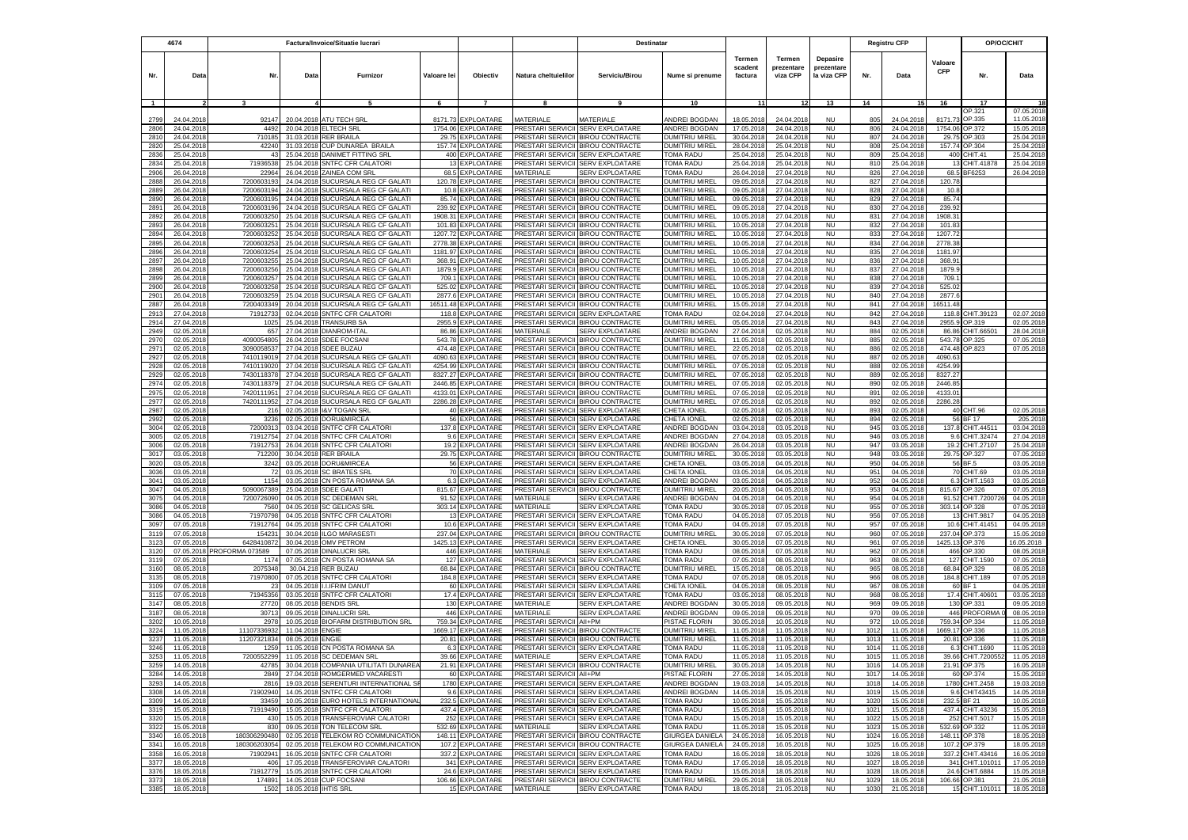| 4674 | | Factura/Invoice/Situatie lucrari | | | | | | Destinatar | | | | | Registru CFP | | | OP/OC/CHIT | |
|---|---|---|---|---|---|---|---|---|---|---|---|---|---|---|---|---|---|
| Nr. | Data | Nr. | Data | Furnizor | Valoare lei | Obiectiv | Natura cheltuielilor | Serviciu/Birou | Nume si prenume | Termen scadent factura | Termen prezentare viza CFP | Depasire prezentare la viza CFP | Nr. | Data | Valoare CFP | Nr. | Data |
| 1 | 2 | 3 | 4 | 5 | 6 | 7 | 8 | 9 | 10 | 11 | 12 | 13 | 14 | 15 | 16 | 17 | 18 |
| 2799 | 24.04.2018 | 92147 | 20.04.2018 | ATU TECH SRL | 8171.73 | EXPLOATARE | MATERIALE | MATERIALE | ANDREI BOGDAN | 18.05.2018 | 24.04.2018 | NU | 805 | 24.04.2018 | 8171.73 | OP.321 OP.335 | 07.05.2018 11.05.2018 |
| 2806 | 24.04.2018 | 4492 | 20.04.2018 | ELTECH SRL | 1754.06 | EXPLOATARE | PRESTARI SERVICII | SERV EXPLOATARE | ANDREI BOGDAN | 17.05.2018 | 24.04.2018 | NU | 806 | 24.04.2018 | 1754.06 | OP.372 | 15.05.2018 |
| 2810 | 24.04.2018 | 710185 | 31.03.2018 | RER BRAILA | 29.75 | EXPLOATARE | PRESTARI SERVICII | BIROU CONTRACTE | DUMITRIU MIREL | 30.04.2018 | 24.04.2018 | NU | 807 | 24.04.2018 | 29.75 | OP.303 | 25.04.2018 |
| 2820 | 25.04.2018 | 42240 | 31.03.2018 | CUP DUNAREA BRAILA | 157.74 | EXPLOATARE | PRESTARI SERVICII | BIROU CONTRACTE | DUMITRIU MIREL | 28.04.2018 | 25.04.2018 | NU | 808 | 25.04.2018 | 157.74 | OP.304 | 25.04.2018 |
| 2836 | 25.04.2018 | 43 | 25.04.2018 | DANIMET FITTING SRL | 400 | EXPLOATARE | PRESTARI SERVICII | SERV EXPLOATARE | TOMA RADU | 25.04.2018 | 25.04.2018 | NU | 809 | 25.04.2018 | 400 | CHIT.41 | 25.04.2018 |
| 2834 | 25.04.2018 | 71936538 | 25.04.2018 | SNTFC CFR CALATORI | 13 | EXPLOATARE | PRESTARI SERVICII | SERV EXPLOATARE | TOMA RADU | 25.04.2018 | 25.04.2018 | NU | 810 | 25.04.2018 | 13 | CHIT.41878 | 25.04.2018 |
| 2906 | 26.04.2018 | 22964 | 26.04.2018 | ZAINEA COM SRL | 68.5 | EXPLOATARE | MATERIALE | SERV EXPLOATARE | TOMA RADU | 26.04.2018 | 27.04.2018 | NU | 826 | 27.04.2018 | 68.5 | BF6253 | 26.04.2018 |
| 2888 | 26.04.2018 | 7200603193 | 24.04.2018 | SUCURSALA REG CF GALATI | 120.78 | EXPLOATARE | PRESTARI SERVICII | BIROU CONTRACTE | DUMITRIU MIREL | 09.05.2018 | 27.04.2018 | NU | 827 | 27.04.2018 | 120.78 | | |
| 2889 | 26.04.2018 | 7200603194 | 24.04.2018 | SUCURSALA REG CF GALATI | 10.8 | EXPLOATARE | PRESTARI SERVICII | BIROU CONTRACTE | DUMITRIU MIREL | 09.05.2018 | 27.04.2018 | NU | 828 | 27.04.2018 | 10.8 | | |
| 2890 | 26.04.2018 | 7200603195 | 24.04.2018 | SUCURSALA REG CF GALATI | 85.74 | EXPLOATARE | PRESTARI SERVICII | BIROU CONTRACTE | DUMITRIU MIREL | 09.05.2018 | 27.04.2018 | NU | 829 | 27.04.2018 | 85.74 | | |
| 2891 | 26.04.2018 | 7200603196 | 24.04.2018 | SUCURSALA REG CF GALATI | 239.92 | EXPLOATARE | PRESTARI SERVICII | BIROU CONTRACTE | DUMITRIU MIREL | 09.05.2018 | 27.04.2018 | NU | 830 | 27.04.2018 | 239.92 | | |
| 2892 | 26.04.2018 | 7200603250 | 25.04.2018 | SUCURSALA REG CF GALATI | 1908.31 | EXPLOATARE | PRESTARI SERVICII | BIROU CONTRACTE | DUMITRIU MIREL | 10.05.2018 | 27.04.2018 | NU | 831 | 27.04.2018 | 1908.31 | | |
| 2893 | 26.04.2018 | 7200603251 | 25.04.2018 | SUCURSALA REG CF GALATI | 101.83 | EXPLOATARE | PRESTARI SERVICII | BIROU CONTRACTE | DUMITRIU MIREL | 10.05.2018 | 27.04.2018 | NU | 832 | 27.04.2018 | 101.83 | | |
| 2894 | 26.04.2018 | 7200603252 | 25.04.2018 | SUCURSALA REG CF GALATI | 1207.72 | EXPLOATARE | PRESTARI SERVICII | BIROU CONTRACTE | DUMITRIU MIREL | 10.05.2018 | 27.04.2018 | NU | 833 | 27.04.2018 | 1207.72 | | |
| 2895 | 26.04.2018 | 7200603253 | 25.04.2018 | SUCURSALA REG CF GALATI | 2778.38 | EXPLOATARE | PRESTARI SERVICII | BIROU CONTRACTE | DUMITRIU MIREL | 10.05.2018 | 27.04.2018 | NU | 834 | 27.04.2018 | 2778.38 | | |
| 2896 | 26.04.2018 | 7200603254 | 25.04.2018 | SUCURSALA REG CF GALATI | 1181.97 | EXPLOATARE | PRESTARI SERVICII | BIROU CONTRACTE | DUMITRIU MIREL | 10.05.2018 | 27.04.2018 | NU | 835 | 27.04.2018 | 1181.97 | | |
| 2897 | 26.04.2018 | 7200603255 | 25.04.2018 | SUCURSALA REG CF GALATI | 368.91 | EXPLOATARE | PRESTARI SERVICII | BIROU CONTRACTE | DUMITRIU MIREL | 10.05.2018 | 27.04.2018 | NU | 836 | 27.04.2018 | 368.91 | | |
| 2898 | 26.04.2018 | 7200603256 | 25.04.2018 | SUCURSALA REG CF GALATI | 1879.9 | EXPLOATARE | PRESTARI SERVICII | BIROU CONTRACTE | DUMITRIU MIREL | 10.05.2018 | 27.04.2018 | NU | 837 | 27.04.2018 | 1879.9 | | |
| 2899 | 26.04.2018 | 7200603257 | 25.04.2018 | SUCURSALA REG CF GALATI | 709.1 | EXPLOATARE | PRESTARI SERVICII | BIROU CONTRACTE | DUMITRIU MIREL | 10.05.2018 | 27.04.2018 | NU | 838 | 27.04.2018 | 709.1 | | |
| 2900 | 26.04.2018 | 7200603258 | 25.04.2018 | SUCURSALA REG CF GALATI | 525.02 | EXPLOATARE | PRESTARI SERVICII | BIROU CONTRACTE | DUMITRIU MIREL | 10.05.2018 | 27.04.2018 | NU | 839 | 27.04.2018 | 525.02 | | |
| 2901 | 26.04.2018 | 7200603259 | 25.04.2018 | SUCURSALA REG CF GALATI | 2877.6 | EXPLOATARE | PRESTARI SERVICII | BIROU CONTRACTE | DUMITRIU MIREL | 10.05.2018 | 27.04.2018 | NU | 840 | 27.04.2018 | 2877.6 | | |
| 2887 | 26.04.2018 | 7200403349 | 20.04.2018 | SUCURSALA REG CF GALATI | 16511.48 | EXPLOATARE | PRESTARI SERVICII | BIROU CONTRACTE | DUMITRIU MIREL | 15.05.2018 | 27.04.2018 | NU | 841 | 27.04.2018 | 16511.48 | | |
| 2913 | 27.04.2018 | 71912733 | 02.04.2018 | SNTFC CFR CALATORI | 118.8 | EXPLOATARE | PRESTARI SERVICII | SERV EXPLOATARE | TOMA RADU | 02.04.2018 | 27.04.2018 | NU | 842 | 27.04.2018 | 118.8 | CHIT.39123 | 02.07.2018 |
| 2914 | 27.04.2018 | 1025 | 25.04.2018 | TRANSURB SA | 2955.9 | EXPLOATARE | PRESTARI SERVICII | BIROU CONTRACTE | DUMITRIU MIREL | 05.05.2018 | 27.04.2018 | NU | 843 | 27.04.2018 | 2955.9 | OP.319 | 02.05.2018 |
| 2949 | 02.05.2018 | 657 | 27.04.2018 | DIANROM-ITAL | 86.86 | EXPLOATARE | MATERIALE | SERV EXPLOATARE | ANDREI BOGDAN | 27.04.2018 | 02.05.2018 | NU | 884 | 02.05.2018 | 86.86 | CHIT.66501 | 28.04.2018 |
| 2970 | 02.05.2018 | 4090054805 | 26.04.2018 | SDEE FOCSANI | 543.78 | EXPLOATARE | PRESTARI SERVICII | BIROU CONTRACTE | DUMITRIU MIREL | 11.05.2018 | 02.05.2018 | NU | 885 | 02.05.2018 | 543.78 | OP.325 | 07.05.2018 |
| 2971 | 02.05.2018 | 3090058537 | 27.04.2018 | SDEE BUZAU | 474.48 | EXPLOATARE | PRESTARI SERVICII | BIROU CONTRACTE | DUMITRIU MIREL | 22.05.2018 | 02.05.2018 | NU | 886 | 02.05.2018 | 474.48 | OP.823 | 07.05.2018 |
| 2927 | 02.05.2018 | 7410119019 | 27.04.2018 | SUCURSALA REG CF GALATI | 4090.63 | EXPLOATARE | PRESTARI SERVICII | BIROU CONTRACTE | DUMITRIU MIREL | 07.05.2018 | 02.05.2018 | NU | 887 | 02.05.2018 | 4090.63 | | |
| 2928 | 02.05.2018 | 7410119020 | 27.04.2018 | SUCURSALA REG CF GALATI | 4254.99 | EXPLOATARE | PRESTARI SERVICII | BIROU CONTRACTE | DUMITRIU MIREL | 07.05.2018 | 02.05.2018 | NU | 888 | 02.05.2018 | 4254.99 | | |
| 2929 | 02.05.2018 | 7430118378 | 27.04.2018 | SUCURSALA REG CF GALATI | 8327.27 | EXPLOATARE | PRESTARI SERVICII | BIROU CONTRACTE | DUMITRIU MIREL | 07.05.2018 | 02.05.2018 | NU | 889 | 02.05.2018 | 8327.27 | | |
| 2974 | 02.05.2018 | 7430118379 | 27.04.2018 | SUCURSALA REG CF GALATI | 2446.85 | EXPLOATARE | PRESTARI SERVICII | BIROU CONTRACTE | DUMITRIU MIREL | 07.05.2018 | 02.05.2018 | NU | 890 | 02.05.2018 | 2446.85 | | |
| 2975 | 02.05.2018 | 7420111951 | 27.04.2018 | SUCURSALA REG CF GALATI | 4133.01 | EXPLOATARE | PRESTARI SERVICII | BIROU CONTRACTE | DUMITRIU MIREL | 07.05.2018 | 02.05.2018 | NU | 891 | 02.05.2018 | 4133.01 | | |
| 2977 | 02.05.2018 | 7420111952 | 27.04.2018 | SUCURSALA REG CF GALATI | 2286.28 | EXPLOATARE | PRESTARI SERVICII | BIROU CONTRACTE | DUMITRIU MIREL | 07.05.2018 | 02.05.2018 | NU | 892 | 02.05.2018 | 2286.28 | | |
| 2987 | 02.05.2018 | 216 | 02.05.2018 | I&V TOGAN SRL | 40 | EXPLOATARE | PRESTARI SERVICII | SERV EXPLOATARE | CHETA IONEL | 02.05.2018 | 02.05.2018 | NU | 893 | 02.05.2018 | 40 | CHT.96 | 02.05.2018 |
| 2992 | 02.05.2018 | 3236 | 02.05.2018 | DORU&MIRCEA | 56 | EXPLOATARE | PRESTARI SERVICII | SERV EXPLOATARE | CHETA IONEL | 02.05.2018 | 02.05.2018 | NU | 894 | 02.05.2018 | 56 | BF 17 | 205.2018 |
| 3004 | 02.05.2018 | 72000313 | 03.04.2018 | SNTFC CFR CALATORI | 137.8 | EXPLOATARE | PRESTARI SERVICII | SERV EXPLOATARE | ANDREI BOGDAN | 03.04.2018 | 03.05.2018 | NU | 945 | 03.05.2018 | 137.8 | CHIT.44511 | 03.04.2018 |
| 3005 | 02.05.2018 | 71912754 | 27.04.2018 | SNTFC CFR CALATORI | 9.6 | EXPLOATARE | PRESTARI SERVICII | SERV EXPLOATARE | ANDREI BOGDAN | 27.04.2018 | 03.05.2018 | NU | 946 | 03.05.2018 | 9.6 | CHIT.32474 | 27.04.2018 |
| 3006 | 02.05.2018 | 71912753 | 26.04.2018 | SNTFC CFR CALATORI | 19.2 | EXPLOATARE | PRESTARI SERVICII | SERV EXPLOATARE | ANDREI BOGDAN | 26.04.2018 | 03.05.2018 | NU | 947 | 03.05.2018 | 19.2 | CHIT.27107 | 25.04.2018 |
| 3017 | 03.05.2018 | 712200 | 30.04.2018 | RER BRAILA | 29.75 | EXPLOATARE | PRESTARI SERVICII | BIROU CONTRACTE | DUMITRIU MIREL | 30.05.2018 | 03.05.2018 | NU | 948 | 03.05.2018 | 29.75 | OP.327 | 07.05.2018 |
| 3020 | 03.05.2018 | 3242 | 03.05.2018 | DORU&MIRCEA | 56 | EXPLOATARE | PRESTARI SERVICII | SERV EXPLOATARE | CHETA IONEL | 03.05.2018 | 04.05.2018 | NU | 950 | 04.05.2018 | 56 | BF.5 | 03.05.2018 |
| 3036 | 03.05.2018 | 72 | 03.05.2018 | SC BRATES SRL | 70 | EXPLOATARE | PRESTARI SERVICII | SERV EXPLOATARE | CHETA IONEL | 03.05.2018 | 04.05.2018 | NU | 951 | 04.05.2018 | 70 | CHIT.69 | 03.05.2018 |
| 3041 | 03.05.2018 | 1154 | 03.05.2018 | CN POSTA ROMANA SA | 6.3 | EXPLOATARE | PRESTARI SERVICII | SERV EXPLOATARE | ANDREI BOGDAN | 03.05.2018 | 04.05.2018 | NU | 952 | 04.05.2018 | 6.3 | CHIT.1563 | 03.05.2018 |
| 3047 | 04.05.2018 | 5090067389 | 25.04.2018 | SDEE GALATI | 815.67 | EXPLOATARE | PRESTARI SERVICII | BIROU CONTRACTE | DUMITRIU MIREL | 20.05.2018 | 04.05.2018 | NU | 953 | 04.05.2018 | 815.67 | OP.326 | 07.05.2018 |
| 3075 | 04.05.2018 | 7200726090 | 04.05.2018 | SC DEDEMAN SRL | 91.52 | EXPLOATARE | MATERIALE | SERV EXPLOATARE | ANDREI BOGDAN | 04.05.2018 | 04.05.2018 | NU | 954 | 04.05.2018 | 91.52 | CHIT.7200726 | 04.05.2018 |
| 3086 | 04.05.2018 | 7560 | 04.05.2018 | SC GELICAS SRL | 303.14 | EXPLOATARE | MATERIALE | SERV EXPLOATARE | TOMA RADU | 30.05.2018 | 07.05.2018 | NU | 955 | 07.05.2018 | 303.14 | OP.328 | 07.05.2018 |
| 3086 | 04.05.2018 | 71970798 | 04.05.2018 | SNTFC CFR CALATORI | 13 | EXPLOATARE | PRESTARI SERVICII | SERV EXPLOATARE | TOMA RADU | 04.05.2018 | 07.05.2018 | NU | 956 | 07.05.2018 | 13 | CHIT.9817 | 04.05.2018 |
| 3097 | 07.05.2018 | 71912764 | 04.05.2018 | SNTFC CFR CALATORI | 10.6 | EXPLOATARE | PRESTARI SERVICII | SERV EXPLOATARE | TOMA RADU | 04.05.2018 | 07.05.2018 | NU | 957 | 07.05.2018 | 10.6 | CHIT.41451 | 04.05.2018 |
| 3119 | 07.05.2018 | 154231 | 30.04.2018 | ILGO MARASESTI | 237.04 | EXPLOATARE | PRESTARI SERVICII | BIROU CONTRACTE | DUMITRIU MIREL | 30.05.2018 | 07.05.2018 | NU | 960 | 07.05.2018 | 237.04 | OP.373 | 15.05.2018 |
| 3123 | 07.05.2018 | 6428410872 | 30.04.2018 | OMV PETROM | 1425.13 | EXPLOATARE | PRESTARI SERVICII | SERV EXPLOATARE | CHETA IONEL | 30.05.2018 | 07.05.2018 | NU | 961 | 07.05.2018 | 1425.13 | OP.376 | 16.05.2018 |
| 3120 | 07.05.2018 | PROFORMA 073589 | 07.05.2018 | DINALUCRI SRL | 446 | EXPLOATARE | MATERIALE | SERV EXPLOATARE | TOMA RADU | 08.05.2018 | 07.05.2018 | NU | 962 | 07.05.2018 | 466 | OP.330 | 08.05.2018 |
| 3119 | 07.05.2018 | 1174 | 07.05.2018 | CN POSTA ROMANA SA | 127 | EXPLOATARE | PRESTARI SERVICII | SERV EXPLOATARE | TOMA RADU | 07.05.2018 | 08.05.2018 | NU | 963 | 08.05.2018 | 127 | CHIT.1590 | 07.05.2018 |
| 3160 | 08.05.2018 | 2075348 | 30.04.2018 | RER BUZAU | 68.84 | EXPLOATARE | PRESTARI SERVICII | BIROU CONTRACTE | DUMITRIU MIREL | 15.05.2018 | 08.05.2018 | NU | 965 | 08.05.2018 | 68.84 | OP.329 | 08.05.2018 |
| 3135 | 08.05.2018 | 71970800 | 07.05.2018 | SNTFC CFR CALATORI | 184.8 | EXPLOATARE | PRESTARI SERVICII | SERV EXPLOATARE | TOMA RADU | 07.05.2018 | 08.05.2018 | NU | 966 | 08.05.2018 | 184.8 | CHIT.189 | 07.05.2018 |
| 3109 | 07.05.2018 | 23 | 04.05.2018 | I.I.FIRIM DANUT | 60 | EXPLOATARE | PRESTARI SERVICII | SERV EXPLOATARE | CHETA IONEL | 04.05.2018 | 08.05.2018 | NU | 967 | 08.05.2018 | 60 | BF 1 | 04.05.2018 |
| 3115 | 07.05.2018 | 71945356 | 03.05.2018 | SNTFC CFR CALATORI | 17.4 | EXPLOATARE | PRESTARI SERVICII | SERV EXPLOATARE | TOMA RADU | 03.05.2018 | 08.05.2018 | NU | 968 | 08.05.2018 | 17.4 | CHIT.40601 | 03.05.2018 |
| 3147 | 08.05.2018 | 27720 | 08.05.2018 | BENDIS SRL | 130 | EXPLOATARE | MATERIALE | SERV EXPLOATARE | ANDREI BOGDAN | 30.05.2018 | 09.05.2018 | NU | 969 | 09.05.2018 | 130 | OP.331 | 09.05.2018 |
| 3187 | 08.05.2018 | 30713 | 09.05.2018 | DINALUCRI SRL | 446 | EXPLOATARE | MATERIALE | SERV EXPLOATARE | ANDREI BOGDAN | 09.05.2018 | 09.05.2018 | NU | 970 | 09.05.2018 | 446 | PROFORMA 0 | 08.05.2018 |
| 3202 | 10.05.2018 | 2978 | 10.05.2018 | BIOFARM DISTRIBUTION SRL | 759.34 | EXPLOATARE | PRESTARI SERVICII | AII+PM | PISTAE FLORIN | 30.05.2018 | 10.05.2018 | NU | 972 | 10.05.2018 | 759.34 | OP.334 | 11.05.2018 |
| 3224 | 11.05.2018 | 11107336932 | 11.04.2018 | ENGIE | 1669.17 | EXPLOATARE | PRESTARI SERVICII | BIROU CONTRACTE | DUMITRIU MIREL | 11.05.2018 | 11.05.2018 | NU | 1012 | 11.05.2018 | 1669.17 | OP.336 | 11.05.2018 |
| 3237 | 11.05.2018 | 11207321834 | 08.05.2018 | ENGIE | 20.81 | EXPLOATARE | PRESTARI SERVICII | BIROU CONTRACTE | DUMITRIU MIREL | 11.05.2018 | 11.05.2018 | NU | 1013 | 11.05.2018 | 20.81 | OP.336 | 11.05.2018 |
| 3246 | 11.05.2018 | 1259 | 11.05.2018 | CN POSTA ROMANA SA | 6.3 | EXPLOATARE | PRESTARI SERVICII | SERV EXPLOATARE | TOMA RADU | 11.05.2018 | 11.05.2018 | NU | 1014 | 11.05.2018 | 6.3 | CHIT.1690 | 11.05.2018 |
| 3253 | 11.05.2018 | 7200552299 | 11.05.2018 | SC DEDEMAN SRL | 39.66 | EXPLOATARE | MATERIALE | SERV EXPLOATARE | TOMA RADU | 11.05.2018 | 11.05.2018 | NU | 1015 | 11.05.2018 | 39.66 | CHIT.7200552 | 11.05.2018 |
| 3259 | 14.05.2018 | 42785 | 30.04.2018 | COMPANIA UTILITATI DUNAREA | 21.91 | EXPLOATARE | PRESTARI SERVICII | BIROU CONTRACTE | DUMITRIU MIREL | 30.05.2018 | 14.05.2018 | NU | 1016 | 14.05.2018 | 21.91 | OP.375 | 16.05.2018 |
| 3284 | 14.05.2018 | 2849 | 27.04.2018 | ROMGERMED VACARESTI | 60 | EXPLOATARE | PRESTARI SERVICII | AII+PM | PISTAE FLORIN | 27.05.2018 | 14.05.2018 | NU | 1017 | 14.05.2018 | 60 | OP.374 | 15.05.2018 |
| 3293 | 14.05.2018 | 2816 | 19.03.2018 | SERENTURI INTERNATIONAL SR | 1780 | EXPLOATARE | PRESTARI SERVICII | SERV EXPLOATARE | ANDREI BOGDAN | 19.03.2018 | 14.05.2018 | NU | 1018 | 14.05.2018 | 1780 | CHIT.2458 | 19.03.2018 |
| 3308 | 14.05.2018 | 71902940 | 14.05.2018 | SNTFC CFR CALATORI | 9.6 | EXPLOATARE | PRESTARI SERVICII | SERV EXPLOATARE | ANDREI BOGDAN | 14.05.2018 | 15.05.2018 | NU | 1019 | 15.05.2018 | 9.6 | CHIT43415 | 14.05.2018 |
| 3309 | 14.05.2018 | 33459 | 10.05.2018 | EURO HOTELS INTERNATIONAL | 232.5 | EXPLOATARE | PRESTARI SERVICII | SERV EXPLOATARE | TOMA RADU | 10.05.2018 | 15.05.2018 | NU | 1020 | 15.05.2018 | 232.5 | BF 21 | 10.05.2018 |
| 3319 | 15.05.2018 | 71919490 | 15.05.2018 | SNTFC CFR CALATORI | 437.4 | EXPLOATARE | PRESTARI SERVICII | SERV EXPLOATARE | TOMA RADU | 15.05.2018 | 15.05.2018 | NU | 1021 | 15.05.2018 | 437.4 | CHIT.43236 | 15.05.2018 |
| 3320 | 15.05.2018 | 430 | 15.05.2018 | TRANSFEROVIAR CALATORI | 252 | EXPLOATARE | PRESTARI SERVICII | SERV EXPLOATARE | TOMA RADU | 15.05.2018 | 15.05.2018 | NU | 1022 | 15.05.2018 | 252 | CHIT.5017 | 15.05.2018 |
| 3322 | 15.05.2018 | 830 | 09.05.2018 | TON TELECOM SRL | 532.69 | EXPLOATARE | MATERIALE | SERV EXPLOATARE | TOMA RADU | 11.05.2018 | 15.05.2018 | NU | 1023 | 15.05.2018 | 532.69 | OP.332 | 11.05.2018 |
| 3340 | 16.05.2018 | 180306290480 | 02.05.2018 | TELEKOM RO COMMUNICATION | 148.11 | EXPLOATARE | PRESTARI SERVICII | BIROU CONTRACTE | GIURGEA DANIELA | 24.05.2018 | 16.05.2018 | NU | 1024 | 16.05.2018 | 148.11 | OP.378 | 18.05.2018 |
| 3341 | 16.05.2018 | 180306203054 | 02.05.2018 | TELEKOM RO COMMUNICATION | 107.2 | EXPLOATARE | PRESTARI SERVICII | BIROU CONTRACTE | GIURGEA DANIELA | 24.05.2018 | 16.05.2018 | NU | 1025 | 16.05.2018 | 107.2 | OP.379 | 18.05.2018 |
| 3358 | 16.05.2018 | 71902941 | 16.05.2018 | SNTFC CFR CALATORI | 337.2 | EXPLOATARE | PRESTARI SERVICII | SERV EXPLOATARE | TOMA RADU | 16.05.2018 | 18.05.2018 | NU | 1026 | 18.05.2018 | 337.2 | CHIT.43416 | 16.05.2018 |
| 3377 | 18.05.2018 | 406 | 17.05.2018 | TRANSFEROVIAR CALATORI | 341 | EXPLOATARE | PRESTARI SERVICII | SERV EXPLOATARE | TOMA RADU | 17.05.2018 | 18.05.2018 | NU | 1027 | 18.05.2018 | 341 | CHIT.101011 | 17.05.2018 |
| 3376 | 18.05.2018 | 71912779 | 15.05.2018 | SNTFC CFR CALATORI | 24.6 | EXPLOATARE | PRESTARI SERVICII | SERV EXPLOATARE | TOMA RADU | 15.05.2018 | 18.05.2018 | NU | 1028 | 18.05.2018 | 24.6 | CHIT.6884 | 15.05.2018 |
| 3373 | 18.05.2018 | 174891 | 14.05.2018 | CUP FOCSANI | 106.66 | EXPLOATARE | PRESTARI SERVICII | BIROU CONTRACTE | DUMITRIU MIREL | 29.05.2018 | 18.05.2018 | NU | 1029 | 18.05.2018 | 106.66 | OP.381 | 21.05.2018 |
| 3385 | 18.05.2018 | 1502 | 18.05.2018 | IHTIS SRL | 15 | EXPLOATARE | MATERIALE | SERV EXPLOATARE | TOMA RADU | 18.05.2018 | 21.05.2018 | NU | 1030 | 21.05.2018 | 15 | CHIT.101011 | 18.05.2018 |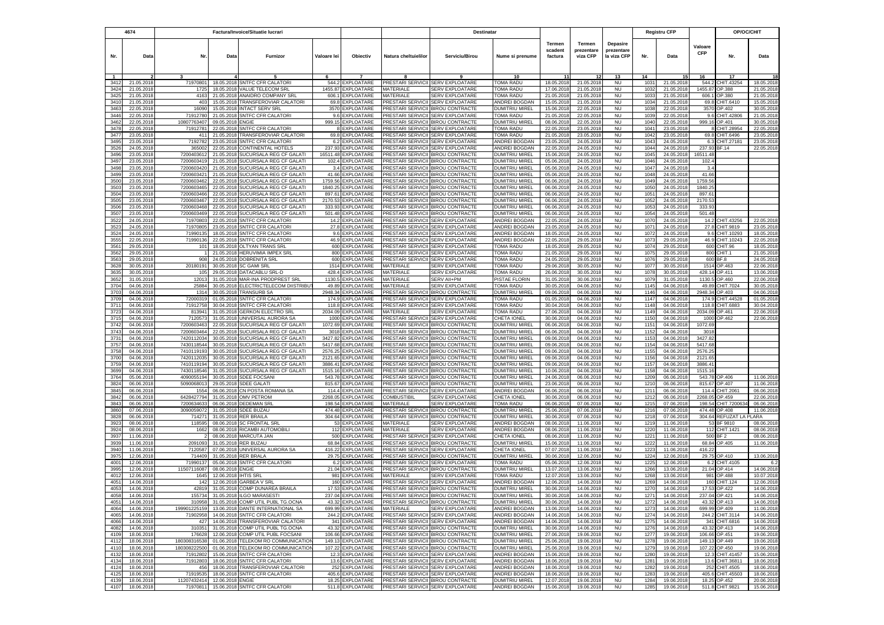| 4674 | | Factura/Invoice/Situatie lucrari | | | | | | Destinatar | | | | | | Registru CFP | | | OP/OC/CHIT | |
|---|---|---|---|---|---|---|---|---|---|---|---|---|---|---|---|---|---|---|
| Nr. | Data | Nr. | Data | Furnizor | Valoare lei | Obiectiv | Natura cheltuielilor | Serviciu/Birou | Nume si prenume | Termen scadent factura | Termen prezentare viza CFP | Depasire prezentare la viza CFP | Nr. | Data | Valoare CFP | Nr. | Data |
| 1 | 2 | 3 | 4 | 5 | 6 | 7 | 8 | 9 | 10 | 11 | 12 | 13 | 14 | 15 | 16 | 17 | 18 |
| 3412 | 21.05.2018 | 71970801 | 18.05.2018 | SNTFC CFR CALATORI | 544.2 | EXPLOATARE | PRESTARI SERVICII | SERV EXPLOATARE | TOMA RADU | 18.05.2018 | 21.05.2018 | NU | 1031 | 21.05.2018 | 544.2 | CHIT.43254 | 18.05.2018 |
| 3424 | 21.05.2018 | 1725 | 18.05.2018 | VALUE TELECOM SRL | 1455.87 | EXPLOATARE | MATERIALE | SERV EXPLOATARE | TOMA RADU | 17.06.2018 | 21.05.2018 | NU | 1032 | 21.05.2018 | 1455.87 | OP.388 | 21.05.2018 |
| 3425 | 21.05.2018 | 4163 | 21.05.2018 | ANAIDRO COMPANY SRL | 606.1 | EXPLOATARE | MATERIALE | SERV EXPLOATARE | TOMA RADU | 21.05.2018 | 21.05.2018 | NU | 1033 | 21.05.2018 | 606.1 | OP.380 | 21.05.2018 |
| 3410 | 21.05.2018 | 403 | 15.05.2018 | TRANSFEROVIAR CALATORI | 69.8 | EXPLOATARE | PRESTARI SERVICII | SERV EXPLOATARE | ANDREI BOGDAN | 15.05.2018 | 21.05.2018 | NU | 1034 | 21.05.2018 | 69.8 | CHIT.6410 | 15.05.2018 |
| 3463 | 22.05.2018 | 16090 | 15.05.2018 | INTACT SERV SRL | 3570 | EXPLOATARE | PRESTARI SERVICII | BIROU CONTRACTE | DUMITRIU MIREL | 15.06.2018 | 22.05.2018 | NU | 1038 | 22.05.2018 | 3570 | OP.402 | 30.05.2018 |
| 3446 | 22.05.2018 | 71912780 | 21.05.2018 | SNTFC CFR CALATORI | 9.6 | EXPLOATARE | PRESTARI SERVICII | SERV EXPLOATARE | TOMA RADU | 21.05.2018 | 22.05.2018 | NU | 1039 | 22.05.2018 | 9.6 | CHIT.42806 | 21.05.2018 |
| 3462 | 22.05.2018 | 10807763407 | 09.05.2018 | ENGIE | 999.15 | EXPLOATARE | PRESTARI SERVICII | BIROU CONTRACTE | DUMITRIU MIREL | 08.06.2018 | 22.05.2018 | NU | 1040 | 22.05.2018 | 999.15 | OP.401 | 30.05.2018 |
| 3478 | 22.05.2018 | 71912781 | 22.05.2018 | SNTFC CFR CALATORI | 8 | EXPLOATARE | PRESTARI SERVICII | SERV EXPLOATARE | TOMA RADU | 22.05.2018 | 23.05.2018 | NU | 1041 | 23.05.2018 | 8 | CHIT.28954 | 22.05.2018 |
| 3477 | 23.05.2018 | 411 | 21.05.2018 | TRANSFEROVIAR CALATORI | 69.8 | EXPLOATARE | PRESTARI SERVICII | SERV EXPLOATARE | TOMA RADU | 21.05.2018 | 23.05.2018 | NU | 1042 | 23.05.2018 | 69.8 | CHIT.6496 | 23.05.2018 |
| 3495 | 23.05.2018 | 7192782 | 23.05.2018 | SNTFC CFR CALATORI | 6.2 | EXPLOATARE | PRESTARI SERVICII | SERV EXPLOATARE | ANDREI BOGDAN | 23.05.2018 | 24.05.2018 | NU | 1043 | 24.05.2018 | 6.3 | CHIT.27181 | 23.05.2018 |
| 3526 | 24.05.2018 | 365002 | 22.05.2018 | CONTINENTAL HOTELS | 237.93 | EXPLOATARE | PRESTARI SERVICII | SERV EXPLOATARE | ANDREI BOGDAN | 22.05.2018 | 24.05.2018 | NU | 1044 | 24.05.2018 | 237.93 | BF.14 | 22.05.2018 |
| 3496 | 23.05.2018 | 7200403612 | 21.05.2018 | SUCURSALA REG CF GALATI | 16511.48 | EXPLOATARE | PRESTARI SERVICII | BIROU CONTRACTE | DUMITRIU MIREL | 15.06.2018 | 24.05.2018 | NU | 1045 | 24.05.2018 | 16511.48 | | |
| 3497 | 23.05.2018 | 7200603419 | 21.05.2018 | SUCURSALA REG CF GALATI | 102.4 | EXPLOATARE | PRESTARI SERVICII | BIROU CONTRACTE | DUMITRIU MIREL | 05.06.2018 | 24.05.2018 | NU | 1046 | 24.05.2018 | 102.4 | | |
| 3498 | 23.05.2018 | 7200603420 | 21.05.2018 | SUCURSALA REG CF GALATI | 3.4 | EXPLOATARE | PRESTARI SERVICII | BIROU CONTRACTE | DUMITRIU MIREL | 05.06.2018 | 24.05.2018 | NU | 1047 | 24.05.2018 | 3.4 | | |
| 3499 | 23.05.2018 | 7200603421 | 21.05.2018 | SUCURSALA REG CF GALATI | 41.66 | EXPLOATARE | PRESTARI SERVICII | BIROU CONTRACTE | DUMITRIU MIREL | 05.06.2018 | 24.05.2018 | NU | 1048 | 24.05.2018 | 41.66 | | |
| 3500 | 23.05.2018 | 7200603462 | 22.05.2018 | SUCURSALA REG CF GALATI | 1759.56 | EXPLOATARE | PRESTARI SERVICII | BIROU CONTRACTE | DUMITRIU MIREL | 06.06.2018 | 24.05.2018 | NU | 1049 | 24.05.2018 | 1759.56 | | |
| 3503 | 23.05.2018 | 7200603465 | 22.05.2018 | SUCURSALA REG CF GALATI | 1840.25 | EXPLOATARE | PRESTARI SERVICII | BIROU CONTRACTE | DUMITRIU MIREL | 06.06.2018 | 24.05.2018 | NU | 1050 | 24.05.2018 | 1840.25 | | |
| 3504 | 23.05.2018 | 7200603466 | 22.05.2018 | SUCURSALA REG CF GALATI | 897.61 | EXPLOATARE | PRESTARI SERVICII | BIROU CONTRACTE | DUMITRIU MIREL | 06.06.2018 | 24.05.2018 | NU | 1051 | 24.05.2018 | 897.61 | | |
| 3505 | 23.05.2018 | 7200603467 | 22.05.2018 | SUCURSALA REG CF GALATI | 2170.53 | EXPLOATARE | PRESTARI SERVICII | BIROU CONTRACTE | DUMITRIU MIREL | 06.06.2018 | 24.05.2018 | NU | 1052 | 24.05.2018 | 2170.53 | | |
| 3506 | 23.05.2018 | 7200603468 | 22.05.2018 | SUCURSALA REG CF GALATI | 333.93 | EXPLOATARE | PRESTARI SERVICII | BIROU CONTRACTE | DUMITRIU MIREL | 06.06.2018 | 24.05.2018 | NU | 1053 | 24.05.2018 | 333.93 | | |
| 3507 | 23.05.2018 | 7200603469 | 22.05.2018 | SUCURSALA REG CF GALATI | 501.48 | EXPLOATARE | PRESTARI SERVICII | BIROU CONTRACTE | DUMITRIU MIREL | 06.06.2018 | 24.05.2018 | NU | 1054 | 24.05.2018 | 501.48 | | |
| 3522 | 24.05.2018 | 71970803 | 22.05.2018 | SNTFC CFR CALATORI | 14.2 | EXPLOATARE | PRESTARI SERVICII | SERV EXPLOATARE | ANDREI BOGDAN | 22.05.2018 | 24.05.2018 | NU | 1070 | 24.05.2018 | 14.2 | CHIT.43256 | 22.05.2018 |
| 3523 | 24.05.2018 | 71970805 | 23.05.2018 | SNTFC CFR CALATORI | 27.8 | EXPLOATARE | PRESTARI SERVICII | SERV EXPLOATARE | ANDREI BOGDAN | 23.05.2018 | 24.05.2018 | NU | 1071 | 24.05.2018 | 27.8 | CHIT.9819 | 23.05.2018 |
| 3524 | 24.05.2018 | 71990135 | 18.05.2018 | SNTFC CFR CALATORI | 9.6 | EXPLOATARE | PRESTARI SERVICII | SERV EXPLOATARE | ANDREI BOGDAN | 18.05.2018 | 24.05.2018 | NU | 1072 | 24.05.2018 | 9.6 | CHIT.10293 | 18.05.2018 |
| 3555 | 22.05.2018 | 71990136 | 22.05.2018 | SNTFC CFR CALATORI | 46.9 | EXPLOATARE | PRESTARI SERVICII | SERV EXPLOATARE | ANDREI BOGDAN | 22.05.2018 | 29.05.2018 | NU | 1073 | 29.05.2018 | 46.9 | CHIT.10243 | 22.05.2018 |
| 3561 | 29.05.2018 | 101 | 18.05.2018 | OLTYAN TRANS SRL | 600 | EXPLOATARE | PRESTARI SERVICII | SERV EXPLOATARE | TOMA RADU | 18.05.2018 | 29.05.2018 | NU | 1074 | 29.05.2018 | 600 | CHIT.96 | 18.05.2018 |
| 3562 | 29.05.2018 | 1 | 21.05.2018 | HERUVIMIA IMPEX SRL | 800 | EXPLOATARE | PRESTARI SERVICII | SERV EXPLOATARE | TOMA RADU | 21.05.2018 | 29.05.2018 | NU | 1075 | 29.05.2018 | 800 | CHIT.1 | 21.05.2018 |
| 3563 | 29.05.2018 | 908 | 24.05.2018 | DOBRENITA SRL | 600 | EXPLOATARE | PRESTARI SERVICII | SERV EXPLOATARE | TOMA RADU | 24.05.2018 | 29.05.2018 | NU | 1076 | 29.05.2018 | 600 | BF.8 | 24.05.2018 |
| 3628 | 30.05.2018 | 20180191 | 30.05.2018 | SC GAMI SRL | 1514 | EXPLOATARE | MATERIALE | SERV EXPLOATARE | TOMA RADU | 29.06.2018 | 30.05.2018 | NU | 1077 | 30.05.2018 | 1514 | OP.463 | 22.06.2018 |
| 3635 | 30.05.2018 | 105 | 29.05.2018 | DATACABLU SRL-D | 428.4 | EXPLOATARE | MATERIALE | SERV EXPLOATARE | TOMA RADU | 26.06.2018 | 30.05.2018 | NU | 1078 | 30.05.2018 | 428.14 | OP.411 | 13.06.2018 |
| 3652 | 31.05.2018 | 12013 | 31.05.2018 | MAR-INA PRODPREST SRL | 1130.5 | EXPLOATARE | MATERIALE | SERV AII+PM | PISTAE FLORIN | 31.05.2018 | 30.06.2018 | NU | 1079 | 31.05.2018 | 1130.5 | OP.460 | 22.06.2018 |
| 3704 | 04.06.2018 | 25884 | 30.05.2018 | ELECTRICTELECOM DIISTRIBUT | 49.89 | EXPLOATARE | MATERIALE | SERV EXPLOATARE | TOMA RADU | 30.05.2018 | 04.06.2018 | NU | 1145 | 04.06.2018 | 49.89 | CHIT.7024 | 30.05.2018 |
| 3703 | 04.06.2018 | 1314 | 30.05.2018 | TRANSURB SA | 2948.34 | EXPLOATARE | PRESTARI SERVICII | BIROU CONTRACTE | DUMITRIU MIREL | 09.06.2018 | 04.06.2018 | NU | 1146 | 04.06.2018 | 2948.34 | OP.403 | 04.06.2018 |
| 3709 | 04.06.2018 | 72000319 | 01.05.2018 | SNTFC CFR CALATORI | 174.9 | EXPLOATARE | PRESTARI SERVICII | SERV EXPLOATARE | TOMA RADU | 01.05.2018 | 04.06.2018 | NU | 1147 | 04.06.2018 | 174.9 | CHIT.44528 | 01.05.2018 |
| 3711 | 04.06.2018 | 71912758 | 30.04.2018 | SNTFC CFR CALATORI | 118.8 | EXPLOATARE | PRESTARI SERVICII | SERV EXPLOATARE | TOMA RADU | 30.04.2018 | 04.06.2018 | NU | 1148 | 04.06.2018 | 118.8 | CHIT.6883 | 30.04.2018 |
| 3723 | 04.06.2018 | 813941 | 31.05.2018 | GERKON ELECTRO SRL | 2034.09 | EXPLOATARE | MATERIALE | SERV EXPLOATARE | TOMA RADU | 27.06.2018 | 04.06.2018 | NU | 1149 | 04.06.2018 | 2034.09 | OP.461 | 22.06.2018 |
| 3715 | 04.06.2018 | 7120573 | 31.05.2018 | UNIVERSAL AURORA SA | 1000 | EXPLOATARE | PRESTARI SERVICII | SERV EXPLOATARE | CHETA IONEL | 30.06.2018 | 04.06.2018 | NU | 1150 | 04.06.2018 | 1000 | OP.462 | 22.06.2018 |
| 3742 | 04.06.2018 | 7200603463 | 22.05.2018 | SUCURSALA REG CF GALATI | 1072.69 | EXPLOATARE | PRESTARI SERVICII | BIROU CONTRACTE | DUMITRIU MIREL | 06.06.2018 | 04.06.2018 | NU | 1151 | 04.06.2018 | 1072.69 | | |
| 3743 | 04.06.2018 | 7200603464 | 22.05.2018 | SUCURSALA REG CF GALATI | 3018 | EXPLOATARE | PRESTARI SERVICII | BIROU CONTRACTE | DUMITRIU MIREL | 06.06.2018 | 04.06.2018 | NU | 1152 | 04.06.2018 | 3018 | | |
| 3731 | 04.06.2018 | 7420112034 | 30.05.2018 | SUCURSALA REG CF GALATI | 3427.82 | EXPLOATARE | PRESTARI SERVICII | BIROU CONTRACTE | DUMITRIU MIREL | 09.06.2018 | 04.06.2018 | NU | 1153 | 04.06.2018 | 3427.82 | | |
| 3757 | 04.06.2018 | 7430118544 | 30.05.2018 | SUCURSALA REG CF GALATI | 5417.68 | EXPLOATARE | PRESTARI SERVICII | BIROU CONTRACTE | DUMITRIU MIREL | 09.06.2018 | 04.06.2018 | NU | 1154 | 04.06.2018 | 5417.68 | | |
| 3758 | 04.06.2018 | 7410119193 | 30.05.2018 | SUCURSALA REG CF GALATI | 2576.25 | EXPLOATARE | PRESTARI SERVICII | BIROU CONTRACTE | DUMITRIU MIREL | 09.06.2018 | 04.06.2018 | NU | 1155 | 04.06.2018 | 2576.25 | | |
| 3700 | 04.06.2018 | 7420112035 | 30.05.2018 | SUCURSALA REG CF GALATI | 2121.65 | EXPLOATARE | PRESTARI SERVICII | BIROU CONTRACTE | DUMITRIU MIREL | 09.06.2018 | 04.06.2018 | NU | 1156 | 04.06.2018 | 2121.65 | | |
| 3759 | 04.06.2018 | 7410119194 | 30.05.2018 | SUCURSALA REG CF GALATI | 3886.41 | EXPLOATARE | PRESTARI SERVICII | BIROU CONTRACTE | DUMITRIU MIREL | 09.06.2018 | 04.06.2018 | NU | 1157 | 04.06.2018 | 3886.41 | | |
| 3699 | 04.06.2018 | 7430118546 | 31.05.2018 | SUCURSALA REG CF GALATI | 1515.16 | EXPLOATARE | PRESTARI SERVICII | BIROU CONTRACTE | DUMITRIU MIREL | 10.06.2018 | 04.06.2018 | NU | 1158 | 04.06.2018 | 1515.16 | | |
| 3764 | 05.06.2018 | 4090055194 | 30.05.2018 | SDEE FOCSANI | 543.78 | EXPLOATARE | PRESTARI SERVICII | BIROU CONTRACTE | DUMITRIU MIREL | 24.06.2018 | 06.06.2018 | NU | 1209 | 06.06.2018 | 543.78 | OP.406 | 11.06.2018 |
| 3824 | 06.06.2018 | 5090068013 | 29.05.2018 | SDEE GALATI | 815.67 | EXPLOATARE | PRESTARI SERVICII | BIROU CONTRACTE | DUMITRIU MIREL | 23.06.2018 | 06.06.2018 | NU | 1210 | 06.06.2018 | 815.67 | OP.407 | 11.06.2018 |
| 3845 | 06.06.2018 | 1554 | 06.06.2018 | CN POSTA ROMANA SA | 114.4 | EXPLOATARE | PRESTARI SERVICII | SERV EXPLOATARE | ANDREI BOGDAN | 06.06.2018 | 06.06.2018 | NU | 1211 | 06.06.2018 | 114.4 | CHIT.2061 | 06.06.2018 |
| 3842 | 06.06.2018 | 6428427794 | 31.05.2018 | OMV PETROM | 2268.05 | EXPLOATARE | COMBUSTIBIL | SERV EXPLOATARE | CHETA IONEL | 30.06.2018 | 06.06.2018 | NU | 1212 | 06.06.2018 | 2268.05 | OP.459 | 22.06.2018 |
| 3843 | 06.06.2018 | 7200634633 | 06.06.2018 | DEDEMAN SRL | 198.54 | EXPLOATARE | MATERIALE | SERV EXPLOATARE | TOMA RADU | 06.06.2018 | 07.06.2018 | NU | 1215 | 07.06.2018 | 198.54 | CHIT.7200634 | 06.06.2018 |
| 3860 | 07.06.2018 | 3090059072 | 31.05.2018 | SDEE BUZAU | 474.48 | EXPLOATARE | PRESTARI SERVICII | BIROU CONTRACTE | DUMITRIU MIREL | 25.06.2018 | 07.06.2018 | NU | 1216 | 07.06.2018 | 474.48 | OP.408 | 11.06.2018 |
| 3828 | 06.06.2018 | 714271 | 31.05.2018 | RER BRAILA | 304.64 | EXPLOATARE | PRESTARI SERVICII | BIROU CONTRACTE | DUMITRIU MIREL | 30.06.2018 | 07.06.2018 | NU | 1218 | 07.06.2018 | 304.64 | REFUZAT LA PLARA | |
| 3923 | 08.06.2018 | 118595 | 08.06.2018 | SC FRONTAL SRL | 53 | EXPLOATARE | MATERIALE | SERV EXPLOATARE | ANDREI BOGDAN | 08.06.2018 | 11.06.2018 | NU | 1219 | 11.06.2018 | 53 | BF 9810 | 08.06.2018 |
| 3924 | 08.06.2018 | 1662 | 08.06.2018 | RICAMBI AUTOMOBILI | 112 | EXPLOATARE | MATERIALE | SERV EXPLOATARE | ANDREI BOGDAN | 08.06.2018 | 11.06.2018 | NU | 1220 | 11.06.2018 | 112 | CHIT.1421 | 08.06.2018 |
| 3937 | 11.06.2018 | 2 | 08.06.2018 | MARCUTA JAN | 500 | EXPLOATARE | PRESTARI SERVICII | SERV EXPLOATARE | CHETA IONEL | 08.06.2018 | 11.06.2018 | NU | 1221 | 11.06.2018 | 500 | BF 2 | 08.06.2018 |
| 3939 | 11.06.2018 | 2091093 | 31.05.2018 | RER BUZAU | 68.84 | EXPLOATARE | PRESTARI SERVICII | BIROU CONTRACTE | DUMITRIU MIREL | 15.06.2018 | 11.06.2018 | NU | 1222 | 11.06.2018 | 68.84 | OP.405 | 11.06.2018 |
| 3940 | 11.06.2018 | 7120587 | 07.06.2018 | UNIVERSAL AURORA SA | 416.22 | EXPLOATARE | PRESTARI SERVICII | SERV EXPLOATARE | CHETA IONEL | 07.07.2018 | 11.06.2018 | NU | 1223 | 11.06.2018 | 416.22 | | |
| 3975 | 12.06.2018 | 714409 | 31.05.2018 | RER BRAILA | 29.75 | EXPLOATARE | PRESTARI SERVICII | BIROU CONTRACTE | DUMITRIU MIREL | 30.06.2018 | 12.06.2018 | NU | 1224 | 12.06.2018 | 29.75 | OP.410 | 13.06.2018 |
| 4001 | 12.06.2018 | 71990137 | 05.06.2018 | SNTFC CFR CALATORI | 6.2 | EXPLOATARE | PRESTARI SERVICII | SERV EXPLOATARE | TOMA RADU | 05.06.2018 | 12.06.2018 | NU | 1225 | 12.06.2018 | 6.2 | CHIT.4105 | 6.2 |
| 3995 | 12.06.2018 | 11507116087 | 08.06.2018 | ENGIE | 21.04 | EXPLOATARE | PRESTARI SERVICII | BIROU CONTRACTE | DUMITRIU MIREL | 13.07.2018 | 13.06.2018 | NU | 1266 | 13.06.2018 | 21.04 | OP.414 | 14.06.2018 |
| 4012 | 12.06.2018 | 1645 | 12.06.2018 | IHTIS SRL | 981 | EXPLOATARE | MATERIALE | SERV EXPLOATARE | TOMA RADU | 12.07.2018 | 13.06.2018 | NU | 1268 | 13.06.2018 | 981 | OP.488 | 10.07.2018 |
| 4051 | 14.06.2018 | 142 | 12.06.2018 | GARBEA V SRL | 160 | EXPLOATARE | PRESTARI SERVICII | SERV EXPLOATARE | ANDREI BOGDAN | 12.06.2018 | 14.06.2018 | NU | 1269 | 14.06.2018 | 160 | CHIT.124 | 12.06.2018 |
| 4053 | 14.06.2018 | 42819 | 31.05.2018 | COMP DUNAREA BRAILA | 17.53 | EXPLOATARE | PRESTARI SERVICII | BIROU CONTRACTE | DUMITRIU MIREL | 30.06.2018 | 14.06.2018 | NU | 1270 | 14.06.2018 | 17.53 | OP.422 | 14.06.2018 |
| 4058 | 14.06.2018 | 155734 | 31.05.2018 | ILGO MARASESTI | 237.04 | EXPLOATARE | PRESTARI SERVICII | BIROU CONTRACTE | DUMITRIU MIREL | 30.06.2018 | 14.06.2018 | NU | 1271 | 14.06.2018 | 237.04 | OP.421 | 14.06.2018 |
| 4051 | 14.06.2018 | 310958 | 31.05.2018 | COMP UTIL PUBL TG.OCNA | 43.32 | EXPLOATARE | PRESTARI SERVICII | BIROU CONTRACTE | DUMITRIU MIREL | 30.06.2018 | 14.06.2018 | NU | 1272 | 14.06.2018 | 43.32 | OP.413 | 14.06.2018 |
| 4064 | 14.06.2018 | 199901225159 | 13.06.2018 | DANTE INTERNATIONAL SA | 699.99 | EXPLOATARE | MATERIALE | SERV EXPLOATARE | ANDREI BOGDAN | 13.06.2018 | 14.06.2018 | NU | 1273 | 14.06.2018 | 699.99 | OP.409 | 11.06.2018 |
| 4065 | 14.06.2018 | 71902958 | 14.06.2018 | SNTFC CFR CALATORI | 244.2 | EXPLOATARE | PRESTARI SERVICII | SERV EXPLOATARE | ANDREI BOGDAN | 14.06.2018 | 14.06.2018 | NU | 1274 | 14.06.2018 | 244.2 | CHIT.3114 | 14.06.2018 |
| 4066 | 14.06.2018 | 427 | 14.06.2018 | TRANSFEROVIAR CALATORI | 341 | EXPLOATARE | PRESTARI SERVICII | SERV EXPLOATARE | ANDREI BOGDAN | 14.06.2018 | 14.06.2018 | NU | 1275 | 14.06.2018 | 341 | CHIT.6816 | 14.06.2018 |
| 4082 | 14.06.2018 | 310351 | 31.05.2018 | COMP UTIL PUBL TG.OCNA | 43.32 | EXPLOATARE | PRESTARI SERVICII | BIROU CONTRACTE | DUMITRIU MIREL | 30.06.2018 | 14.06.2018 | NU | 1276 | 14.06.2018 | 43.32 | OP.413 | 14.06.2018 |
| 4109 | 18.06.2018 | 176628 | 12.06.2018 | COMP UTIL PUBL FOCSANI | 106.66 | EXPLOATARE | PRESTARI SERVICII | BIROU CONTRACTE | DUMITRIU MIREL | 27.06.2018 | 19.06.2018 | NU | 1277 | 19.06.2018 | 106.66 | OP.451 | 19.06.2018 |
| 4112 | 18.06.2018 | 180308316538 | 01.06.2018 | TELEKOM RO COMMUNICATION | 149.13 | EXPLOATARE | PRESTARI SERVICII | BIROU CONTRACTE | DUMITRIU MIREL | 25.06.2018 | 19.06.2018 | NU | 1278 | 19.06.2018 | 149.13 | OP.449 | 19.06.2018 |
| 4110 | 18.06.2018 | 180308222500 | 01.06.2018 | TELEKOM RO COMMUNICATION | 107.22 | EXPLOATARE | PRESTARI SERVICII | BIROU CONTRACTE | DUMITRIU MIREL | 25.06.2018 | 19.06.2018 | NU | 1279 | 19.06.2018 | 107.22 | OP.450 | 19.06.2018 |
| 4132 | 18.06.2018 | 71912802 | 15.06.2018 | SNTFC CFR CALATORI | 12.3 | EXPLOATARE | PRESTARI SERVICII | SERV EXPLOATARE | ANDREI BOGDAN | 15.06.2018 | 19.06.2018 | NU | 1280 | 19.06.2018 | 12.3 | CHIT.41457 | 15.06.2018 |
| 4134 | 18.06.2018 | 71912803 | 18.06.2018 | SNTFC CFR CALATORI | 13.6 | EXPLOATARE | PRESTARI SERVICII | SERV EXPLOATARE | ANDREI BOGDAN | 18.06.2018 | 19.06.2018 | NU | 1281 | 19.06.2018 | 13.6 | CHIT.36811 | 18.06.2018 |
| 4124 | 18.06.2018 | 456 | 18.06.2018 | TRANSFEROVIAR CALATORI | 252 | EXPLOATARE | PRESTARI SERVICII | SERV EXPLOATARE | ANDREI BOGDAN | 18.06.2018 | 19.06.2018 | NU | 1282 | 19.06.2018 | 252 | CHIT.4505 | 18.06.2018 |
| 4125 | 18.06.2018 | 71919535 | 18.06.2018 | SNTFC CFR CALATORI | 405.6 | EXPLOATARE | PRESTARI SERVICII | SERV EXPLOATARE | ANDREI BOGDAN | 18.06.2018 | 19.06.2018 | NU | 1283 | 19.06.2018 | 405.6 | CHIT.45503 | 18.06.2018 |
| 4139 | 18.06.2018 | 11207432414 | 12.06.2018 | ENGIE | 18.25 | EXPLOATARE | PRESTARI SERVICII | BIROU CONTRACTE | DUMITRIU MIREL | 12.07.2018 | 19.06.2018 | NU | 1284 | 19.06.2018 | 18.25 | OP.452 | 20.06.2018 |
| 4107 | 18.06.2018 | 71970811 | 15.06.2018 | SNTFC CFR CALATORI | 511.8 | EXPLOATARE | PRESTARI SERVICII | SERV EXPLOATARE | ANDREI BOGDAN | 15.06.2018 | 19.06.2018 | NU | 1285 | 19.06.2018 | 511.8 | CHIT.9821 | 15.06.2018 |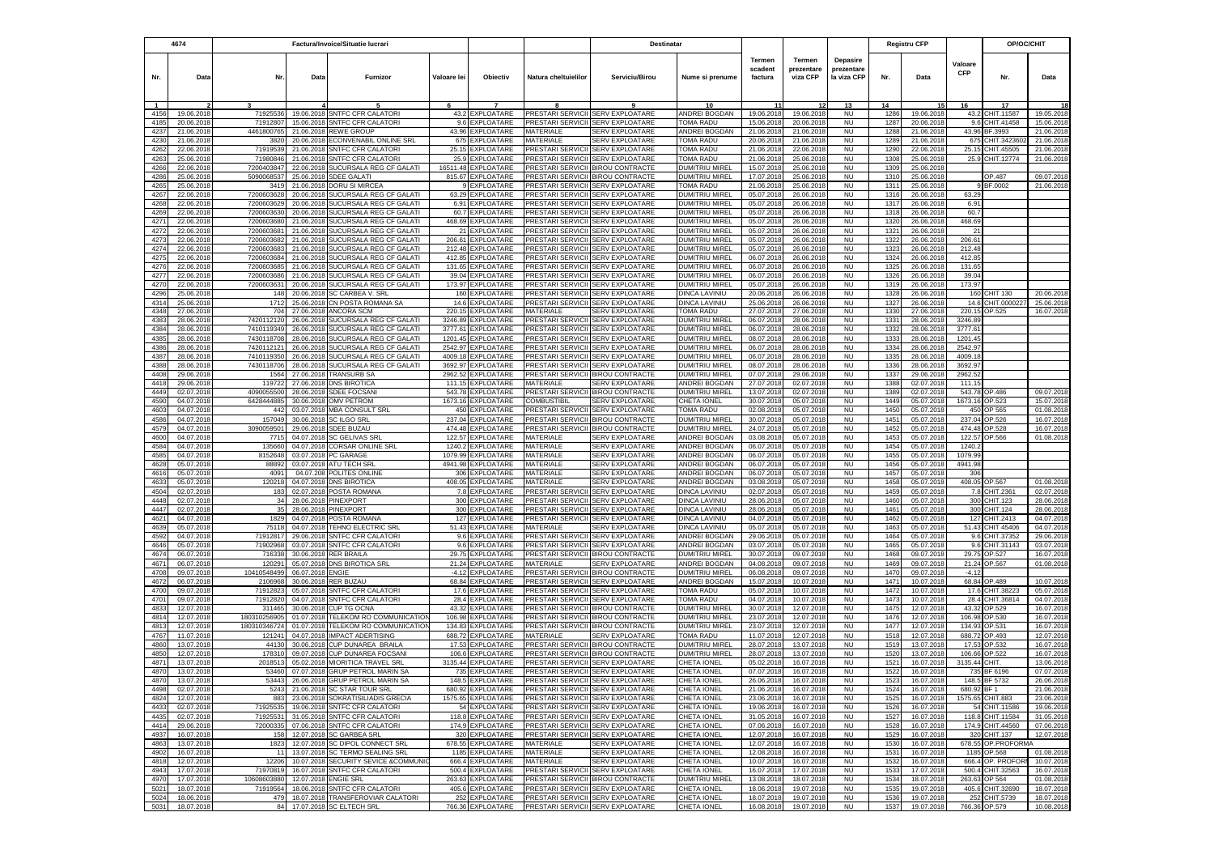| 4674 | | Factura/Invoice/Situatie lucrari | | | | | Destinatar | | | | | | Registru CFP | | | OP/OC/CHIT | |
|---|---|---|---|---|---|---|---|---|---|---|---|---|---|---|---|---|---|
| Nr. | Data | Nr. | Data | Furnizor | Valoare lei | Obiectiv | Natura cheltuielilor | Serviciu/Birou | Nume si prenume | Termen scadent factura | Termen prezentare viza CFP | Depasire prezentare la viza CFP | Nr. | Data | Valoare CFP | Nr. | Data |
| 1 | 2 | 3 | 4 | 5 | 6 | 7 | 8 | 9 | 10 | 11 | 12 | 13 | 14 | 15 | 16 | 17 | 18 |
| 4156 | 19.06.2018 | 71925536 | 19.06.2018 | SNTFC CFR CALATORI | 43.2 | EXPLOATARE | PRESTARI SERVICII | SERV EXPLOATARE | ANDREI BOGDAN | 19.06.2018 | 19.06.2018 | NU | 1286 | 19.06.2018 | 43.2 | CHIT.11587 | 19.05.2018 |
| 4185 | 20.06.2018 | 71912807 | 15.06.2018 | SNTFC CFR CALATORI | 9.6 | EXPLOATARE | PRESTARI SERVICII | SERV EXPLOATARE | TOMA RADU | 15.06.2018 | 20.06.2018 | NU | 1287 | 20.06.2018 | 9.6 | CHIT.41458 | 15.06.2018 |
| 4237 | 21.06.2018 | 4461800765 | 21.06.2018 | REWE GROUP | 43.96 | EXPLOATARE | MATERIALE | SERV EXPLOATARE | ANDREI BOGDAN | 21.06.2018 | 21.06.2018 | NU | 1288 | 21.06.2018 | 43.96 | BF.3993 | 21.06.2018 |
| 4230 | 21.06.2018 | 3820 | 20.06.2018 | ECONVENABIL ONLINE SRL | 675 | EXPLOATARE | MATERIALE | SERV EXPLOATARE | TOMA RADU | 20.06.2018 | 21.06.2018 | NU | 1289 | 21.06.2018 | 675 | CHIT.3423602 | 21.06.2018 |
| 4262 | 22.06.2018 | 71919539 | 21.06.2018 | SNTFC CFR CALATORI | 25.15 | EXPLOATARE | PRESTARI SERVICII | SERV EXPLOATARE | TOMA RADU | 21.06.2018 | 22.06.2018 | NU | 1290 | 22.06.2018 | 25.15 | CHIT.45505 | 21.06.2018 |
| 4263 | 25.06.2018 | 71980846 | 21.06.2018 | SNTFC CFR CALATORI | 25.9 | EXPLOATARE | PRESTARI SERVICII | SERV EXPLOATARE | TOMA RADU | 21.06.2018 | 25.06.2018 | NU | 1308 | 25.06.2018 | 25.9 | CHIT.12774 | 21.06.2018 |
| 4266 | 22.06.2018 | 7200403847 | 22.06.2018 | SUCURSALA REG CF GALATI | 16511.48 | EXPLOATARE | PRESTARI SERVICII | BIROU CONTRACTE | DUMITRIU MIREL | 15.07.2018 | 25.06.2018 | NU | 1309 | 25.06.2018 | | | |
| 4286 | 25.06.2018 | 5090068537 | 25.06.2018 | SDEE GALATI | 815.67 | EXPLOATARE | PRESTARI SERVICII | BIROU CONTRACTE | DUMITRIU MIREL | 17.07.2018 | 25.06.2018 | NU | 1310 | 25.06.2018 | | OP.487 | 09.07.2018 |
| 4265 | 25.06.2018 | 3419 | 21.06.2018 | DORU SI MIRCEA | 9 | EXPLOATARE | PRESTARI SERVICII | SERV EXPLOATARE | TOMA RADU | 21.06.2018 | 25.06.2018 | NU | 1311 | 25.06.2018 | 9 | BF.0002 | 21.06.2018 |
| 4267 | 22.06.2018 | 7200603628 | 20.06.2018 | SUCURSALA REG CF GALATI | 63.29 | EXPLOATARE | PRESTARI SERVICII | SERV EXPLOATARE | DUMITRIU MIREL | 05.07.2018 | 26.06.2018 | NU | 1316 | 26.06.2018 | 63.29 | | |
| 4268 | 22.06.2018 | 7200603629 | 20.06.2018 | SUCURSALA REG CF GALATI | 6.91 | EXPLOATARE | PRESTARI SERVICII | SERV EXPLOATARE | DUMITRIU MIREL | 05.07.2018 | 26.06.2018 | NU | 1317 | 26.06.2018 | 6.91 | | |
| 4269 | 22.06.2018 | 7200603630 | 20.06.2018 | SUCURSALA REG CF GALATI | 60.7 | EXPLOATARE | PRESTARI SERVICII | SERV EXPLOATARE | DUMITRIU MIREL | 05.07.2018 | 26.06.2018 | NU | 1318 | 26.06.2018 | 60.7 | | |
| 4271 | 22.06.2018 | 7200603680 | 21.06.2018 | SUCURSALA REG CF GALATI | 468.69 | EXPLOATARE | PRESTARI SERVICII | SERV EXPLOATARE | DUMITRIU MIREL | 05.07.2018 | 26.06.2018 | NU | 1320 | 26.06.2018 | 468.69 | | |
| 4272 | 22.06.2018 | 7200603681 | 21.06.2018 | SUCURSALA REG CF GALATI | 21 | EXPLOATARE | PRESTARI SERVICII | SERV EXPLOATARE | DUMITRIU MIREL | 05.07.2018 | 26.06.2018 | NU | 1321 | 26.06.2018 | 21 | | |
| 4273 | 22.06.2018 | 7200603682 | 21.06.2018 | SUCURSALA REG CF GALATI | 206.61 | EXPLOATARE | PRESTARI SERVICII | SERV EXPLOATARE | DUMITRIU MIREL | 05.07.2018 | 26.06.2018 | NU | 1322 | 26.06.2018 | 206.61 | | |
| 4274 | 22.06.2018 | 7200603683 | 21.06.2018 | SUCURSALA REG CF GALATI | 212.48 | EXPLOATARE | PRESTARI SERVICII | SERV EXPLOATARE | DUMITRIU MIREL | 05.07.2018 | 26.06.2018 | NU | 1323 | 26.06.2018 | 212.48 | | |
| 4275 | 22.06.2018 | 7200603684 | 21.06.2018 | SUCURSALA REG CF GALATI | 412.85 | EXPLOATARE | PRESTARI SERVICII | SERV EXPLOATARE | DUMITRIU MIREL | 06.07.2018 | 26.06.2018 | NU | 1324 | 26.06.2018 | 412.85 | | |
| 4276 | 22.06.2018 | 7200603685 | 21.06.2018 | SUCURSALA REG CF GALATI | 131.65 | EXPLOATARE | PRESTARI SERVICII | SERV EXPLOATARE | DUMITRIU MIREL | 06.07.2018 | 26.06.2018 | NU | 1325 | 26.06.2018 | 131.65 | | |
| 4277 | 22.06.2018 | 7200603686 | 21.06.2018 | SUCURSALA REG CF GALATI | 39.04 | EXPLOATARE | PRESTARI SERVICII | SERV EXPLOATARE | DUMITRIU MIREL | 06.07.2018 | 26.06.2018 | NU | 1326 | 26.06.2018 | 39.04 | | |
| 4270 | 22.06.2018 | 7200603631 | 20.06.2018 | SUCURSALA REG CF GALATI | 173.97 | EXPLOATARE | PRESTARI SERVICII | SERV EXPLOATARE | DUMITRIU MIREL | 05.07.2018 | 26.06.2018 | NU | 1319 | 26.06.2018 | 173.97 | | |
| 4296 | 25.06.2018 | 148 | 20.06.2018 | SC CARBEA V. SRL | 160 | EXPLOATARE | PRESTARI SERVICII | SERV EXPLOATARE | DINCA LAVINIU | 20.06.2018 | 26.06.2018 | NU | 1328 | 26.06.2018 | 160 | CHIT.130 | 20.06.2018 |
| 4314 | 25.06.2018 | 1712 | 25.06.2018 | CN POSTA ROMANA SA | 14.6 | EXPLOATARE | PRESTARI SERVICII | SERV EXPLOATARE | DINCA LAVINIU | 25.06.2018 | 26.06.2018 | NU | 1327 | 26.06.2018 | 14.6 | CHIT.0000227 | 25.06.2018 |
| 4348 | 27.06.2018 | 704 | 27.06.2018 | ANCORA SCM | 220.15 | EXPLOATARE | MATERIALE | SERV EXPLOATARE | TOMA RADU | 27.07.2018 | 27.06.2018 | NU | 1330 | 27.06.2018 | 220.15 | OP.525 | 16.07.2018 |
| 4383 | 28.06.2018 | 7420112120 | 26.06.2018 | SUCURSALA REG CF GALATI | 3246.89 | EXPLOATARE | PRESTARI SERVICII | SERV EXPLOATARE | DUMITRIU MIREL | 06.07.2018 | 28.06.2018 | NU | 1331 | 28.06.2018 | 3246.89 | | |
| 4384 | 28.06.2018 | 7410119349 | 26.06.2018 | SUCURSALA REG CF GALATI | 3777.61 | EXPLOATARE | PRESTARI SERVICII | SERV EXPLOATARE | DUMITRIU MIREL | 06.07.2018 | 28.06.2018 | NU | 1332 | 28.06.2018 | 3777.61 | | |
| 4385 | 28.06.2018 | 7430118708 | 28.06.2018 | SUCURSALA REG CF GALATI | 1201.45 | EXPLOATARE | PRESTARI SERVICII | SERV EXPLOATARE | DUMITRIU MIREL | 08.07.2018 | 28.06.2018 | NU | 1333 | 28.06.2018 | 1201.45 | | |
| 4386 | 28.06.2018 | 7420112121 | 26.06.2018 | SUCURSALA REG CF GALATI | 2542.97 | EXPLOATARE | PRESTARI SERVICII | SERV EXPLOATARE | DUMITRIU MIREL | 06.07.2018 | 28.06.2018 | NU | 1334 | 28.06.2018 | 2542.97 | | |
| 4387 | 28.06.2018 | 7410119350 | 26.06.2018 | SUCURSALA REG CF GALATI | 4009.18 | EXPLOATARE | PRESTARI SERVICII | SERV EXPLOATARE | DUMITRIU MIREL | 06.07.2018 | 28.06.2018 | NU | 1335 | 28.06.2018 | 4009.18 | | |
| 4388 | 28.06.2018 | 7430118706 | 28.06.2018 | SUCURSALA REG CF GALATI | 3692.97 | EXPLOATARE | PRESTARI SERVICII | SERV EXPLOATARE | DUMITRIU MIREL | 08.07.2018 | 28.06.2018 | NU | 1336 | 28.06.2018 | 3692.97 | | |
| 4408 | 29.06.2018 | 1564 | 27.06.2018 | TRANSURB SA | 2962.52 | EXPLOATARE | PRESTARI SERVICII | BIROU CONTRACTE | DUMITRIU MIREL | 07.07.2018 | 29.06.2018 | NU | 1337 | 29.06.2018 | 2962.52 | | |
| 4418 | 29.06.2018 | 119722 | 27.06.2018 | DNS BIROTICA | 111.15 | EXPLOATARE | MATERIALE | SERV EXPLOATARE | ANDREI BOGDAN | 27.07.2018 | 02.07.2018 | NU | 1388 | 02.07.2018 | 111.15 | | |
| 4449 | 02.07.2018 | 4090055500 | 28.06.2018 | SDEE FOCSANI | 543.78 | EXPLOATARE | PRESTARI SERVICII | BIROU CONTRACTE | DUMITRIU MIREL | 13.07.2018 | 02.07.2018 | NU | 1389 | 02.07.2018 | 543.78 | OP.486 | 09.07.2018 |
| 4590 | 04.07.2018 | 6428444885 | 30.06.2018 | OMV PETROM | 1673.16 | EXPLOATARE | COMBUSTIBIL | SERV EXPLOATARE | CHETA IONEL | 30.07.2018 | 05.07.2018 | NU | 1449 | 05.07.2018 | 1673.16 | OP.523 | 15.07.2018 |
| 4603 | 04.07.2018 | 442 | 03.07.2018 | MBA CONSULT SRL | 450 | EXPLOATARE | PRESTARI SERVICII | SERV EXPLOATARE | TOMA RADU | 02.08.2018 | 05.07.2018 | NU | 1450 | 05.07.2018 | 450 | OP 565 | 01.08.2018 |
| 4586 | 04.07.2018 | 157049 | 30.06.2018 | SC ILGO SRL | 237.04 | EXPLOATARE | PRESTARI SERVICII | BIROU CONTRACTE | DUMITRIU MIREL | 30.07.2018 | 05.07.2018 | NU | 1451 | 05.07.2018 | 237.04 | OP.526 | 16.07.2018 |
| 4579 | 04.07.2018 | 3090059501 | 29.06.2018 | SDEE BUZAU | 474.48 | EXPLOATARE | PRESTARI SERVICII | BIROU CONTRACTE | DUMITRIU MIREL | 24.07.2018 | 05.07.2018 | NU | 1452 | 05.07.2018 | 474.48 | OP.528 | 16.07.2018 |
| 4600 | 04.07.2018 | 7715 | 04.07.2018 | SC GELIVAS SRL | 122.57 | EXPLOATARE | MATERIALE | SERV EXPLOATARE | ANDREI BOGDAN | 03.08.2018 | 05.07.2018 | NU | 1453 | 05.07.2018 | 122.57 | OP.566 | 01.08.2018 |
| 4584 | 04.07.2018 | 135660 | 04.07.2018 | CORSAR ONLINE SRL | 1240.2 | EXPLOATARE | MATERIALE | SERV EXPLOATARE | ANDREI BOGDAN | 06.07.2018 | 05.07.2018 | NU | 1454 | 05.07.2018 | 1240.2 | | |
| 4585 | 04.07.2018 | 8152648 | 03.07.2018 | PC GARAGE | 1079.99 | EXPLOATARE | MATERIALE | SERV EXPLOATARE | ANDREI BOGDAN | 06.07.2018 | 05.07.2018 | NU | 1455 | 05.07.2018 | 1079.99 | | |
| 4628 | 05.07.2018 | 88892 | 03.07.2018 | ATU TECH SRL | 4941.98 | EXPLOATARE | MATERIALE | SERV EXPLOATARE | ANDREI BOGDAN | 06.07.2018 | 05.07.2018 | NU | 1456 | 05.07.2018 | 4941.98 | | |
| 4616 | 05.07.2018 | 4091 | 04.07.208 | POLITES ONLINE | 306 | EXPLOATARE | MATERIALE | SERV EXPLOATARE | ANDREI BOGDAN | 06.07.2018 | 05.07.2018 | NU | 1457 | 05.07.2018 | 306 | | |
| 4633 | 05.07.2018 | 120218 | 04.07.2018 | DNS BIROTICA | 408.05 | EXPLOATARE | MATERIALE | SERV EXPLOATARE | ANDREI BOGDAN | 03.08.2018 | 05.07.2018 | NU | 1458 | 05.07.2018 | 408.05 | OP.567 | 01.08.2018 |
| 4504 | 02.07.2018 | 183 | 02.07.2018 | POSTA ROMANA | 7.8 | EXPLOATARE | PRESTARI SERVICII | SERV EXPLOATARE | DINCA LAVINIU | 02.07.2018 | 05.07.2018 | NU | 1459 | 05.07.2018 | 7.8 | CHIT.2361 | 02.07.2018 |
| 4448 | 02.07.2018 | 34 | 28.06.2018 | PINEXPORT | 300 | EXPLOATARE | PRESTARI SERVICII | SERV EXPLOATARE | DINCA LAVINIU | 28.06.2018 | 05.07.2018 | NU | 1460 | 05.07.2018 | 300 | CHIT.123 | 28.06.2018 |
| 4447 | 02.07.2018 | 35 | 28.06.2018 | PINEXPORT | 300 | EXPLOATARE | PRESTARI SERVICII | SERV EXPLOATARE | DINCA LAVINIU | 28.06.2018 | 05.07.2018 | NU | 1461 | 05.07.2018 | 300 | CHIT.124 | 28.06.2018 |
| 4621 | 04.07.2018 | 1829 | 04.07.2018 | POSTA ROMANA | 127 | EXPLOATARE | PRESTARI SERVICII | SERV EXPLOATARE | DINCA LAVINIU | 04.07.2018 | 05.07.2018 | NU | 1462 | 05.07.2018 | 127 | CHIT.2413 | 04.07.2018 |
| 4639 | 05.07.2018 | 75118 | 04.07.2018 | TEHNO ELECTRIC SRL | 51.43 | EXPLOATARE | MATERIALE | SERV EXPLOATARE | DINCA LAVINIU | 05.07.2018 | 05.07.2018 | NU | 1463 | 05.07.2018 | 51.43 | CHIT 45406 | 04.07.2018 |
| 4592 | 04.07.2018 | 71912817 | 29.06.2018 | SNTFC CFR CALATORI | 9.6 | EXPLOATARE | PRESTARI SERVICII | SERV EXPLOATARE | ANDREI BOGDAN | 29.06.2018 | 05.07.2018 | NU | 1464 | 05.07.2018 | 9.6 | CHIT.37352 | 29.06.2018 |
| 4646 | 05.07.2018 | 71902968 | 03.07.2018 | SNTFC CFR CALATORI | 9.6 | EXPLOATARE | PRESTARI SERVICII | SERV EXPLOATARE | ANDREI BOGDAN | 03.07.2018 | 05.07.2018 | NU | 1465 | 05.07.2018 | 9.6 | CHIT.31143 | 03.07.2018 |
| 4674 | 06.07.2018 | 716338 | 30.06.2018 | RER BRAILA | 29.75 | EXPLOATARE | PRESTARI SERVICII | BIROU CONTRACTE | DUMITRIU MIREL | 30.07.2018 | 09.07.2018 | NU | 1468 | 09.07.2018 | 29.75 | OP.527 | 16.07.2018 |
| 4671 | 06.07.2018 | 120291 | 05.07.2018 | DNS BIROTICA SRL | 21.24 | EXPLOATARE | MATERIALE | SERV EXPLOATARE | ANDREI BOGDAN | 04.08.2018 | 09.07.2018 | NU | 1469 | 09.07.2018 | 21.24 | OP.567 | 01.08.2018 |
| 4708 | 09.07.2018 | 10410548499 | 06.07.2018 | ENGIE | -4.12 | EXPLOATARE | PRESTARI SERVICII | BIROU CONTRACTE | DUMITRIU MIREL | 06.08.2018 | 09.07.2018 | NU | 1470 | 09.07.2018 | -4.12 | | |
| 4672 | 06.07.2018 | 2106968 | 30.06.2018 | RER BUZAU | 68.84 | EXPLOATARE | PRESTARI SERVICII | SERV EXPLOATARE | ANDREI BOGDAN | 15.07.2018 | 10.07.2018 | NU | 1471 | 10.07.2018 | 68.84 | OP.489 | 10.07.2018 |
| 4700 | 09.07.2018 | 71912823 | 05.07.2018 | SNTFC CFR CALATORI | 17.6 | EXPLOATARE | PRESTARI SERVICII | SERV EXPLOATARE | TOMA RADU | 05.07.2018 | 10.07.2018 | NU | 1472 | 10.07.2018 | 17.6 | CHIT.38223 | 05.07.2018 |
| 4701 | 09.07.2018 | 71912820 | 04.07.2018 | SNTFC CFR CALATORI | 28.4 | EXPLOATARE | PRESTARI SERVICII | SERV EXPLOATARE | TOMA RADU | 04.07.2018 | 10.07.2018 | NU | 1473 | 10.07.2018 | 28.4 | CHIT.36814 | 04.07.2018 |
| 4833 | 12.07.2018 | 311465 | 30.06.2018 | CUP TG OCNA | 43.32 | EXPLOATARE | PRESTARI SERVICII | BIROU CONTRACTE | DUMITRIU MIREL | 30.07.2018 | 12.07.2018 | NU | 1475 | 12.07.2018 | 43.32 | OP.529 | 16.07.2018 |
| 4814 | 12.07.2018 | 180310256905 | 01.07.2018 | TELEKOM RO COMMUNICATION | 106.98 | EXPLOATARE | PRESTARI SERVICII | BIROU CONTRACTE | DUMITRIU MIREL | 23.07.2018 | 12.07.2018 | NU | 1476 | 12.07.2018 | 106.98 | OP.530 | 16.07.2018 |
| 4813 | 12.07.2018 | 180310346724 | 01.07.2018 | TELEKOM RO COMMUNICATION | 134.83 | EXPLOATARE | PRESTARI SERVICII | BIROU CONTRACTE | DUMITRIU MIREL | 23.07.2018 | 12.07.2018 | NU | 1477 | 12.07.2018 | 134.93 | OP.531 | 16.07.2018 |
| 4767 | 11.07.2018 | 121241 | 04.07.2018 | IMPACT ADERTISING | 688.72 | EXPLOATARE | MATERIALE | SERV EXPLOATARE | TOMA RADU | 11.07.2018 | 12.07.2018 | NU | 1518 | 12.07.2018 | 688.72 | OP.493 | 12.07.2018 |
| 4860 | 13.07.2018 | 44130 | 30.06.2018 | CUP DUNAREA BRAILA | 17.53 | EXPLOATARE | PRESTARI SERVICII | BIROU CONTRACTE | DUMITRIU MIREL | 28.07.2018 | 13.07.2018 | NU | 1519 | 13.07.2018 | 17.53 | OP.532 | 16.07.2018 |
| 4850 | 12.07.2018 | 178310 | 09.07.2018 | CUP DUNAREA FOCSANI | 106.6 | EXPLOATARE | PRESTARI SERVICII | BIROU CONTRACTE | DUMITRIU MIREL | 28.07.2018 | 13.07.2018 | NU | 1520 | 13.07.2018 | 106.66 | OP.522 | 16.07.2018 |
| 4871 | 13.07.2018 | 2018513 | 05.02.2018 | MIORITICA TRAVEL SRL | 3135.44 | EXPLOATARE | PRESTARI SERVICII | SERV EXPLOATARE | CHETA IONEL | 05.02.2018 | 16.07.2018 | NU | 1521 | 16.07.2018 | 3135.44 | CHIT. | 13.06.2018 |
| 4870 | 13.07.2018 | 53460 | 07.07.2018 | GRUP PETROL MARIN SA | 735 | EXPLOATARE | PRESTARI SERVICII | SERV EXPLOATARE | CHETA IONEL | 07.07.2018 | 16.07.2018 | NU | 1522 | 16.07.2018 | 735 | BF 6196 | 07.07.2018 |
| 4870 | 13.07.2018 | 53443 | 26.06.2018 | GRUP PETROL MARIN SA | 148.5 | EXPLOATARE | PRESTARI SERVICII | SERV EXPLOATARE | CHETA IONEL | 26.06.2018 | 16.07.2018 | NU | 1523 | 16.07.2018 | 148.5 | BF 5732 | 26.06.2018 |
| 4498 | 02.07.2018 | 5243 | 21.06.2018 | SC STAR TOUR SRL | 680.92 | EXPLOATARE | PRESTARI SERVICII | SERV EXPLOATARE | CHETA IONEL | 21.06.2018 | 16.07.2018 | NU | 1524 | 16.07.2018 | 680.92 | BF 1 | 21.06.2018 |
| 4824 | 12.07.2018 | 883 | 23.06.2018 | SOKRATISILIADIS GRECIA | 1575.65 | EXPLOATARE | PRESTARI SERVICII | SERV EXPLOATARE | CHETA IONEL | 23.06.2018 | 16.07.2018 | NU | 1525 | 16.07.2018 | 1575.65 | CHIT.883 | 23.06.2018 |
| 4433 | 02.07.2018 | 71925535 | 19.06.2018 | SNTFC CFR CALATORI | 54 | EXPLOATARE | PRESTARI SERVICII | SERV EXPLOATARE | CHETA IONEL | 19.06.2018 | 16.07.2018 | NU | 1526 | 16.07.2018 | 54 | CHIT.11586 | 19.06.2018 |
| 4435 | 02.07.2018 | 71925531 | 31.05.2018 | SNTFC CFR CALATORI | 118.8 | EXPLOATARE | PRESTARI SERVICII | SERV EXPLOATARE | CHETA IONEL | 31.05.2018 | 16.07.2018 | NU | 1527 | 16.07.2018 | 118.8 | CHIT.11584 | 31.05.2018 |
| 4414 | 29.06.2018 | 72000335 | 07.06.2018 | SNTFC CFR CALATORI | 174.9 | EXPLOATARE | PRESTARI SERVICII | SERV EXPLOATARE | CHETA IONEL | 07.06.2018 | 16.07.2018 | NU | 1528 | 16.07.2018 | 174.9 | CHIT.44560 | 07.06.2018 |
| 4937 | 16.07.2018 | 158 | 12.07.2018 | SC CARBEA SRL | 320 | EXPLOATARE | PRESTARI SERVICII | SERV EXPLOATARE | CHETA IONEL | 12.07.2018 | 16.07.2018 | NU | 1529 | 16.07.2018 | 320 | CHIT.137 | 12.07.2018 |
| 4863 | 13.07.2018 | 1823 | 12.07.2018 | SC DIPOL CONNECT SRL | 678.55 | EXPLOATARE | MATERIALE | SERV EXPLOATARE | CHETA IONEL | 12.07.2018 | 16.07.2018 | NU | 1530 | 16.07.2018 | 678.55 | OP.PROFORMA | |
| 4902 | 16.07.2018 | 11 | 13.07.2018 | SC TERMO SEALING SRL | 1185 | EXPLOATARE | MATERIALE | SERV EXPLOATARE | CHETA IONEL | 12.08.2018 | 16.07.2018 | NU | 1531 | 16.07.2018 | 1185 | OP.568 | 01.08.2018 |
| 4818 | 12.07.2018 | 12206 | 10.07.2018 | SECURITY SEVICE &COMMUNIC | 666.4 | EXPLOATARE | MATERIALE | SERV EXPLOATARE | CHETA IONEL | 10.07.2018 | 16.07.2018 | NU | 1532 | 16.07.2018 | 666.4 | OP. PROFORI | 10.07.2018 |
| 4943 | 17.07.2018 | 71970819 | 16.07.2018 | SNTFC CFR CALATORI | 500.4 | EXPLOATARE | PRESTARI SERVICII | SERV EXPLOATARE | CHETA IONEL | 16.07.2018 | 17.07.2018 | NU | 1533 | 17.07.2018 | 500.4 | CHIT.32563 | 16.07.2018 |
| 4970 | 17.07.2018 | 10608603880 | 12.07.2018 | ENGIE SRL | 263.63 | EXPLOATARE | PRESTARI SERVICII | BIROU CONTRACTE | DUMITRIU MIREL | 13.08.2018 | 18.07.2018 | NU | 1534 | 18.07.2018 | 263.63 | OP 564 | 01.08.2018 |
| 5021 | 18.07.2018 | 71919564 | 18.06.2018 | SNTFC CFR CALATORI | 405.6 | EXPLOATARE | PRESTARI SERVICII | SERV EXPLOATARE | CHETA IONEL | 18.06.2018 | 19.07.2018 | NU | 1535 | 19.07.2018 | 405.6 | CHIT.32690 | 18.07.2018 |
| 5024 | 18.06.2018 | 479 | 18.07.2018 | TRANSFEROVIAR CALATORI | 252 | EXPLOATARE | PRESTARI SERVICII | SERV EXPLOATARE | CHETA IONEL | 18.07.2018 | 19.07.2018 | NU | 1536 | 19.07.2018 | 252 | CHIT.5739 | 18.07.2018 |
| 5031 | 18.07.2018 | 84 | 17.07.2018 | SC ELTECH SRL | 766.36 | EXPLOATARE | PRESTARI SERVICII | SERV EXPLOATARE | CHETA IONEL | 16.08.2018 | 19.07.2018 | NU | 1537 | 19.07.2018 | 766.36 | OP.579 | 10.08.2018 |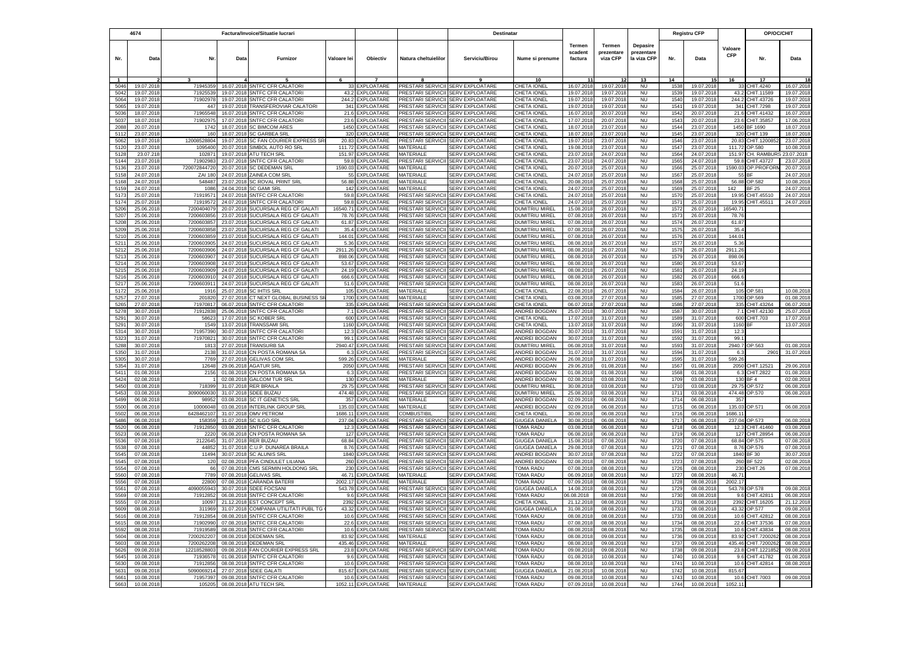| 4674 | | Factura/Invoice/Situatie lucrari | | | | | Destinatar | | | | | | Registru CFP | | | OP/OC/CHIT | |
|---|---|---|---|---|---|---|---|---|---|---|---|---|---|---|---|---|---|
| Nr. | Data | Nr. | Data | Furnizor | Valoare lei | Obiectiv | Natura cheltuielilor | Serviciu/Birou | Nume si prenume | Termen scadent factura | Termen prezentare viza CFP | Depasire prezentare la viza CFP | Nr. | Data | Valoare CFP | Nr. | Data |
| 1 | 2 | 3 | 4 | 5 | 6 | 7 | 8 | 9 | 10 | 11 | 12 | 13 | 14 | 15 | 16 | 17 | 18 |
| 5046 | 19.07.2018 | 71945359 | 16.07.2018 | SNTFC CFR CALATORI | 33 | EXPLOATARE | PRESTARI SERVICII | SERV EXPLOATARE | CHETA IONEL | 16.07.2018 | 19.07.2018 | NU | 1538 | 19.07.2018 | 33 | CHIT.4240 | 16.07.2018 |
| 5042 | 19.07.2018 | 71925539 | 19.07.2018 | SNTFC CFR CALATORI | 43.2 | EXPLOATARE | PRESTARI SERVICII | SERV EXPLOATARE | CHETA IONEL | 19.07.2018 | 19.07.2018 | NU | 1539 | 19.07.2018 | 43.2 | CHIT.11589 | 19.07.2018 |
| 5064 | 19.07.2018 | 71902978 | 19.07.2018 | SNTFC CFR CALATORI | 244.2 | EXPLOATARE | PRESTARI SERVICII | SERV EXPLOATARE | CHETA IONEL | 19.07.2018 | 19.07.2018 | NU | 1540 | 19.07.2018 | 244.2 | CHIT.43726 | 19.07.2018 |
| 5065 | 19.07.2018 | 447 | 19.07.2018 | TRANSFEROVIAR CALATORI | 341 | EXPLOATARE | PRESTARI SERVICII | SERV EXPLOATARE | CHETA IONEL | 19.07.2018 | 19.07.2018 | NU | 1541 | 19.07.2018 | 341 | CHIT.7298 | 19.07.2018 |
| 5036 | 18.07.2018 | 71965548 | 16.07.2018 | SNTFC CFR CALATORI | 21.6 | EXPLOATARE | PRESTARI SERVICII | SERV EXPLOATARE | CHETA IONEL | 16.07.2018 | 20.07.2018 | NU | 1542 | 20.07.2018 | 21.6 | CHIT.41432 | 16.07.2018 |
| 5037 | 18.07.2018 | 71902975 | 17.07.2018 | SNTFC CFR CALATORI | 23.6 | EXPLOATARE | PRESTARI SERVICII | SERV EXPLOATARE | CHETA IONEL | 17.07.2018 | 20.07.2018 | NU | 1543 | 20.07.2018 | 23.6 | CHIT.35857 | 17.06.2018 |
| 2088 | 20.07.2018 | 1742 | 18.07.2018 | SC BIMCOM ARES | 1450 | EXPLOATARE | PRESTARI SERVICII | SERV EXPLOATARE | CHETA IONEL | 18.07.2018 | 23.07.2018 | NU | 1544 | 23.07.2018 | 1450 | BF 1690 | 18.07.2018 |
| 5112 | 23.07.2018 | 160 | 18.07.2018 | SC GARBEA SRL | 320 | EXPLOATARE | PRESTARI SERVICII | SERV EXPLOATARE | CHETA IONEL | 18.07.2018 | 23.07.2018 | NU | 1545 | 23.07.2018 | 320 | CHIT.139 | 18.07.2018 |
| 5062 | 19.07.2018 | 12008528804 | 19.07.2018 | SC FAN COURIER EXPRESS SR | 20.83 | EXPLOATARE | PRESTARI SERVICII | SERV EXPLOATARE | CHETA IONEL | 19.07.2018 | 23.07.2018 | NU | 1546 | 23.07.2018 | 20.83 | CHIT.1200852 | 23.07.2018 |
| 5120 | 23.07.2018 | 1095400 | 20.07.2018 | SIMBOL AUTO RO SRL | 111.72 | EXPLOATARE | MATERIALE | SERV EXPLOATARE | CHETA IONEL | 19.08.2018 | 23.07.2018 | NU | 1547 | 23.07.2018 | 111.72 | OP.580 | 10.08.2018 |
| 5128 | 23.07.2018 | 102871 | 19.07.2018 | ATU TECH SRL | 151.97 | EXPLOATARE | MATERIALE | SERV EXPLOATARE | CHETA IONEL | 23.07.2018 | 24.07.2018 | NU | 1564 | 24.07.2018 | 151.97 | CH. RAMBURS | 23.07.2018 |
| 5144 | 23.07.2018 | 71902983 | 23.07.2018 | SNTFC CFR CALATORI | 59.8 | EXPLOATARE | PRESTARI SERVICII | SERV EXPLOATARE | CHETA IONEL | 23.07.2018 | 24.07.2018 | NU | 1565 | 24.07.2018 | 59.8 | CHIT.43727 | 23.07.2018 |
| 5136 | 23.07.2018 | 720072844720 | 20.07.2018 | SC DEDEMAN SRL | 1590.03 | EXPLOATARE | MATERIALE | SERV EXPLOATARE | CHETA IONEL | 20.07.2018 | 25.07.2018 | NU | 1566 | 25.07.2018 | 1590.03 | OP.PROFORM | 20.07.2018 |
| 5158 | 24.07.2018 | ZAI 180 | 24.07.2018 | ZAINEA COM SRL | 55 | EXPLOATARE | MATERIALE | SERV EXPLOATARE | CHETA IONEL | 24.07.2018 | 25.07.2018 | NU | 1567 | 25.07.2018 | 55 | BF | 24.07.2018 |
| 5168 | 24.07.2018 | 548487 | 23.07.2018 | SC ROVAL PRINT SRL | 56.88 | EXPLOATARE | MATERIALE | SERV EXPLOATARE | CHETA IONEL | 20.08.2018 | 25.07.2018 | NU | 1568 | 25.07.2018 | 56.88 | OP.582 | 10.08.2018 |
| 5159 | 24.07.2018 | 1086 | 24.04.2018 | SC GAMI SRL | 142 | EXPLOATARE | MATERIALE | SERV EXPLOATARE | CHETA IONEL | 24.07.2018 | 25.07.2018 | NU | 1569 | 25.07.2018 | 142 | BF 25 | 24.07.2018 |
| 5173 | 25.07.2018 | 71919571 | 24.07.2018 | SNTFC CFR CALATORI | 59.8 | EXPLOATARE | PRESTARI SERVICII | SERV EXPLOATARE | CHETA IONEL | 24.07.2018 | 25.07.2018 | NU | 1570 | 25.07.2018 | 19.95 | CHIT.45510 | 24.07.2018 |
| 5174 | 25.07.2018 | 71919572 | 24.07.2018 | SNTFC CFR CALATORI | 59.8 | EXPLOATARE | PRESTARI SERVICII | SERV EXPLOATARE | CHETA IONEL | 24.07.2018 | 25.07.2018 | NU | 1571 | 25.07.2018 | 19.95 | CHIT.45511 | 24.07.2018 |
| 5206 | 25.06.2018 | 7200404079 | 20.07.2018 | SUCURSALA REG CF GALATI | 16540.71 | EXPLOATARE | PRESTARI SERVICII | SERV EXPLOATARE | DUMITRIU MIREL | 15.08.2018 | 26.07.2018 | NU | 1572 | 26.07.2018 | 16540.71 | | |
| 5207 | 25.06.2018 | 7200603856 | 23.07.2018 | SUCURSALA REG CF GALATI | 78.76 | EXPLOATARE | PRESTARI SERVICII | SERV EXPLOATARE | DUMITRIU MIREL | 07.08.2018 | 26.07.2018 | NU | 1573 | 26.07.2018 | 78.76 | | |
| 5208 | 25.06.2018 | 7200603857 | 23.07.2018 | SUCURSALA REG CF GALATI | 61.87 | EXPLOATARE | PRESTARI SERVICII | SERV EXPLOATARE | DUMITRIU MIREL | 07.08.2018 | 26.07.2018 | NU | 1574 | 26.07.2018 | 61.87 | | |
| 5209 | 25.06.2018 | 7200603858 | 23.07.2018 | SUCURSALA REG CF GALATI | 35.4 | EXPLOATARE | PRESTARI SERVICII | SERV EXPLOATARE | DUMITRIU MIREL | 07.08.2018 | 26.07.2018 | NU | 1575 | 26.07.2018 | 35.4 | | |
| 5210 | 25.06.2018 | 7200603859 | 23.07.2018 | SUCURSALA REG CF GALATI | 144.01 | EXPLOATARE | PRESTARI SERVICII | SERV EXPLOATARE | DUMITRIU MIREL | 07.08.2018 | 26.07.2018 | NU | 1576 | 26.07.2018 | 144.01 | | |
| 5211 | 25.06.2018 | 7200603905 | 24.07.2018 | SUCURSALA REG CF GALATI | 5.36 | EXPLOATARE | PRESTARI SERVICII | SERV EXPLOATARE | DUMITRIU MIREL | 08.08.2018 | 26.07.2018 | NU | 1577 | 26.07.2018 | 5.36 | | |
| 5212 | 25.06.2018 | 7200603906 | 24.07.2018 | SUCURSALA REG CF GALATI | 2911.26 | EXPLOATARE | PRESTARI SERVICII | SERV EXPLOATARE | DUMITRIU MIREL | 08.08.2018 | 26.07.2018 | NU | 1578 | 26.07.2018 | 2911.26 | | |
| 5213 | 25.06.2018 | 7200603907 | 24.07.2018 | SUCURSALA REG CF GALATI | 898.06 | EXPLOATARE | PRESTARI SERVICII | SERV EXPLOATARE | DUMITRIU MIREL | 08.08.2018 | 26.07.2018 | NU | 1579 | 26.07.2018 | 898.06 | | |
| 5214 | 25.06.2018 | 7200603908 | 24.07.2018 | SUCURSALA REG CF GALATI | 53.67 | EXPLOATARE | PRESTARI SERVICII | SERV EXPLOATARE | DUMITRIU MIREL | 08.08.2018 | 26.07.2018 | NU | 1580 | 26.07.2018 | 53.67 | | |
| 5215 | 25.06.2018 | 7200603909 | 24.07.2018 | SUCURSALA REG CF GALATI | 24.19 | EXPLOATARE | PRESTARI SERVICII | SERV EXPLOATARE | DUMITRIU MIREL | 08.08.2018 | 26.07.2018 | NU | 1581 | 26.07.2018 | 24.19 | | |
| 5216 | 25.06.2018 | 7200603910 | 24.07.2018 | SUCURSALA REG CF GALATI | 666.6 | EXPLOATARE | PRESTARI SERVICII | SERV EXPLOATARE | DUMITRIU MIREL | 08.08.2018 | 26.07.2018 | NU | 1582 | 26.07.2018 | 666.6 | | |
| 5217 | 25.06.2018 | 7200603911 | 24.07.2018 | SUCURSALA REG CF GALATI | 51.6 | EXPLOATARE | PRESTARI SERVICII | SERV EXPLOATARE | DUMITRIU MIREL | 08.08.2018 | 26.07.2018 | NU | 1583 | 26.07.2018 | 51.6 | | |
| 5172 | 25.06.2018 | 1916 | 25.07.2018 | SC IHTIS SRL | 105 | EXPLOATARE | MATERIALE | SERV EXPLOATARE | CHETA IONEL | 22.08.2018 | 26.07.2018 | NU | 1584 | 26.07.2018 | 105 | OP.581 | 10.08.2018 |
| 5257 | 27.07.2018 | 201820 | 27.07.2018 | CT NEXT GLOBAL BUSINESS SR | 1700 | EXPLOATARE | MATERIALE | SERV EXPLOATARE | CHETA IONEL | 03.08.2018 | 27.07.2018 | NU | 1585 | 27.07.2018 | 1700 | OP.569 | 01.08.2018 |
| 5265 | 27.07.2018 | 71970817 | 06.07.2018 | SNTFC CFR CALATORI | 335 | EXPLOATARE | PRESTARI SERVICII | SERV EXPLOATARE | CHETA IONEL | 06.07.2018 | 27.07.2018 | NU | 1586 | 27.07.2018 | 335 | CHIT.43264 | 06.07.2018 |
| 5278 | 30.07.2018 | 71912838 | 25.06.2018 | SNTFC CFR CALATORI | 7.1 | EXPLOATARE | PRESTARI SERVICII | SERV EXPLOATARE | ANDREI BOGDAN | 25.07.2018 | 30.07.2018 | NU | 1587 | 30.07.2018 | 7.1 | CHIT.42130 | 25.07.2018 |
| 5291 | 30.07.2018 | 58623 | 17.07.2018 | SC KOBER SRL | 600 | EXPLOATARE | PRESTARI SERVICII | SERV EXPLOATARE | CHETA IONEL | 17.07.2018 | 31.07.2018 | NU | 1589 | 31.07.2018 | 600 | CHIT.703 | 17.07.2018 |
| 5291 | 30.07.2018 | 1549 | 13.07.2018 | TRANSSAMI SRL | 1160 | EXPLOATARE | PRESTARI SERVICII | SERV EXPLOATARE | CHETA IONEL | 13.07.2018 | 31.07.2018 | NU | 1590 | 31.07.2018 | 1160 | BF | 13.07.2018 |
| 5314 | 30.07.2018 | 71957390 | 30.07.2018 | SNTFC CFR CALATORI | 12.3 | EXPLOATARE | PRESTARI SERVICII | SERV EXPLOATARE | ANDREI BOGDAN | 30.07.2018 | 31.07.2018 | NU | 1591 | 31.07.2018 | 12.3 | | |
| 5323 | 31.07.2018 | 71970821 | 30.07.2018 | SNTFC CFR CALATORI | 99.1 | EXPLOATARE | PRESTARI SERVICII | SERV EXPLOATARE | ANDREI BOGDAN | 30.07.2018 | 31.07.2018 | NU | 1592 | 31.07.2018 | 99.1 | | |
| 5288 | 30.07.2018 | 1813 | 27.07.2018 | TRANSURB SA | 2940.47 | EXPLOATARE | PRESTARI SERVICII | SERV EXPLOATARE | DUMITRIU MIREL | 06.08.2018 | 31.07.2018 | NU | 1593 | 31.07.2018 | 2940.7 | OP.563 | 01.08.2018 |
| 5350 | 31.07.2018 | 2138 | 31.07.2018 | CN POSTA ROMANA SA | 6.3 | EXPLOATARE | PRESTARI SERVICII | SERV EXPLOATARE | ANDREI BOGDAN | 31.07.2018 | 31.07.2018 | NU | 1594 | 31.07.2018 | 6.3 | 2901 | 31.07.2018 |
| 5305 | 30.07.2018 | 7769 | 27.07.2018 | GELIVAS COM SRL | 599.26 | EXPLOATARE | MATERIALE | SERV EXPLOATARE | ANDREI BOGDAN | 26.08.2018 | 31.07.2018 | NU | 1595 | 31.07.2018 | 599.26 | | |
| 5354 | 31.07.2018 | 12648 | 29.06.2018 | AGATUR SRL | 2050 | EXPLOATARE | PRESTARI SERVICII | SERV EXPLOATARE | ANDREI BOGDAN | 29.06.2018 | 01.08.2018 | NU | 1567 | 01.08.2018 | 2050 | CHIT.12521 | 29.06.2018 |
| 5411 | 01.08.2018 | 2156 | 01.08.2018 | CN POSTA ROMANA SA | 6.3 | EXPLOATARE | PRESTARI SERVICII | SERV EXPLOATARE | ANDREI BOGDAN | 01.08.2018 | 01.08.2018 | NU | 1568 | 01.08.2018 | 6.3 | CHIT.2822 | 01.08.2018 |
| 5424 | 02.08.2018 | 1 | 02.08.2018 | GALCOM TUR SRL | 130 | EXPLOATARE | MATERIALE | SERV EXPLOATARE | ANDREI BOGDAN | 02.08.2018 | 03.08.2018 | NU | 1709 | 03.08.2018 | 130 | BF 4 | 02.08.2018 |
| 5450 | 03.08.2018 | 718399 | 31.07.2018 | RER BRAILA | 29.75 | EXPLOATARE | PRESTARI SERVICII | SERV EXPLOATARE | DUMITRIU MIREL | 30.08.2018 | 03.08.2018 | NU | 1710 | 03.08.2018 | 29.75 | OP.572 | 06.08.2018 |
| 5453 | 03.08.2018 | 3090060030 | 31.07.2018 | SDEE BUZAU | 474.48 | EXPLOATARE | PRESTARI SERVICII | SERV EXPLOATARE | DUMITRIU MIREL | 25.08.2018 | 03.08.2018 | NU | 1711 | 03.08.2018 | 474.48 | OP.570 | 06.08.2018 |
| 5499 | 06.08.2018 | 98952 | 03.08.2018 | SC IT GENETICS SRL | 357 | EXPLOATARE | MATERIALE | SERV EXPLOATARE | ANDREI BOGDAN | 02.09.2018 | 06.08.2018 | NU | 1714 | 06.08.2018 | 357 | | |
| 5500 | 06.08.2018 | 10006048 | 03.08.2018 | INTERLINK GROUP SRL | 135.03 | EXPLOATARE | MATERIALE | SERV EXPLOATARE | ANDREI BOGDAN | 02.09.2018 | 06.08.2018 | NU | 1715 | 06.08.2018 | 135.03 | OP.571 | 06.08.2018 |
| 5502 | 06.08.2018 | 6428462107 | 31.07.2018 | OMV PETROM | 1686.11 | EXPLOATARE | COMBUSTIBIL | SERV EXPLOATARE | CHETA IONEL | 30.08.2018 | 06.08.2018 | NU | 1716 | 06.08.2018 | 1686.11 | | |
| 5486 | 06.08.2018 | 158359 | 31.07.2018 | SC ILGO SRL | 237.04 | EXPLOATARE | PRESTARI SERVICII | SERV EXPLOATARE | GIUGEA DANIELA | 30.08.2018 | 06.08.2018 | NU | 1717 | 06.08.2018 | 237.04 | OP.573 | 06.08.2018 |
| 5520 | 06.08.2018 | 71912850 | 03.08.2018 | SNTFC CFR CALATORI | 12.3 | EXPLOATARE | PRESTARI SERVICII | SERV EXPLOATARE | TOMA RADU | 03.08.2018 | 06.08.2018 | NU | 1718 | 06.08.2018 | 12.3 | CHIT.41460 | 03.08.2018 |
| 5523 | 06.08.2018 | 2220 | 06.08.2018 | CN POSTA ROMANA SA | 127 | EXPLOATARE | PRESTARI SERVICII | SERV EXPLOATARE | TOMA RADU | 06.08.2018 | 06.08.2018 | NU | 1719 | 06.08.2018 | 127 | CHIT.28954 | 06.08.2018 |
| 5536 | 07.08.2018 | 2122645 | 31.07.2018 | RER BUZAU | 68.84 | EXPLOATARE | PRESTARI SERVICII | SERV EXPLOATARE | GIUGEA DANIELA | 15.08.2018 | 07.08.2018 | NU | 1720 | 07.08.2018 | 68.84 | OP.575 | 07.08.2018 |
| 5538 | 07.08.2018 | 44852 | 31.07.2018 | C.U.P. DUNAREA BRAILA | 8.76 | EXPLOATARE | PRESTARI SERVICII | SERV EXPLOATARE | GIUGEA DANIELA | 29.08.2018 | 07.08.2018 | NU | 1721 | 07.08.2018 | 8.76 | OP.576 | 07.08.2018 |
| 5545 | 07.08.2018 | 11494 | 30.07.2018 | SC ALUNIS SRL | 1840 | EXPLOATARE | PRESTARI SERVICII | SERV EXPLOATARE | ANDREI BOGDAN | 30.07.2018 | 07.08.2018 | NU | 1722 | 07.08.2018 | 1840 | BF 30 | 30.07.2018 |
| 5545 | 07.08.2018 | 120 | 02.08.2018 | PFA CINDULET LILIANA | 260 | EXPLOATARE | PRESTARI SERVICII | SERV EXPLOATARE | ANDREI BOGDAN | 02.08.2018 | 07.08.2018 | NU | 1723 | 07.08.2018 | 260 | BF 522 | 02.08.2018 |
| 5554 | 07.08.2018 | 66 | 07.08.2018 | CMS SERMIN HOLDONG SRL | 230 | EXPLOATARE | PRESTARI SERVICII | SERV EXPLOATARE | TOMA RADU | 07.08.2018 | 08.08.2018 | NU | 1726 | 08.08.2018 | 230 | CHIT.26 | 07.08.2018 |
| 5560 | 07.08.2018 | 7789 | 07.08.2018 | GELIVAS SRL | 46.71 | EXPLOATARE | MATERIALE | SERV EXPLOATARE | TOMA RADU | 06.09.2018 | 08.08.2018 | NU | 1727 | 08.08.2018 | 46.71 | | |
| 5556 | 07.08.2018 | 22800 | 07.08.2018 | CARANDA BATERII | 2002.17 | EXPLOATARE | MATERIALE | SERV EXPLOATARE | TOMA RADU | 07.09.2018 | 08.08.2018 | NU | 1728 | 08.08.2018 | 2002.17 | | |
| 5561 | 07.08.2018 | 4090055943 | 30.07.2018 | SDEE FOCSANI | 543.78 | EXPLOATARE | PRESTARI SERVICII | SERV EXPLOATARE | GIUGEA DANIELA | 14.08.2018 | 08.08.2018 | NU | 1729 | 08.08.2018 | 543.78 | OP.578 | 09.08.2018 |
| 5569 | 07.08.2018 | 71912852 | 06.08.2018 | SNTFC CFR CALATORI | 9.6 | EXPLOATARE | PRESTARI SERVICII | SERV EXPLOATARE | TOMA RADU | 06.08.2018 | 08.08.2018 | NU | 1730 | 08.08.2018 | 9.6 | CHIT.42811 | 06.08.2018 |
| 5555 | 07.08.2018 | 10097 | 21.12.2018 | EST CONCEPT SRL | 2392 | EXPLOATARE | PRESTARI SERVICII | SERV EXPLOATARE | CHETA IONEL | 21.12.2018 | 08.08.2018 | NU | 1731 | 08.08.2018 | 2392 | CHIT.16205 | 21.12.2018 |
| 5609 | 08.08.2018 | 311969 | 31.07.2018 | COMPANIA UTILITATI PUBL TG | 43.32 | EXPLOATARE | PRESTARI SERVICII | SERV EXPLOATARE | GIUGEA DANIELA | 31.08.2018 | 08.08.2018 | NU | 1732 | 08.08.2018 | 43.32 | OP.577 | 09.08.2018 |
| 5616 | 08.08.2018 | 71912854 | 08.08.2018 | SNTFC CFR CALATORI | 10.6 | EXPLOATARE | PRESTARI SERVICII | SERV EXPLOATARE | TOMA RADU | 08.08.2018 | 08.08.2018 | NU | 1733 | 08.08.2018 | 10.6 | CHIT.42812 | 08.08.2018 |
| 5615 | 08.08.2018 | 71902990 | 07.08.2018 | SNTFC CFR CALATORI | 22.6 | EXPLOATARE | PRESTARI SERVICII | SERV EXPLOATARE | TOMA RADU | 07.08.2018 | 08.08.2018 | NU | 1734 | 08.08.2018 | 22.6 | CHIT.37536 | 07.08.2018 |
| 5592 | 08.08.2018 | 71919589 | 08.08.2018 | SNTFC CFR CALATORI | 10.6 | EXPLOATARE | PRESTARI SERVICII | SERV EXPLOATARE | TOMA RADU | 08.08.2018 | 08.08.2018 | NU | 1735 | 08.08.2018 | 10.6 | CHIT.43834 | 08.08.2018 |
| 5604 | 08.08.2018 | 7200262207 | 08.08.2018 | DEDEMAN SRL | 83.92 | EXPLOATARE | MATERIALE | SERV EXPLOATARE | TOMA RADU | 08.08.2018 | 09.08.2018 | NU | 1736 | 09.08.2018 | 83.92 | CHIT.7200262 | 08.08.2018 |
| 5603 | 08.08.2018 | 7200262208 | 08.08.2018 | DEDEMAN SRL | 435.46 | EXPLOATARE | MATERIALE | SERV EXPLOATARE | TOMA RADU | 08.08.2018 | 09.08.2018 | NU | 1737 | 09.08.2018 | 435.46 | CHIT.7200262 | 08.08.2018 |
| 5626 | 09.08.2018 | 12218528803 | 09.08.2018 | FAN COURIER EXPRESS SRL | 23.8 | EXPLOATARE | PRESTARI SERVICII | SERV EXPLOATARE | TOMA RADU | 09.08.2018 | 09.08.2018 | NU | 1738 | 09.08.2018 | 23.8 | CHIT.1221852 | 09.08.2018 |
| 5645 | 10.08.2018 | 71936578 | 01.08.2018 | SNTFC CFR CALATORI | 9.6 | EXPLOATARE | PRESTARI SERVICII | SERV EXPLOATARE | TOMA RADU | 01.08.2018 | 10.08.2018 | NU | 1740 | 10.08.2018 | 9.6 | CHIT.41782 | 01.08.2018 |
| 5630 | 09.08.2018 | 71912856 | 08.08.2018 | SNTFC CFR CALATORI | 10.6 | EXPLOATARE | PRESTARI SERVICII | SERV EXPLOATARE | TOMA RADU | 08.08.2018 | 10.08.2018 | NU | 1741 | 10.08.2018 | 10.6 | CHIT.42814 | 08.08.2018 |
| 5631 | 09.08.2018 | 5090069214 | 27.07.2018 | SDEE GALATI | 815.67 | EXPLOATARE | PRESTARI SERVICII | SERV EXPLOATARE | GIUGEA DANIELA | 21.08.2018 | 10.08.2018 | NU | 1742 | 10.08.2018 | 815.67 | | |
| 5661 | 10.08.2018 | 71957397 | 09.08.2018 | SNTFC CFR CALATORI | 10.6 | EXPLOATARE | PRESTARI SERVICII | SERV EXPLOATARE | TOMA RADU | 09.08.2018 | 10.08.2018 | NU | 1743 | 10.08.2018 | 10.6 | CHIT.7003 | 09.08.2018 |
| 5663 | 10.08.2018 | 105205 | 08.08.2018 | ATU TECH SRL | 1052.11 | EXPLOATARE | MATERIALE | SERV EXPLOATARE | TOMA RADU | 07.09.2018 | 10.08.2018 | NU | 1744 | 10.08.2018 | 1052.11 | | |